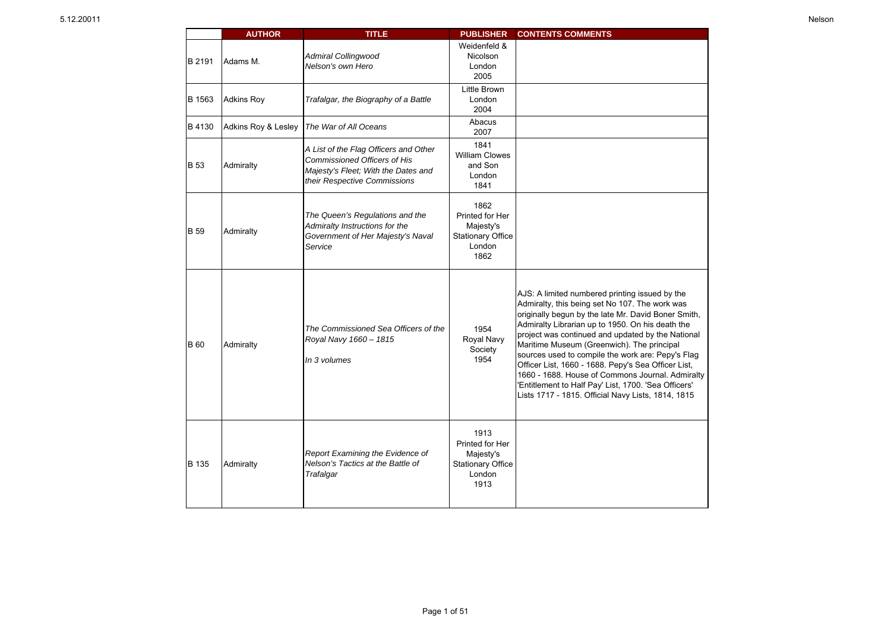| | AUTHOR | TITLE | PUBLISHER | CONTENTS COMMENTS |
|---|---|---|---|---|
| B 2191 | Adams M. | *Admiral Collingwood Nelson's own Hero* | Weidenfeld & Nicolson London 2005 | |
| B 1563 | Adkins Roy | *Trafalgar, the Biography of a Battle* | Little Brown London 2004 | |
| B 4130 | Adkins Roy & Lesley | *The War of All Oceans* | Abacus 2007 | |
| B 53 | Admiralty | *A List of the Flag Officers and Other Commissioned Officers of His Majesty's Fleet; With the Dates and their Respective Commissions* | 1841 William Clowes and Son London 1841 | |
| B 59 | Admiralty | *The Queen's Regulations and the Admiralty Instructions for the Government of Her Majesty's Naval Service* | 1862 Printed for Her Majesty's Stationary Office London 1862 | |
| B 60 | Admiralty | *The Commissioned Sea Officers of the Royal Navy 1660 – 1815* *In 3 volumes* | 1954 Royal Navy Society 1954 | AJS: A limited numbered printing issued by the Admiralty, this being set No 107. The work was originally begun by the late Mr. David Boner Smith, Admiralty Librarian up to 1950. On his death the project was continued and updated by the National Maritime Museum (Greenwich). The principal sources used to compile the work are: Pepy's Flag Officer List, 1660 - 1688. Pepy's Sea Officer List, 1660 - 1688. House of Commons Journal. Admiralty 'Entitlement to Half Pay' List, 1700. 'Sea Officers' Lists 1717 - 1815. Official Navy Lists, 1814, 1815 |
| B 135 | Admiralty | *Report Examining the Evidence of Nelson's Tactics at the Battle of Trafalgar* | 1913 Printed for Her Majesty's Stationary Office London 1913 | |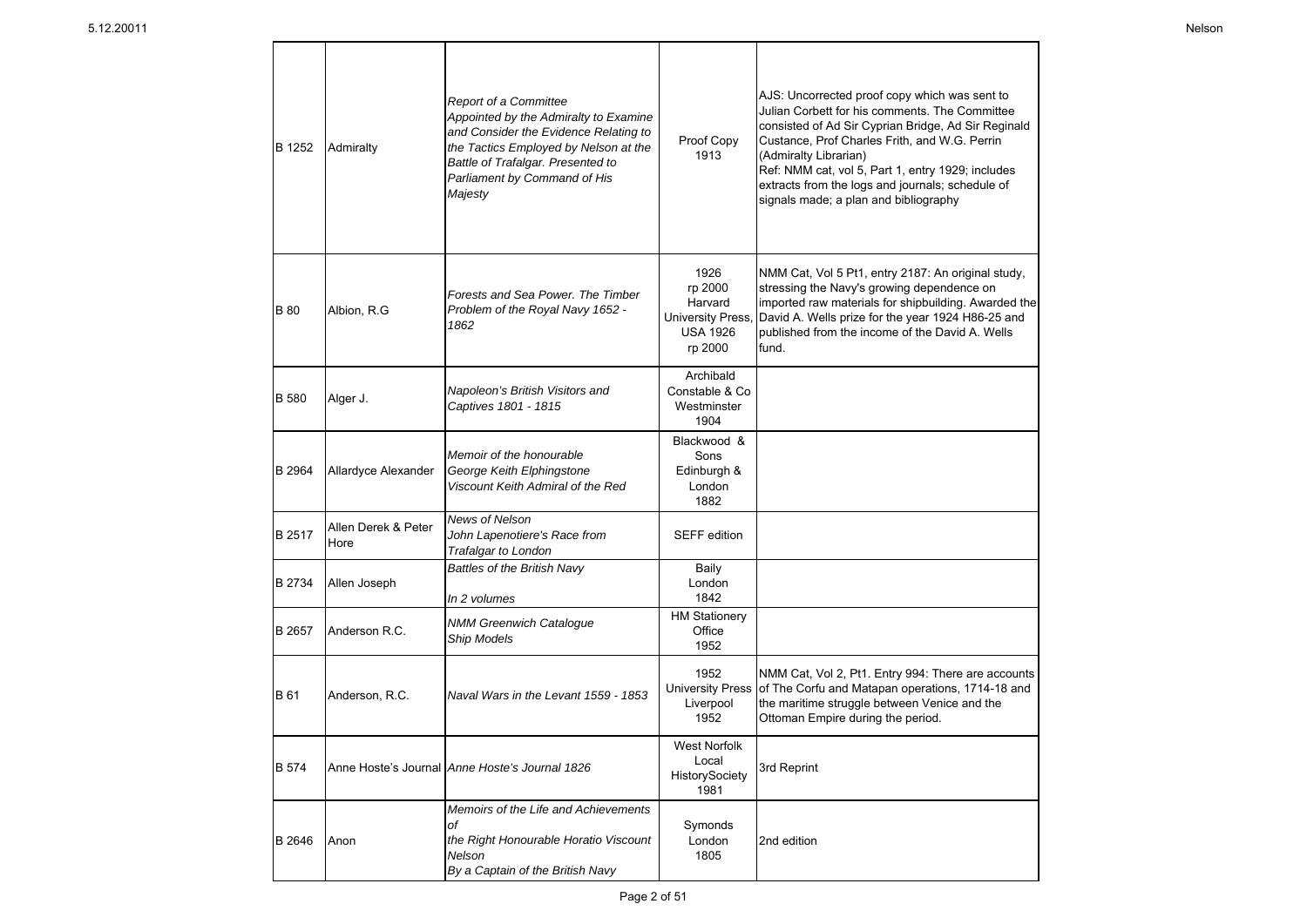| | | | | |
|---|---|---|---|---|
| B 1252 | Admiralty | *Report of a Committee Appointed by the Admiralty to Examine and Consider the Evidence Relating to the Tactics Employed by Nelson at the Battle of Trafalgar. Presented to Parliament by Command of His Majesty* | Proof Copy 1913 | AJS: Uncorrected proof copy which was sent to Julian Corbett for his comments. The Committee consisted of Ad Sir Cyprian Bridge, Ad Sir Reginald Custance, Prof Charles Frith, and W.G. Perrin (Admiralty Librarian)<br>Ref: NMM cat, vol 5, Part 1, entry 1929; includes extracts from the logs and journals; schedule of signals made; a plan and bibliography |
| B 80 | Albion, R.G | *Forests and Sea Power. The Timber Problem of the Royal Navy 1652 - 1862* | 1926 rp 2000 Harvard University Press, USA 1926 rp 2000 | NMM Cat, Vol 5 Pt1, entry 2187: An original study, stressing the Navy's growing dependence on imported raw materials for shipbuilding. Awarded the David A. Wells prize for the year 1924 H86-25 and published from the income of the David A. Wells fund. |
| B 580 | Alger J. | *Napoleon's British Visitors and Captives 1801 - 1815* | Archibald Constable & Co Westminster 1904 | |
| B 2964 | Allardyce Alexander | *Memoir of the honourable George Keith Elphingstone Viscount Keith Admiral of the Red* | Blackwood & Sons Edinburgh & London 1882 | |
| B 2517 | Allen Derek & Peter Hore | *News of Nelson John Lapenotiere's Race from Trafalgar to London* | SEFF edition | |
| B 2734 | Allen Joseph | *Battles of the British Navy*<br><br>*In 2 volumes* | Baily London 1842 | |
| B 2657 | Anderson R.C. | *NMM Greenwich Catalogue Ship Models* | HM Stationery Office 1952 | |
| B 61 | Anderson, R.C. | *Naval Wars in the Levant 1559 - 1853* | 1952 University Press Liverpool 1952 | NMM Cat, Vol 2, Pt1. Entry 994: There are accounts of The Corfu and Matapan operations, 1714-18 and the maritime struggle between Venice and the Ottoman Empire during the period. |
| B 574 | Anne Hoste's Journal | *Anne Hoste's Journal 1826* | West Norfolk Local HistorySociety 1981 | 3rd Reprint |
| B 2646 | Anon | *Memoirs of the Life and Achievements of the Right Honourable Horatio Viscount Nelson By a Captain of the British Navy* | Symonds London 1805 | 2nd edition |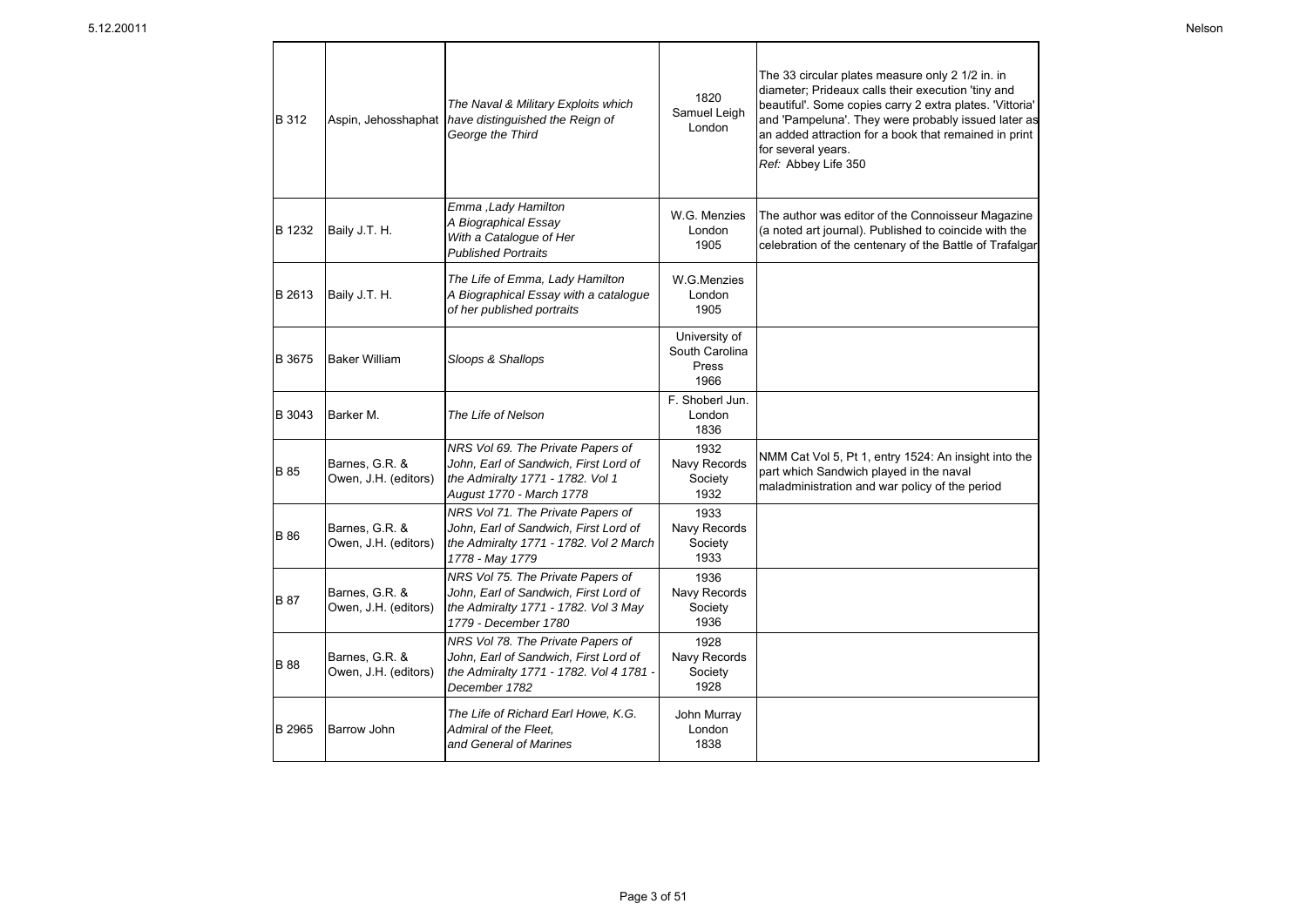| | | | | |
|---|---|---|---|---|
| B 312 | Aspin, Jehosshaphat | *The Naval & Military Exploits which have distinguished the Reign of George the Third* | 1820 Samuel Leigh London | The 33 circular plates measure only 2 1/2 in. in diameter; Prideaux calls their execution 'tiny and beautiful'. Some copies carry 2 extra plates. 'Vittoria' and 'Pampeluna'. They were probably issued later as an added attraction for a book that remained in print for several years. *Ref:* Abbey Life 350 |
| B 1232 | Baily J.T. H. | *Emma ,Lady Hamilton A Biographical Essay With a Catalogue of Her Published Portraits* | W.G. Menzies London 1905 | The author was editor of the Connoisseur Magazine (a noted art journal). Published to coincide with the celebration of the centenary of the Battle of Trafalgar |
| B 2613 | Baily J.T. H. | *The Life of Emma, Lady Hamilton A Biographical Essay with a catalogue of her published portraits* | W.G.Menzies London 1905 | |
| B 3675 | Baker William | *Sloops & Shallops* | University of South Carolina Press 1966 | |
| B 3043 | Barker M. | *The Life of Nelson* | F. Shoberl Jun. London 1836 | |
| B 85 | Barnes, G.R. & Owen, J.H. (editors) | *NRS Vol 69. The Private Papers of John, Earl of Sandwich, First Lord of the Admiralty 1771 - 1782. Vol 1 August 1770 - March 1778* | 1932 Navy Records Society 1932 | NMM Cat Vol 5, Pt 1, entry 1524: An insight into the part which Sandwich played in the naval maladministration and war policy of the period |
| B 86 | Barnes, G.R. & Owen, J.H. (editors) | *NRS Vol 71. The Private Papers of John, Earl of Sandwich, First Lord of the Admiralty 1771 - 1782. Vol 2 March 1778 - May 1779* | 1933 Navy Records Society 1933 | |
| B 87 | Barnes, G.R. & Owen, J.H. (editors) | *NRS Vol 75. The Private Papers of John, Earl of Sandwich, First Lord of the Admiralty 1771 - 1782. Vol 3 May 1779 - December 1780* | 1936 Navy Records Society 1936 | |
| B 88 | Barnes, G.R. & Owen, J.H. (editors) | *NRS Vol 78. The Private Papers of John, Earl of Sandwich, First Lord of the Admiralty 1771 - 1782. Vol 4 1781 - December 1782* | 1928 Navy Records Society 1928 | |
| B 2965 | Barrow John | *The Life of Richard Earl Howe, K.G. Admiral of the Fleet, and General of Marines* | John Murray London 1838 | |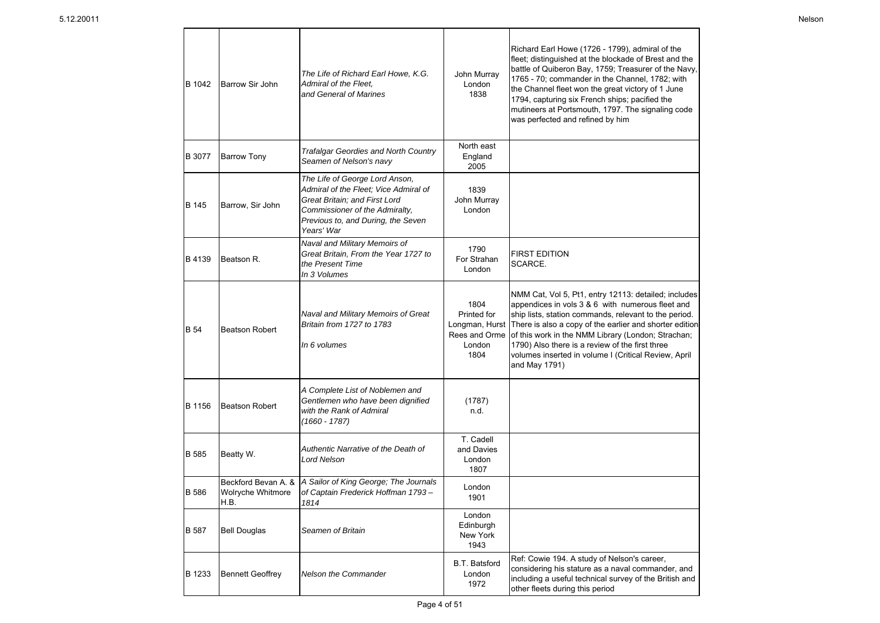| | | | | |
|---|---|---|---|---|
| B 1042 | Barrow Sir John | *The Life of Richard Earl Howe, K.G. Admiral of the Fleet, and General of Marines* | John Murray London 1838 | Richard Earl Howe (1726 - 1799), admiral of the fleet; distinguished at the blockade of Brest and the battle of Quiberon Bay, 1759; Treasurer of the Navy, 1765 - 70; commander in the Channel, 1782; with the Channel fleet won the great victory of 1 June 1794, capturing six French ships; pacified the mutineers at Portsmouth, 1797. The signaling code was perfected and refined by him |
| B 3077 | Barrow Tony | *Trafalgar Geordies and North Country Seamen of Nelson's navy* | North east England 2005 | |
| B 145 | Barrow, Sir John | *The Life of George Lord Anson, Admiral of the Fleet; Vice Admiral of Great Britain; and First Lord Commissioner of the Admiralty, Previous to, and During, the Seven Years' War* | 1839 John Murray London | |
| B 4139 | Beatson R. | *Naval and Military Memoirs of Great Britain, From the Year 1727 to the Present Time In 3 Volumes* | 1790 For Strahan London | FIRST EDITION SCARCE. |
| B 54 | Beatson Robert | *Naval and Military Memoirs of Great Britain from 1727 to 1783*<br><br>*In 6 volumes* | 1804 Printed for Longman, Hurst Rees and Orme London 1804 | NMM Cat, Vol 5, Pt1, entry 12113: detailed; includes appendices in vols 3 & 6 with numerous fleet and ship lists, station commands, relevant to the period. There is also a copy of the earlier and shorter edition of this work in the NMM Library (London; Strachan; 1790) Also there is a review of the first three volumes inserted in volume I (Critical Review, April and May 1791) |
| B 1156 | Beatson Robert | *A Complete List of Noblemen and Gentlemen who have been dignified with the Rank of Admiral (1660 - 1787)* | (1787) n.d. | |
| B 585 | Beatty W. | *Authentic Narrative of the Death of Lord Nelson* | T. Cadell and Davies London 1807 | |
| B 586 | Beckford Bevan A. & Wolryche Whitmore H.B. | *A Sailor of King George; The Journals of Captain Frederick Hoffman 1793 – 1814* | London 1901 | |
| B 587 | Bell Douglas | *Seamen of Britain* | London Edinburgh New York 1943 | |
| B 1233 | Bennett Geoffrey | *Nelson the Commander* | B.T. Batsford London 1972 | Ref: Cowie 194. A study of Nelson's career, considering his stature as a naval commander, and including a useful technical survey of the British and other fleets during this period |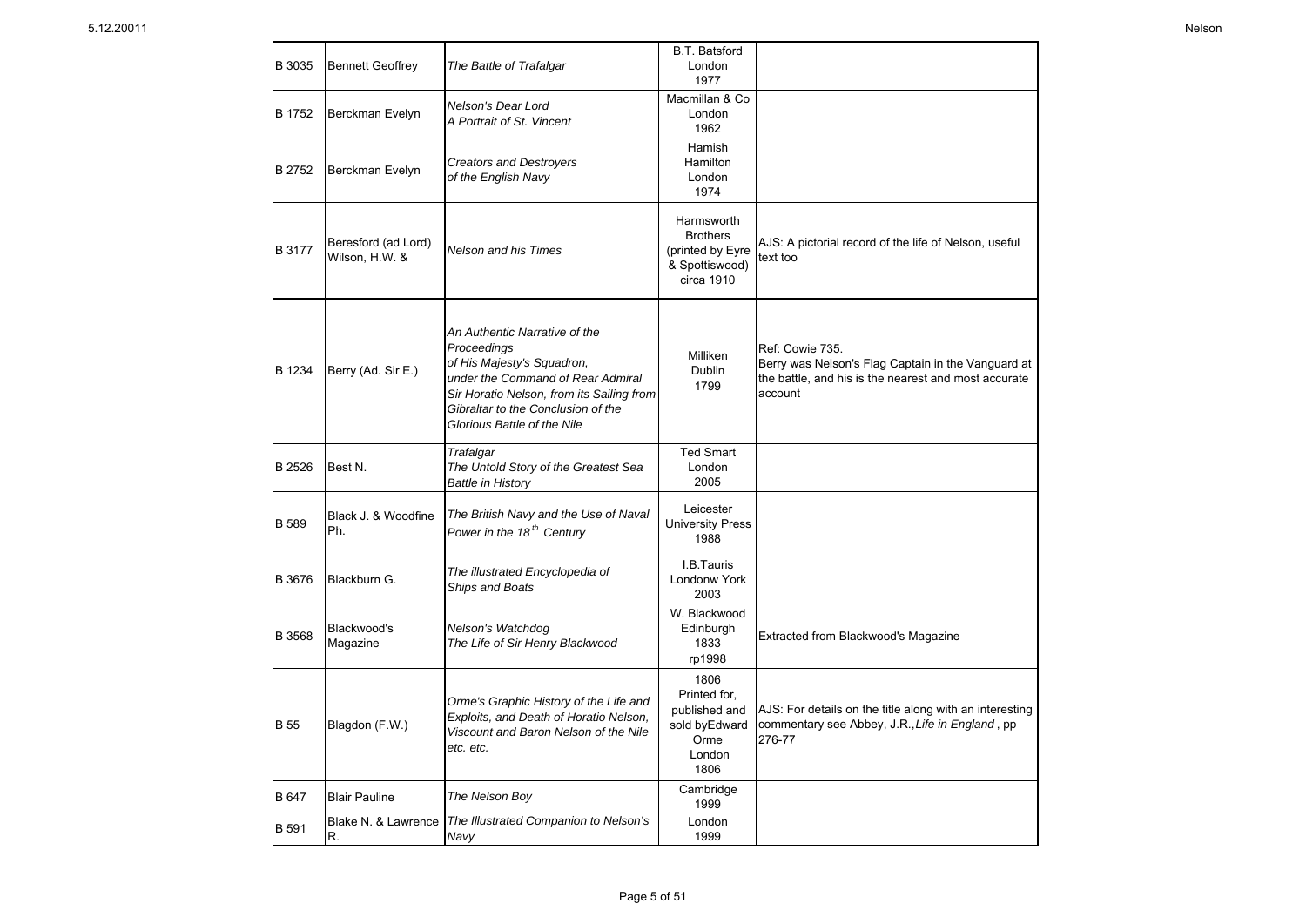| | | | | |
|---|---|---|---|---|
| B 3035 | Bennett Geoffrey | *The Battle of Trafalgar* | B.T. Batsford London 1977 | |
| B 1752 | Berckman Evelyn | *Nelson's Dear Lord A Portrait of St. Vincent* | Macmillan & Co London 1962 | |
| B 2752 | Berckman Evelyn | *Creators and Destroyers of the English Navy* | Hamish Hamilton London 1974 | |
| B 3177 | Beresford (ad Lord) Wilson, H.W. & | *Nelson and his Times* | Harmsworth Brothers (printed by Eyre & Spottiswood) circa 1910 | AJS: A pictorial record of the life of Nelson, useful text too |
| B 1234 | Berry (Ad. Sir E.) | *An Authentic Narrative of the Proceedings of His Majesty's Squadron, under the Command of Rear Admiral Sir Horatio Nelson, from its Sailing from Gibraltar to the Conclusion of the Glorious Battle of the Nile* | Milliken Dublin 1799 | Ref: Cowie 735. Berry was Nelson's Flag Captain in the Vanguard at the battle, and his is the nearest and most accurate account |
| B 2526 | Best N. | *Trafalgar The Untold Story of the Greatest Sea Battle in History* | Ted Smart London 2005 | |
| B 589 | Black J. & Woodfine Ph. | *The British Navy and the Use of Naval Power in the 18th Century* | Leicester University Press 1988 | |
| B 3676 | Blackburn G. | *The illustrated Encyclopedia of Ships and Boats* | I.B.Tauris Londonw York 2003 | |
| B 3568 | Blackwood's Magazine | *Nelson's Watchdog The Life of Sir Henry Blackwood* | W. Blackwood Edinburgh 1833 rp1998 | Extracted from Blackwood's Magazine |
| B 55 | Blagdon (F.W.) | *Orme's Graphic History of the Life and Exploits, and Death of Horatio Nelson, Viscount and Baron Nelson of the Nile etc. etc.* | 1806 Printed for, published and sold byEdward Orme London 1806 | AJS: For details on the title along with an interesting commentary see Abbey, J.R.,*Life in England*, pp 276-77 |
| B 647 | Blair Pauline | *The Nelson Boy* | Cambridge 1999 | |
| B 591 | Blake N. & Lawrence R. | *The Illustrated Companion to Nelson's Navy* | London 1999 | |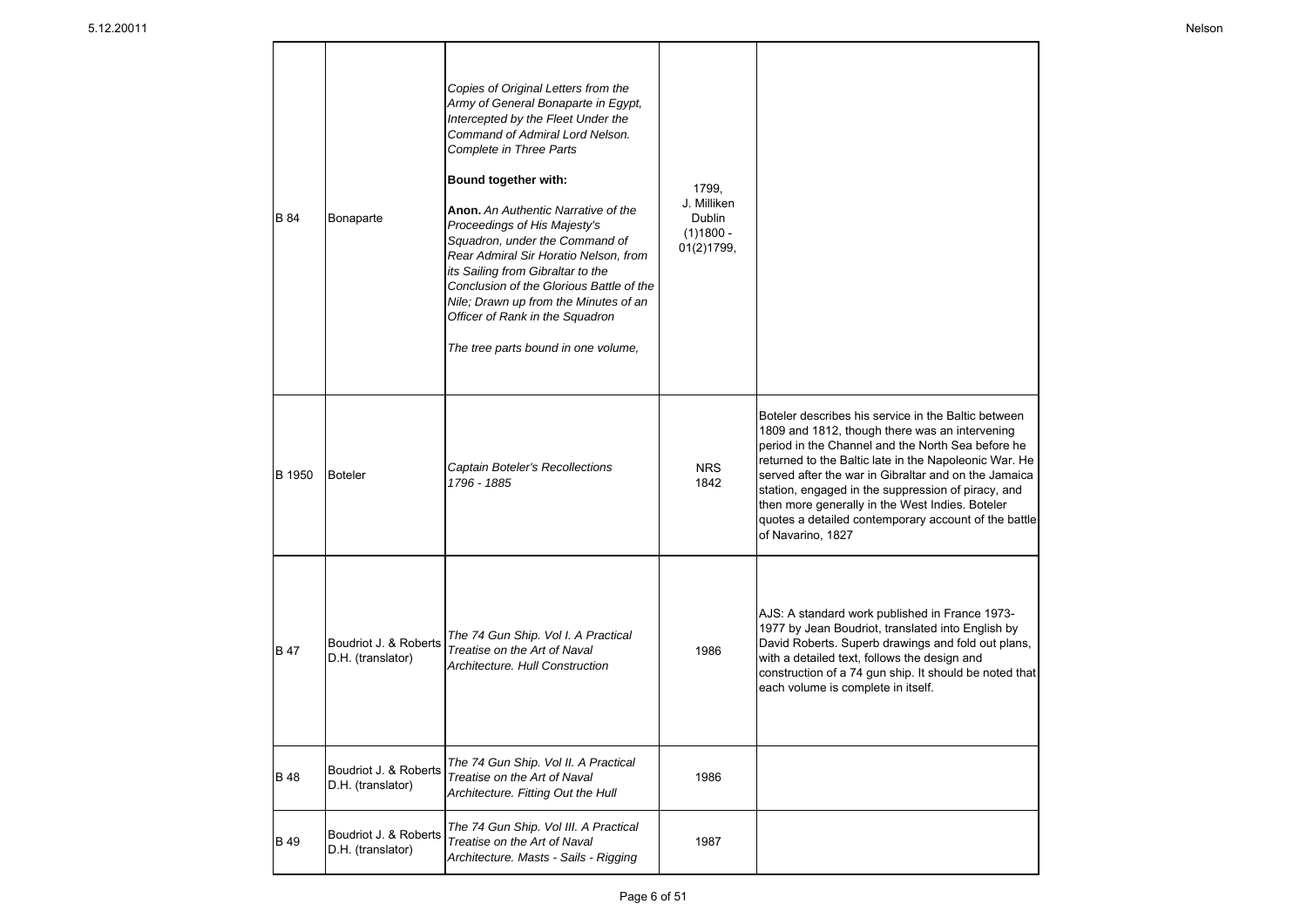| | | | | |
|---|---|---|---|---|
| B 84 | Bonaparte | *Copies of Original Letters from the Army of General Bonaparte in Egypt, Intercepted by the Fleet Under the Command of Admiral Lord Nelson. Complete in Three Parts*<br><br>**Bound together with:**<br><br>**Anon.** *An Authentic Narrative of the Proceedings of His Majesty's Squadron, under the Command of Rear Admiral Sir Horatio Nelson, from its Sailing from Gibraltar to the Conclusion of the Glorious Battle of the Nile; Drawn up from the Minutes of an Officer of Rank in the Squadron*<br><br>*The tree parts bound in one volume,* | 1799, J. Milliken Dublin (1)1800 - 01(2)1799, | |
| B 1950 | Boteler | *Captain Boteler's Recollections 1796 - 1885* | NRS 1842 | Boteler describes his service in the Baltic between 1809 and 1812, though there was an intervening period in the Channel and the North Sea before he returned to the Baltic late in the Napoleonic War. He served after the war in Gibraltar and on the Jamaica station, engaged in the suppression of piracy, and then more generally in the West Indies. Boteler quotes a detailed contemporary account of the battle of Navarino, 1827 |
| B 47 | Boudriot J. & Roberts D.H. (translator) | *The 74 Gun Ship. Vol I. A Practical Treatise on the Art of Naval Architecture. Hull Construction* | 1986 | AJS: A standard work published in France 1973-1977 by Jean Boudriot, translated into English by David Roberts. Superb drawings and fold out plans, with a detailed text, follows the design and construction of a 74 gun ship. It should be noted that each volume is complete in itself. |
| B 48 | Boudriot J. & Roberts D.H. (translator) | *The 74 Gun Ship. Vol II. A Practical Treatise on the Art of Naval Architecture. Fitting Out the Hull* | 1986 | |
| B 49 | Boudriot J. & Roberts D.H. (translator) | *The 74 Gun Ship. Vol III. A Practical Treatise on the Art of Naval Architecture. Masts - Sails - Rigging* | 1987 | |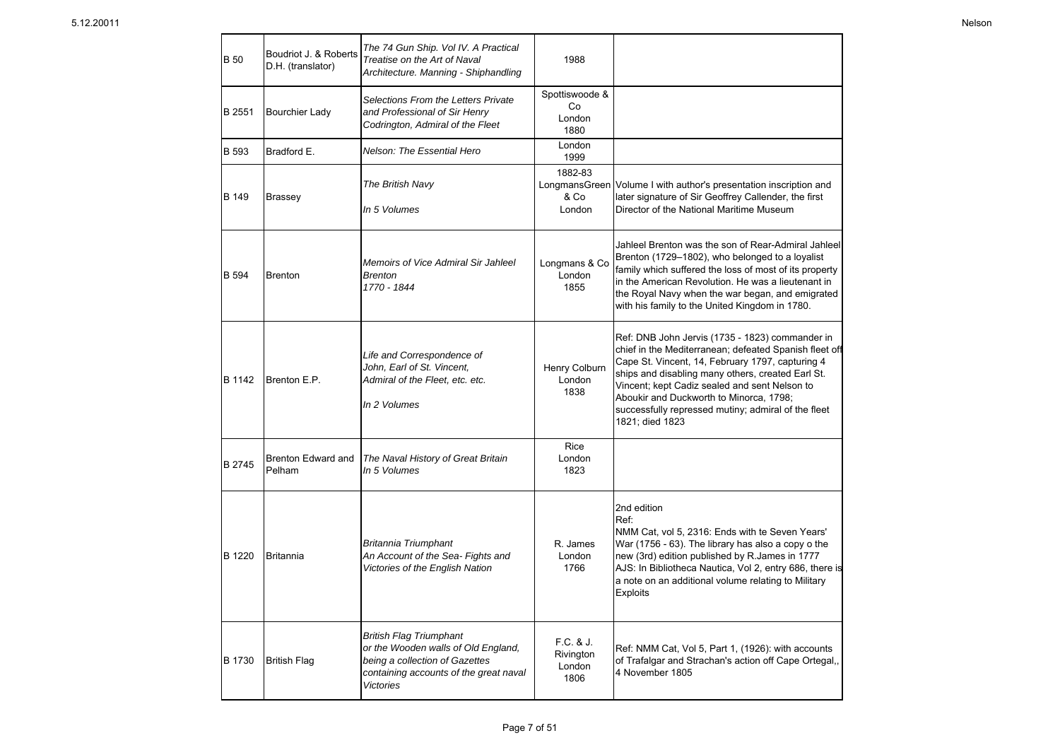| B 50 | Boudriot J. & Roberts D.H. (translator) | *The 74 Gun Ship. Vol IV. A Practical Treatise on the Art of Naval Architecture. Manning - Shiphandling* | 1988 | |
|---|---|---|---|---|
| B 2551 | Bourchier Lady | *Selections From the Letters Private and Professional of Sir Henry Codrington, Admiral of the Fleet* | Spottiswoode & Co London 1880 | |
| B 593 | Bradford E. | *Nelson: The Essential Hero* | London 1999 | |
| B 149 | Brassey | *The British Navy* *In 5 Volumes* | 1882-83 LongmansGreen & Co London | Volume I with author's presentation inscription and later signature of Sir Geoffrey Callender, the first Director of the National Maritime Museum |
| B 594 | Brenton | *Memoirs of Vice Admiral Sir Jahleel Brenton 1770 - 1844* | Longmans & Co London 1855 | Jahleel Brenton was the son of Rear-Admiral Jahleel Brenton (1729–1802), who belonged to a loyalist family which suffered the loss of most of its property in the American Revolution. He was a lieutenant in the Royal Navy when the war began, and emigrated with his family to the United Kingdom in 1780. |
| B 1142 | Brenton E.P. | *Life and Correspondence of John, Earl of St. Vincent, Admiral of the Fleet, etc. etc.* *In 2 Volumes* | Henry Colburn London 1838 | Ref: DNB John Jervis (1735 - 1823) commander in chief in the Mediterranean; defeated Spanish fleet off Cape St. Vincent, 14, February 1797, capturing 4 ships and disabling many others, created Earl St. Vincent; kept Cadiz sealed and sent Nelson to Aboukir and Duckworth to Minorca, 1798; successfully repressed mutiny; admiral of the fleet 1821; died 1823 |
| B 2745 | Brenton Edward and Pelham | *The Naval History of Great Britain* *In 5 Volumes* | Rice London 1823 | |
| B 1220 | Britannia | *Britannia Triumphant* *An Account of the Sea- Fights and Victories of the English Nation* | R. James London 1766 | 2nd edition<br>Ref:<br>NMM Cat, vol 5, 2316: Ends with te Seven Years' War (1756 - 63). The library has also a copy o the new (3rd) edition published by R.James in 1777<br>AJS: In Bibliotheca Nautica, Vol 2, entry 686, there is a note on an additional volume relating to Military Exploits |
| B 1730 | British Flag | *British Flag Triumphant* *or the Wooden walls of Old England, being a collection of Gazettes containing accounts of the great naval Victories* | F.C. & J. Rivington London 1806 | Ref: NMM Cat, Vol 5, Part 1, (1926): with accounts of Trafalgar and Strachan's action off Cape Ortegal,, 4 November 1805 |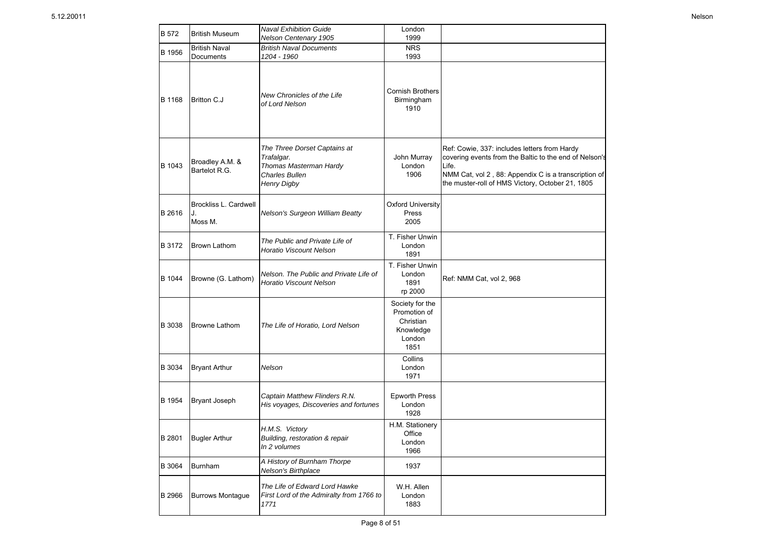| B 572 | British Museum | *Naval Exhibition Guide Nelson Centenary 1905* | London 1999 | |
|---|---|---|---|---|
| B 1956 | British Naval Documents | *British Naval Documents 1204 - 1960* | NRS 1993 | |
| B 1168 | Britton C.J | *New Chronicles of the Life of Lord Nelson* | Cornish Brothers Birmingham 1910 | |
| B 1043 | Broadley A.M. & Bartelot R.G. | *The Three Dorset Captains at Trafalgar. Thomas Masterman Hardy Charles Bullen Henry Digby* | John Murray London 1906 | Ref: Cowie, 337: includes letters from Hardy covering events from the Baltic to the end of Nelson's Life. NMM Cat, vol 2 , 88: Appendix C is a transcription of the muster-roll of HMS Victory, October 21, 1805 |
| B 2616 | Brockliss L. Cardwell J. Moss M. | *Nelson's Surgeon William Beatty* | Oxford University Press 2005 | |
| B 3172 | Brown Lathom | *The Public and Private Life of Horatio Viscount Nelson* | T. Fisher Unwin London 1891 | |
| B 1044 | Browne (G. Lathom) | *Nelson. The Public and Private Life of Horatio Viscount Nelson* | T. Fisher Unwin London 1891 rp 2000 | Ref: NMM Cat, vol 2, 968 |
| B 3038 | Browne Lathom | *The Life of Horatio, Lord Nelson* | Society for the Promotion of Christian Knowledge London 1851 | |
| B 3034 | Bryant Arthur | *Nelson* | Collins London 1971 | |
| B 1954 | Bryant Joseph | *Captain Matthew Flinders R.N. His voyages, Discoveries and fortunes* | Epworth Press London 1928 | |
| B 2801 | Bugler Arthur | *H.M.S. Victory Building, restoration & repair In 2 volumes* | H.M. Stationery Office London 1966 | |
| B 3064 | Burnham | *A History of Burnham Thorpe Nelson's Birthplace* | 1937 | |
| B 2966 | Burrows Montague | *The Life of Edward Lord Hawke First Lord of the Admiralty from 1766 to 1771* | W.H. Allen London 1883 | |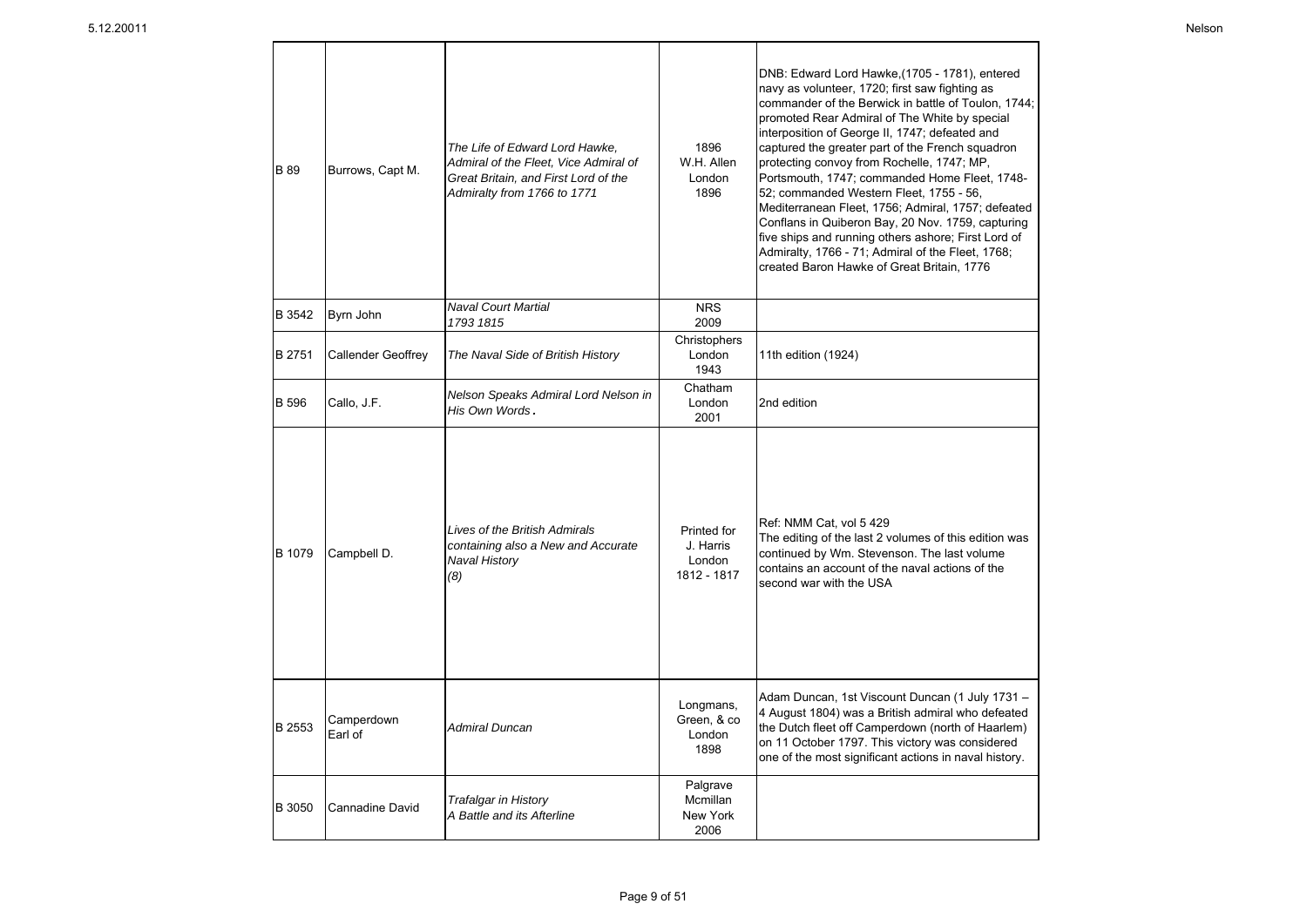| | | | | |
|---|---|---|---|---|
| B 89 | Burrows, Capt M. | *The Life of Edward Lord Hawke, Admiral of the Fleet, Vice Admiral of Great Britain, and First Lord of the Admiralty from 1766 to 1771* | 1896 W.H. Allen London 1896 | DNB: Edward Lord Hawke,(1705 - 1781), entered navy as volunteer, 1720; first saw fighting as commander of the Berwick in battle of Toulon, 1744; promoted Rear Admiral of The White by special interposition of George II, 1747; defeated and captured the greater part of the French squadron protecting convoy from Rochelle, 1747; MP, Portsmouth, 1747; commanded Home Fleet, 1748-52; commanded Western Fleet, 1755 - 56, Mediterranean Fleet, 1756; Admiral, 1757; defeated Conflans in Quiberon Bay, 20 Nov. 1759, capturing five ships and running others ashore; First Lord of Admiralty, 1766 - 71; Admiral of the Fleet, 1768; created Baron Hawke of Great Britain, 1776 |
| B 3542 | Byrn John | *Naval Court Martial 1793 1815* | NRS 2009 | |
| B 2751 | Callender Geoffrey | *The Naval Side of British History* | Christophers London 1943 | 11th edition (1924) |
| B 596 | Callo, J.F. | *Nelson Speaks Admiral Lord Nelson in His Own Words.* | Chatham London 2001 | 2nd edition |
| B 1079 | Campbell D. | *Lives of the British Admirals containing also a New and Accurate Naval History (8)* | Printed for J. Harris London 1812 - 1817 | Ref: NMM Cat, vol 5 429 The editing of the last 2 volumes of this edition was continued by Wm. Stevenson. The last volume contains an account of the naval actions of the second war with the USA |
| B 2553 | Camperdown Earl of | *Admiral Duncan* | Longmans, Green, & co London 1898 | Adam Duncan, 1st Viscount Duncan (1 July 1731 – 4 August 1804) was a British admiral who defeated the Dutch fleet off Camperdown (north of Haarlem) on 11 October 1797. This victory was considered one of the most significant actions in naval history. |
| B 3050 | Cannadine David | *Trafalgar in History A Battle and its Afterline* | Palgrave Mcmillan New York 2006 | |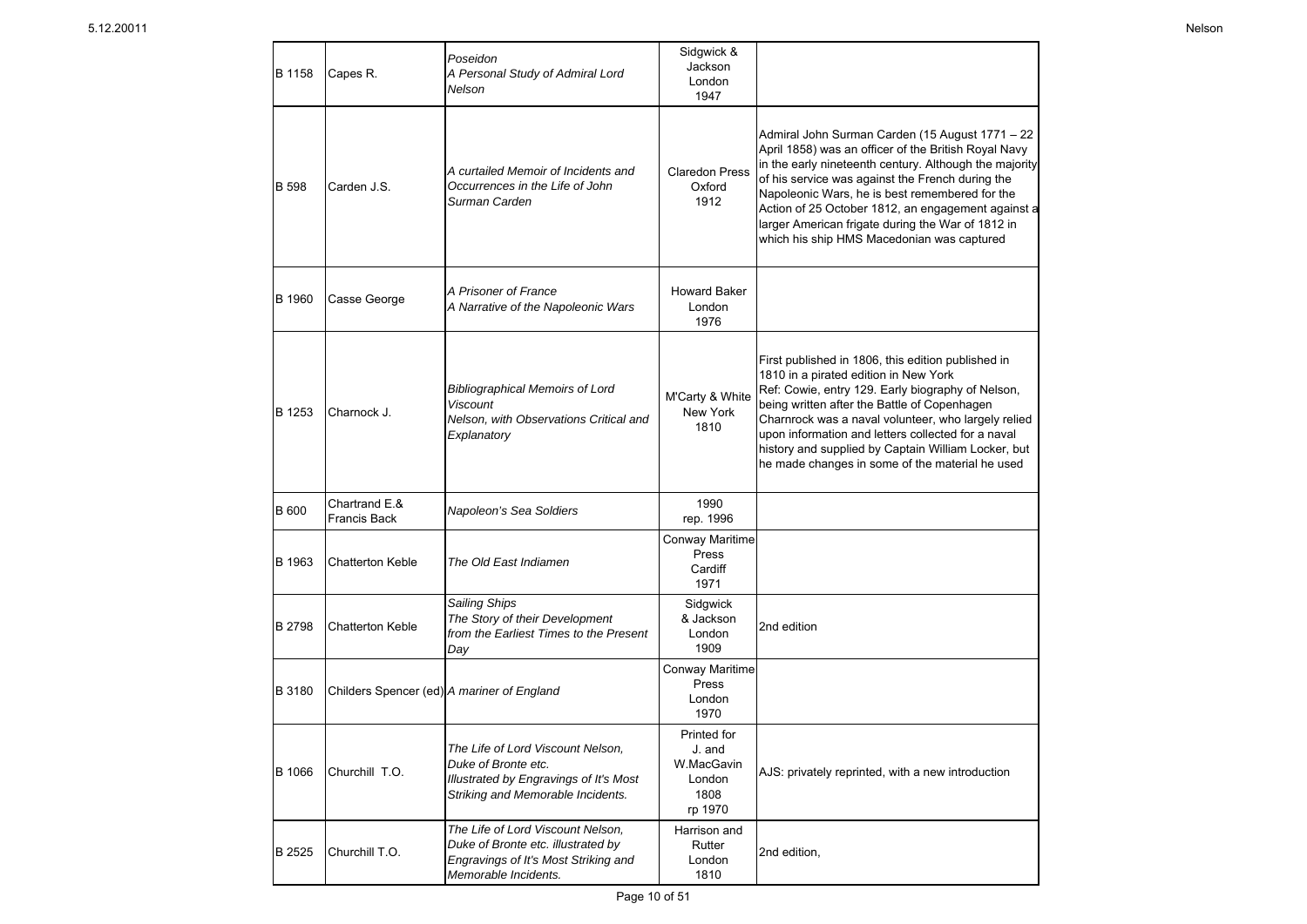| | | | | |
|---|---|---|---|---|
| B 1158 | Capes R. | *Poseidon*<br>*A Personal Study of Admiral Lord Nelson* | Sidgwick & Jackson<br>London<br>1947 | |
| B 598 | Carden J.S. | *A curtailed Memoir of Incidents and Occurrences in the Life of John Surman Carden* | Claredon Press<br>Oxford<br>1912 | Admiral John Surman Carden (15 August 1771 – 22 April 1858) was an officer of the British Royal Navy in the early nineteenth century. Although the majority of his service was against the French during the Napoleonic Wars, he is best remembered for the Action of 25 October 1812, an engagement against a larger American frigate during the War of 1812 in which his ship HMS Macedonian was captured |
| B 1960 | Casse George | *A Prisoner of France*<br>*A Narrative of the Napoleonic Wars* | Howard Baker<br>London<br>1976 | |
| B 1253 | Charnock J. | *Bibliographical Memoirs of Lord Viscount*<br>*Nelson, with Observations Critical and Explanatory* | M'Carty & White<br>New York<br>1810 | First published in 1806, this edition published in 1810 in a pirated edition in New York<br>Ref: Cowie, entry 129. Early biography of Nelson, being written after the Battle of Copenhagen<br>Charnrock was a naval volunteer, who largely relied upon information and letters collected for a naval history and supplied by Captain William Locker, but he made changes in some of the material he used |
| B 600 | Chartrand E.& Francis Back | *Napoleon's Sea Soldiers* | 1990<br>rep. 1996 | |
| B 1963 | Chatterton Keble | *The Old East Indiamen* | Conway Maritime Press<br>Cardiff<br>1971 | |
| B 2798 | Chatterton Keble | *Sailing Ships*<br>*The Story of their Development from the Earliest Times to the Present Day* | Sidgwick & Jackson<br>London<br>1909 | 2nd edition |
| B 3180 | Childers Spencer (ed) | *A mariner of England* | Conway Maritime Press<br>London<br>1970 | |
| B 1066 | Churchill T.O. | *The Life of Lord Viscount Nelson, Duke of Bronte etc.*<br>*Illustrated by Engravings of It's Most Striking and Memorable Incidents.* | Printed for J. and W.MacGavin<br>London<br>1808<br>rp 1970 | AJS: privately reprinted, with a new introduction |
| B 2525 | Churchill T.O. | *The Life of Lord Viscount Nelson, Duke of Bronte etc. illustrated by Engravings of It's Most Striking and Memorable Incidents.* | Harrison and Rutter<br>London<br>1810 | 2nd edition, |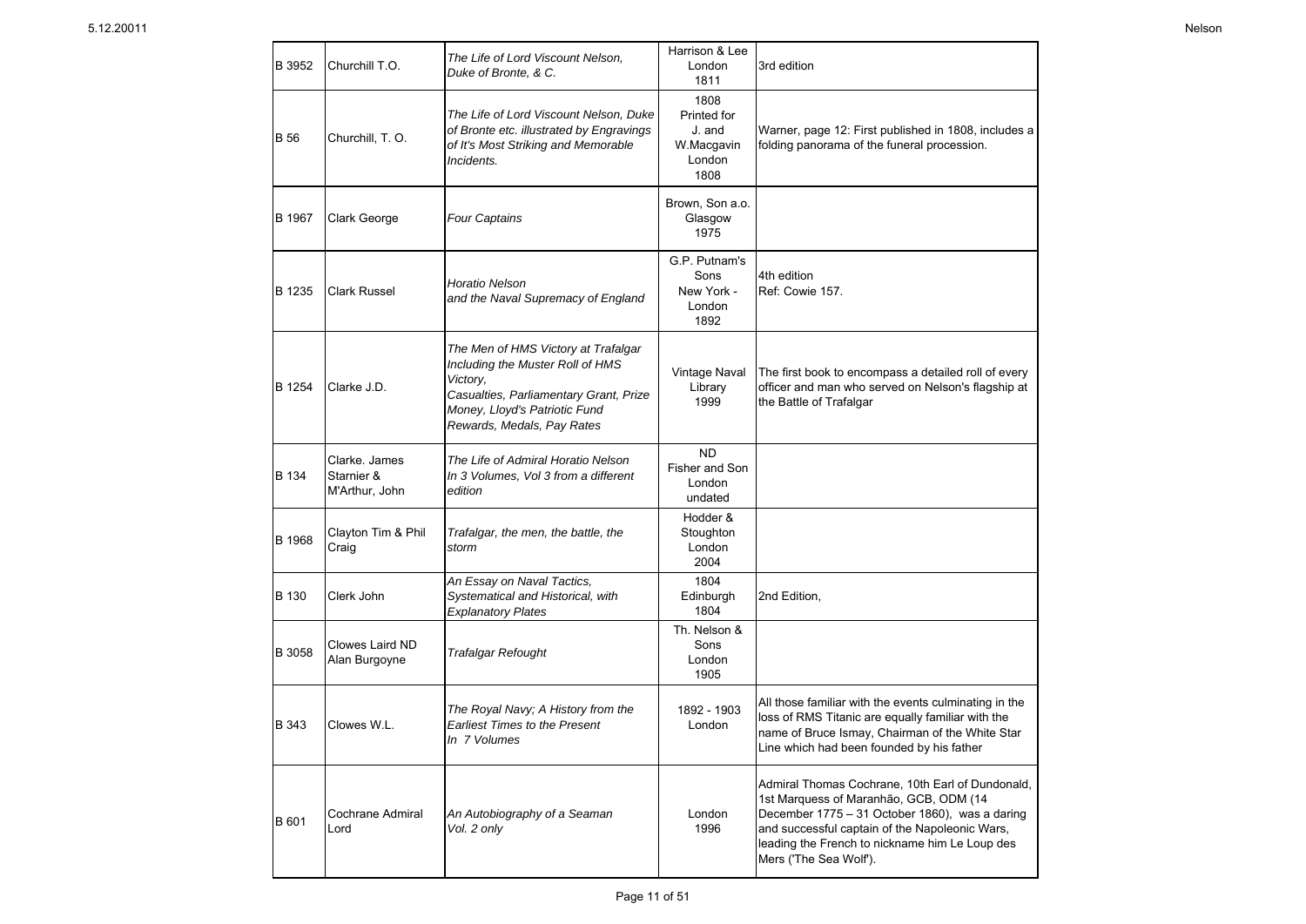| | | | | |
|---|---|---|---|---|
| B 3952 | Churchill T.O. | *The Life of Lord Viscount Nelson, Duke of Bronte, & C.* | Harrison & Lee London 1811 | 3rd edition |
| B 56 | Churchill, T. O. | *The Life of Lord Viscount Nelson, Duke of Bronte etc. illustrated by Engravings of It's Most Striking and Memorable Incidents.* | 1808 Printed for J. and W.Macgavin London 1808 | Warner, page 12: First published in 1808, includes a folding panorama of the funeral procession. |
| B 1967 | Clark George | *Four Captains* | Brown, Son a.o. Glasgow 1975 | |
| B 1235 | Clark Russel | *Horatio Nelson and the Naval Supremacy of England* | G.P. Putnam's Sons New York - London 1892 | 4th edition Ref: Cowie 157. |
| B 1254 | Clarke J.D. | *The Men of HMS Victory at Trafalgar Including the Muster Roll of HMS Victory, Casualties, Parliamentary Grant, Prize Money, Lloyd's Patriotic Fund Rewards, Medals, Pay Rates* | Vintage Naval Library 1999 | The first book to encompass a detailed roll of every officer and man who served on Nelson's flagship at the Battle of Trafalgar |
| B 134 | Clarke. James Starnier & M'Arthur, John | *The Life of Admiral Horatio Nelson In 3 Volumes, Vol 3 from a different edition* | ND Fisher and Son London undated | |
| B 1968 | Clayton Tim & Phil Craig | *Trafalgar, the men, the battle, the storm* | Hodder & Stoughton London 2004 | |
| B 130 | Clerk John | *An Essay on Naval Tactics, Systematical and Historical, with Explanatory Plates* | 1804 Edinburgh 1804 | 2nd Edition, |
| B 3058 | Clowes Laird ND Alan Burgoyne | *Trafalgar Refought* | Th. Nelson & Sons London 1905 | |
| B 343 | Clowes W.L. | *The Royal Navy; A History from the Earliest Times to the Present In 7 Volumes* | 1892 - 1903 London | All those familiar with the events culminating in the loss of RMS Titanic are equally familiar with the name of Bruce Ismay, Chairman of the White Star Line which had been founded by his father |
| B 601 | Cochrane Admiral Lord | *An Autobiography of a Seaman Vol. 2 only* | London 1996 | Admiral Thomas Cochrane, 10th Earl of Dundonald, 1st Marquess of Maranhão, GCB, ODM (14 December 1775 – 31 October 1860), was a daring and successful captain of the Napoleonic Wars, leading the French to nickname him Le Loup des Mers ('The Sea Wolf'). |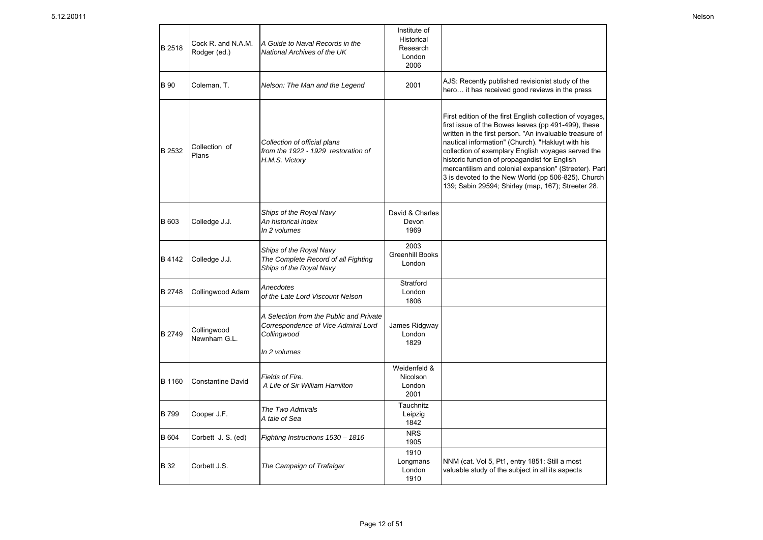| | | | | |
|---|---|---|---|---|
| B 2518 | Cock R. and N.A.M. Rodger (ed.) | *A Guide to Naval Records in the National Archives of the UK* | Institute of Historical Research London 2006 | |
| B 90 | Coleman, T. | *Nelson: The Man and the Legend* | 2001 | AJS: Recently published revisionist study of the hero… it has received good reviews in the press |
| B 2532 | Collection of Plans | *Collection of official plans from the 1922 - 1929 restoration of H.M.S. Victory* | | First edition of the first English collection of voyages, first issue of the Bowes leaves (pp 491-499), these written in the first person. "An invaluable treasure of nautical information" (Church). "Hakluyt with his collection of exemplary English voyages served the historic function of propagandist for English mercantilism and colonial expansion" (Streeter). Part 3 is devoted to the New World (pp 506-825). Church 139; Sabin 29594; Shirley (map, 167); Streeter 28. |
| B 603 | Colledge J.J. | *Ships of the Royal Navy An historical index In 2 volumes* | David & Charles Devon 1969 | |
| B 4142 | Colledge J.J. | *Ships of the Royal Navy The Complete Record of all Fighting Ships of the Royal Navy* | 2003 Greenhill Books London | |
| B 2748 | Collingwood Adam | *Anecdotes of the Late Lord Viscount Nelson* | Stratford London 1806 | |
| B 2749 | Collingwood Newnham G.L. | *A Selection from the Public and Private Correspondence of Vice Admiral Lord Collingwood In 2 volumes* | James Ridgway London 1829 | |
| B 1160 | Constantine David | *Fields of Fire. A Life of Sir William Hamilton* | Weidenfeld & Nicolson London 2001 | |
| B 799 | Cooper J.F. | *The Two Admirals A tale of Sea* | Tauchnitz Leipzig 1842 | |
| B 604 | Corbett J. S. (ed) | *Fighting Instructions 1530 – 1816* | NRS 1905 | |
| B 32 | Corbett J.S. | *The Campaign of Trafalgar* | 1910 Longmans London 1910 | NNM (cat. Vol 5, Pt1, entry 1851: Still a most valuable study of the subject in all its aspects |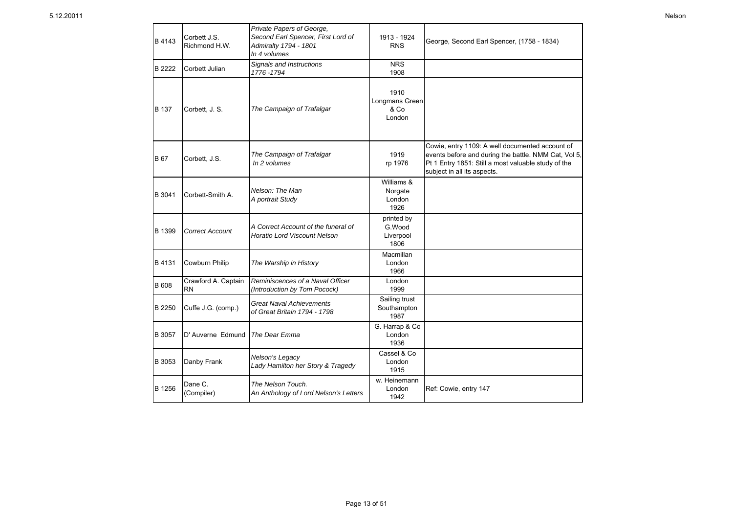| | | | | |
|---|---|---|---|---|
| B 4143 | Corbett J.S. Richmond H.W. | *Private Papers of George, Second Earl Spencer, First Lord of Admiralty 1794 - 1801 In 4 volumes* | 1913 - 1924 RNS | George, Second Earl Spencer, (1758 - 1834) |
| B 2222 | Corbett Julian | *Signals and Instructions 1776 -1794* | NRS 1908 | |
| B 137 | Corbett, J. S. | *The Campaign of Trafalgar* | 1910 Longmans Green & Co London | |
| B 67 | Corbett, J.S. | *The Campaign of Trafalgar In 2 volumes* | 1919 rp 1976 | Cowie, entry 1109: A well documented account of events before and during the battle. NMM Cat, Vol 5, Pt 1 Entry 1851: Still a most valuable study of the subject in all its aspects. |
| B 3041 | Corbett-Smith A. | *Nelson: The Man A portrait Study* | Williams & Norgate London 1926 | |
| B 1399 | *Correct Account* | *A Correct Account of the funeral of Horatio Lord Viscount Nelson* | printed by G.Wood Liverpool 1806 | |
| B 4131 | Cowburn Philip | *The Warship in History* | Macmillan London 1966 | |
| B 608 | Crawford A. Captain RN | *Reminiscences of a Naval Officer (Introduction by Tom Pocock)* | London 1999 | |
| B 2250 | Cuffe J.G. (comp.) | *Great Naval Achievements of Great Britain 1794 - 1798* | Sailing trust Southampton 1987 | |
| B 3057 | D' Auverne Edmund | *The Dear Emma* | G. Harrap & Co London 1936 | |
| B 3053 | Danby Frank | *Nelson's Legacy Lady Hamilton her Story & Tragedy* | Cassel & Co London 1915 | |
| B 1256 | Dane C. (Compiler) | *The Nelson Touch. An Anthology of Lord Nelson's Letters* | w. Heinemann London 1942 | Ref: Cowie, entry 147 |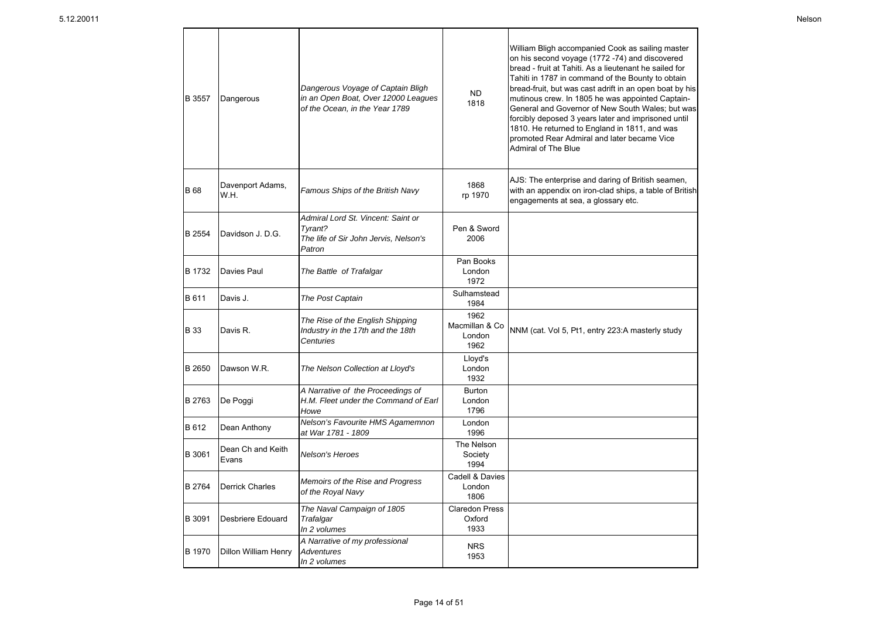| | | | | |
|---|---|---|---|---|
| B 3557 | Dangerous | *Dangerous Voyage of Captain Bligh in an Open Boat, Over 12000 Leagues of the Ocean, in the Year 1789* | ND 1818 | William Bligh accompanied Cook as sailing master on his second voyage (1772 -74) and discovered bread - fruit at Tahiti. As a lieutenant he sailed for Tahiti in 1787 in command of the Bounty to obtain bread-fruit, but was cast adrift in an open boat by his mutinous crew. In 1805 he was appointed Captain-General and Governor of New South Wales; but was forcibly deposed 3 years later and imprisoned until 1810. He returned to England in 1811, and was promoted Rear Admiral and later became Vice Admiral of The Blue |
| B 68 | Davenport Adams, W.H. | *Famous Ships of the British Navy* | 1868 rp 1970 | AJS: The enterprise and daring of British seamen, with an appendix on iron-clad ships, a table of British engagements at sea, a glossary etc. |
| B 2554 | Davidson J. D.G. | *Admiral Lord St. Vincent: Saint or Tyrant? The life of Sir John Jervis, Nelson's Patron* | Pen & Sword 2006 | |
| B 1732 | Davies Paul | *The Battle of Trafalgar* | Pan Books London 1972 | |
| B 611 | Davis J. | *The Post Captain* | Sulhamstead 1984 | |
| B 33 | Davis R. | *The Rise of the English Shipping Industry in the 17th and the 18th Centuries* | 1962 Macmillan & Co London 1962 | NNM (cat. Vol 5, Pt1, entry 223:A masterly study |
| B 2650 | Dawson W.R. | *The Nelson Collection at Lloyd's* | Lloyd's London 1932 | |
| B 2763 | De Poggi | *A Narrative of the Proceedings of H.M. Fleet under the Command of Earl Howe* | Burton London 1796 | |
| B 612 | Dean Anthony | *Nelson's Favourite HMS Agamemnon at War 1781 - 1809* | London 1996 | |
| B 3061 | Dean Ch and Keith Evans | *Nelson's Heroes* | The Nelson Society 1994 | |
| B 2764 | Derrick Charles | *Memoirs of the Rise and Progress of the Royal Navy* | Cadell & Davies London 1806 | |
| B 3091 | Desbriere Edouard | *The Naval Campaign of 1805 Trafalgar In 2 volumes* | Claredon Press Oxford 1933 | |
| B 1970 | Dillon William Henry | *A Narrative of my professional Adventures In 2 volumes* | NRS 1953 | |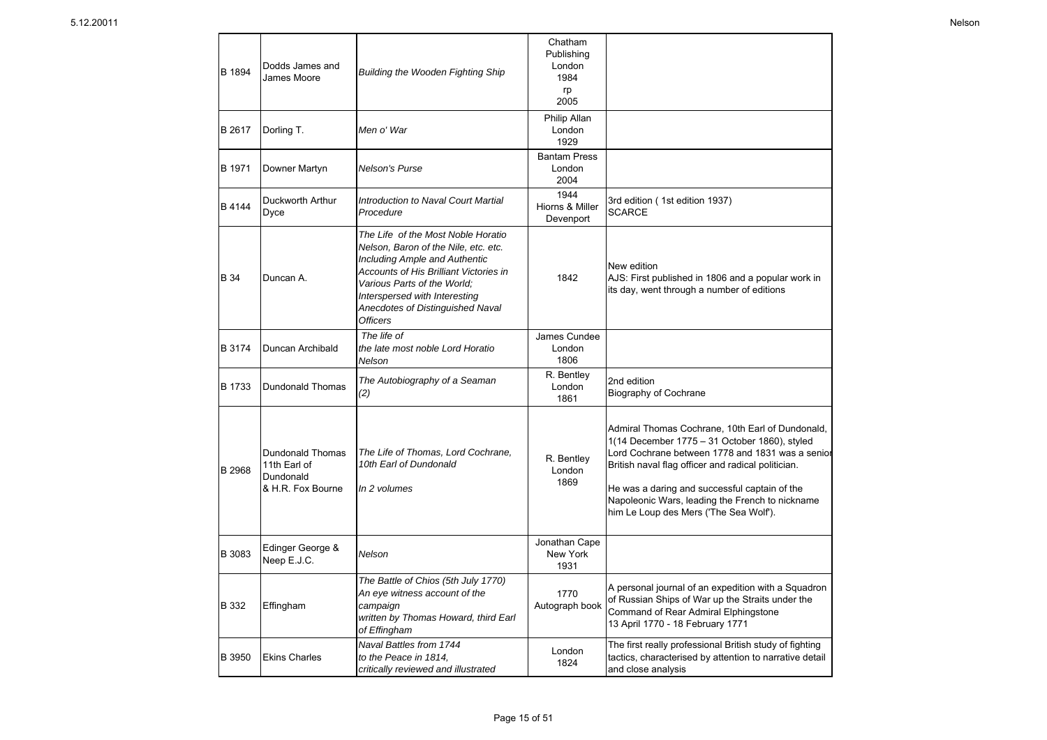| | | | | |
|---|---|---|---|---|
| B 1894 | Dodds James and James Moore | *Building the Wooden Fighting Ship* | Chatham Publishing London 1984 rp 2005 | |
| B 2617 | Dorling T. | *Men o' War* | Philip Allan London 1929 | |
| B 1971 | Downer Martyn | *Nelson's Purse* | Bantam Press London 2004 | |
| B 4144 | Duckworth Arthur Dyce | *Introduction to Naval Court Martial Procedure* | 1944 Hiorns & Miller Devenport | 3rd edition ( 1st edition 1937) SCARCE |
| B 34 | Duncan A. | *The Life of the Most Noble Horatio Nelson, Baron of the Nile, etc. etc. Including Ample and Authentic Accounts of His Brilliant Victories in Various Parts of the World; Interspersed with Interesting Anecdotes of Distinguished Naval Officers* | 1842 | New edition AJS: First published in 1806 and a popular work in its day, went through a number of editions |
| B 3174 | Duncan Archibald | *The life of the late most noble Lord Horatio Nelson* | James Cundee London 1806 | |
| B 1733 | Dundonald Thomas | *The Autobiography of a Seaman (2)* | R. Bentley London 1861 | 2nd edition Biography of Cochrane |
| B 2968 | Dundonald Thomas 11th Earl of Dundonald & H.R. Fox Bourne | *The Life of Thomas, Lord Cochrane, 10th Earl of Dundonald* *In 2 volumes* | R. Bentley London 1869 | Admiral Thomas Cochrane, 10th Earl of Dundonald, 1(14 December 1775 – 31 October 1860), styled Lord Cochrane between 1778 and 1831 was a senior British naval flag officer and radical politician. He was a daring and successful captain of the Napoleonic Wars, leading the French to nickname him Le Loup des Mers ('The Sea Wolf'). |
| B 3083 | Edinger George & Neep E.J.C. | *Nelson* | Jonathan Cape New York 1931 | |
| B 332 | Effingham | *The Battle of Chios (5th July 1770) An eye witness account of the campaign written by Thomas Howard, third Earl of Effingham* | 1770 Autograph book | A personal journal of an expedition with a Squadron of Russian Ships of War up the Straits under the Command of Rear Admiral Elphingstone 13 April 1770 - 18 February 1771 |
| B 3950 | Ekins Charles | *Naval Battles from 1744 to the Peace in 1814, critically reviewed and illustrated* | London 1824 | The first really professional British study of fighting tactics, characterised by attention to narrative detail and close analysis |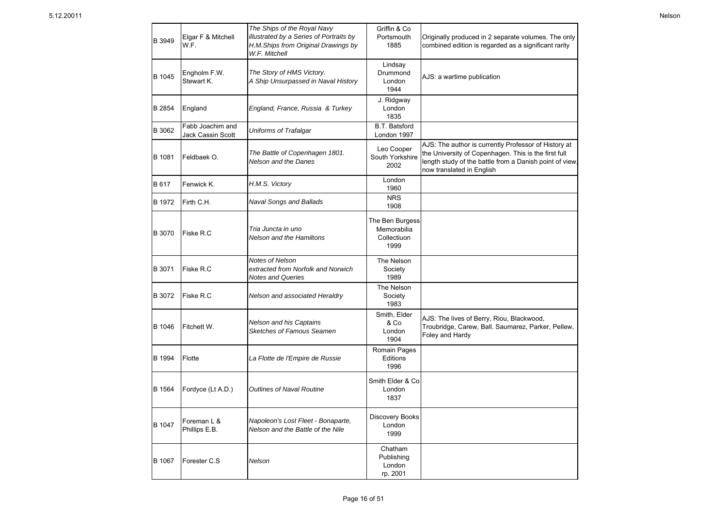| | | | | |
|---|---|---|---|---|
| B 3949 | Elgar F & Mitchell W.F. | *The Ships of the Royal Navy illustrated by a Series of Portraits by H.M.Ships from Original Drawings by W.F. Mitchell* | Griffin & Co Portsmouth 1885 | Originally produced in 2 separate volumes. The only combined edition is regarded as a significant rarity |
| B 1045 | Engholm F.W. Stewart K. | *The Story of HMS Victory. A Ship Unsurpassed in Naval History* | Lindsay Drummond London 1944 | AJS: a wartime publication |
| B 2854 | England | *England, France, Russia & Turkey* | J. Ridgway London 1835 | |
| B 3062 | Fabb Joachim and Jack Cassin Scott | *Uniforms of Trafalgar* | B.T. Batsford London 1997 | |
| B 1081 | Feldbaek O. | *The Battle of Copenhagen 1801. Nelson and the Danes* | Leo Cooper South Yorkshire 2002 | AJS: The author is currently Professor of History at the University of Copenhagen. This is the first full length study of the battle from a Danish point of view, now translated in English |
| B 617 | Fenwick K. | *H.M.S. Victory* | London 1960 | |
| B 1972 | Firth C.H. | *Naval Songs and Ballads* | NRS 1908 | |
| B 3070 | Fiske R.C | *Tria Juncta in uno Nelson and the Hamiltons* | The Ben Burgess Memorabilia Collectiuon 1999 | |
| B 3071 | Fiske R.C | *Notes of Nelson extracted from Norfolk and Norwich Notes and Queries* | The Nelson Society 1989 | |
| B 3072 | Fiske R.C | *Nelson and associated Heraldry* | The Nelson Society 1983 | |
| B 1046 | Fitchett W. | *Nelson and his Captains Sketches of Famous Seamen* | Smith, Elder & Co London 1904 | AJS: The lives of Berry, Riou, Blackwood, Troubridge, Carew, Ball. Saumarez, Parker, Pellew, Foley and Hardy |
| B 1994 | Flotte | *La Flotte de l'Empire de Russie* | Romain Pages Editions 1996 | |
| B 1564 | Fordyce (Lt A.D.) | *Outlines of Naval Routine* | Smith Elder & Co London 1837 | |
| B 1047 | Foreman L & Phillips E.B. | *Napoleon's Lost Fleet - Bonaparte, Nelson and the Battle of the Nile* | Discovery Books London 1999 | |
| B 1067 | Forester C.S | *Nelson* | Chatham Publishing London rp. 2001 | |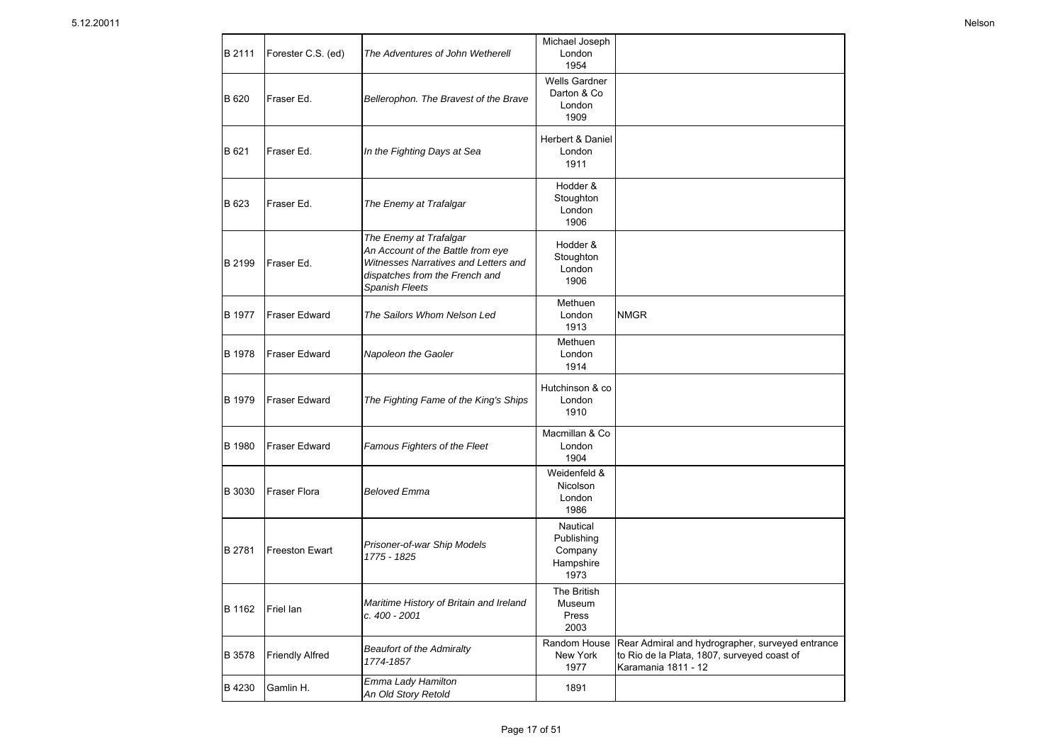| | | | | |
|---|---|---|---|---|
| B 2111 | Forester C.S. (ed) | *The Adventures of John Wetherell* | Michael Joseph London 1954 | |
| B 620 | Fraser Ed. | *Bellerophon. The Bravest of the Brave* | Wells Gardner Darton & Co London 1909 | |
| B 621 | Fraser Ed. | *In the Fighting Days at Sea* | Herbert & Daniel London 1911 | |
| B 623 | Fraser Ed. | *The Enemy at Trafalgar* | Hodder & Stoughton London 1906 | |
| B 2199 | Fraser Ed. | *The Enemy at Trafalgar An Account of the Battle from eye Witnesses Narratives and Letters and dispatches from the French and Spanish Fleets* | Hodder & Stoughton London 1906 | |
| B 1977 | Fraser Edward | *The Sailors Whom Nelson Led* | Methuen London 1913 | NMGR |
| B 1978 | Fraser Edward | *Napoleon the Gaoler* | Methuen London 1914 | |
| B 1979 | Fraser Edward | *The Fighting Fame of the King's Ships* | Hutchinson & co London 1910 | |
| B 1980 | Fraser Edward | *Famous Fighters of the Fleet* | Macmillan & Co London 1904 | |
| B 3030 | Fraser Flora | *Beloved Emma* | Weidenfeld & Nicolson London 1986 | |
| B 2781 | Freeston Ewart | *Prisoner-of-war Ship Models 1775 - 1825* | Nautical Publishing Company Hampshire 1973 | |
| B 1162 | Friel Ian | *Maritime History of Britain and Ireland c. 400 - 2001* | The British Museum Press 2003 | |
| B 3578 | Friendly Alfred | *Beaufort of the Admiralty 1774-1857* | Random House New York 1977 | Rear Admiral and hydrographer, surveyed entrance to Rio de la Plata, 1807, surveyed coast of Karamania 1811 - 12 |
| B 4230 | Gamlin H. | *Emma Lady Hamilton An Old Story Retold* | 1891 | |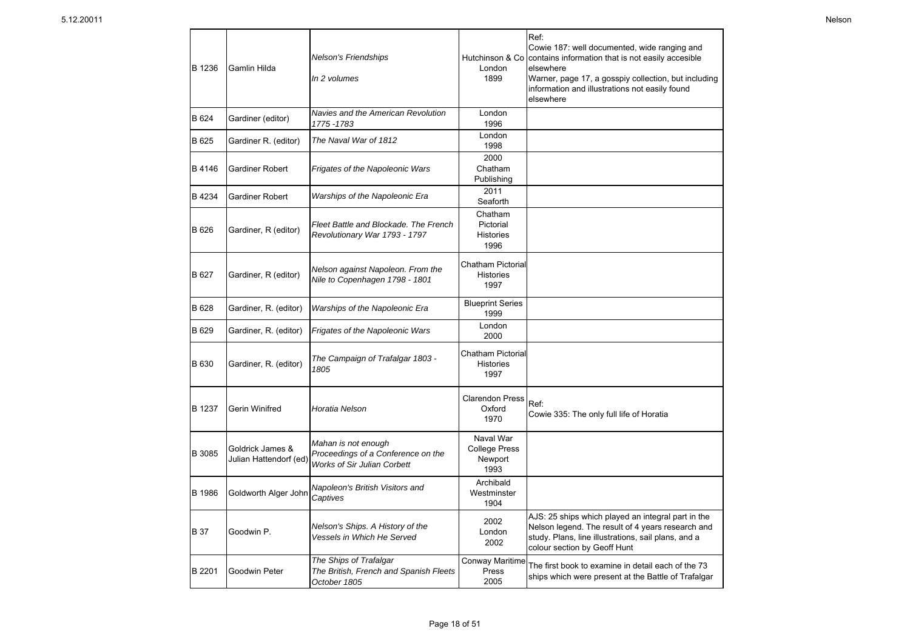| | | | | |
|---|---|---|---|---|
| B 1236 | Gamlin Hilda | *Nelson's Friendships*<br><br>*In 2 volumes* | Hutchinson & Co<br>London<br>1899 | Ref:<br>Cowie 187: well documented, wide ranging and contains information that is not easily accesible elsewhere<br>Warner, page 17, a gosspiy collection, but including information and illustrations not easily found elsewhere |
| B 624 | Gardiner (editor) | *Navies and the American Revolution 1775 -1783* | London<br>1996 | |
| B 625 | Gardiner R. (editor) | *The Naval War of 1812* | London<br>1998 | |
| B 4146 | Gardiner Robert | *Frigates of the Napoleonic Wars* | 2000<br>Chatham<br>Publishing | |
| B 4234 | Gardiner Robert | *Warships of the Napoleonic Era* | 2011<br>Seaforth | |
| B 626 | Gardiner, R (editor) | *Fleet Battle and Blockade. The French Revolutionary War 1793 - 1797* | Chatham<br>Pictorial<br>Histories<br>1996 | |
| B 627 | Gardiner, R (editor) | *Nelson against Napoleon. From the Nile to Copenhagen 1798 - 1801* | Chatham Pictorial<br>Histories<br>1997 | |
| B 628 | Gardiner, R. (editor) | *Warships of the Napoleonic Era* | Blueprint Series<br>1999 | |
| B 629 | Gardiner, R. (editor) | *Frigates of the Napoleonic Wars* | London<br>2000 | |
| B 630 | Gardiner, R. (editor) | *The Campaign of Trafalgar 1803 - 1805* | Chatham Pictorial<br>Histories<br>1997 | |
| B 1237 | Gerin Winifred | *Horatia Nelson* | Clarendon Press<br>Oxford<br>1970 | Ref:<br>Cowie 335: The only full life of Horatia |
| B 3085 | Goldrick James & Julian Hattendorf (ed) | *Mahan is not enough*<br>*Proceedings of a Conference on the Works of Sir Julian Corbett* | Naval War<br>College Press<br>Newport<br>1993 | |
| B 1986 | Goldworth Alger John | *Napoleon's British Visitors and Captives* | Archibald<br>Westminster<br>1904 | |
| B 37 | Goodwin P. | *Nelson's Ships. A History of the Vessels in Which He Served* | 2002<br>London<br>2002 | AJS: 25 ships which played an integral part in the Nelson legend. The result of 4 years research and study. Plans, line illustrations, sail plans, and a colour section by Geoff Hunt |
| B 2201 | Goodwin Peter | *The Ships of Trafalgar*<br>*The British, French and Spanish Fleets October 1805* | Conway Maritime<br>Press<br>2005 | The first book to examine in detail each of the 73 ships which were present at the Battle of Trafalgar |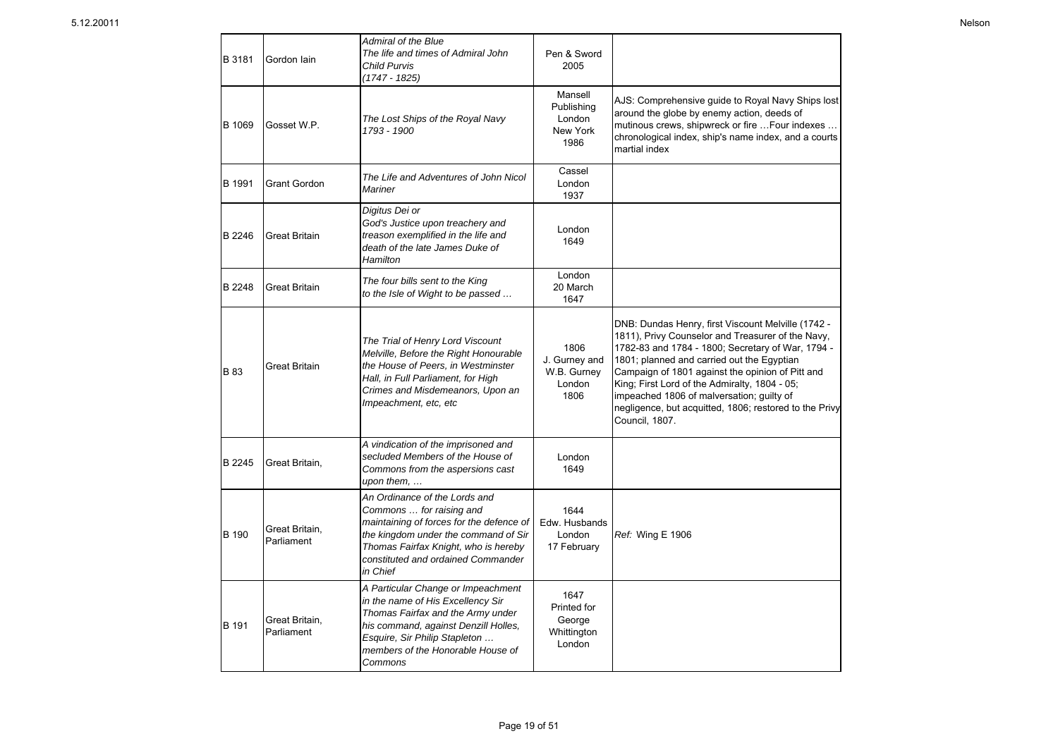| | | | | |
|---|---|---|---|---|
| B 3181 | Gordon Iain | *Admiral of the Blue The life and times of Admiral John Child Purvis (1747 - 1825)* | Pen & Sword 2005 | |
| B 1069 | Gosset W.P. | *The Lost Ships of the Royal Navy 1793 - 1900* | Mansell Publishing London New York 1986 | AJS: Comprehensive guide to Royal Navy Ships lost around the globe by enemy action, deeds of mutinous crews, shipwreck or fire …Four indexes … chronological index, ship's name index, and a courts martial index |
| B 1991 | Grant Gordon | *The Life and Adventures of John Nicol Mariner* | Cassel London 1937 | |
| B 2246 | Great Britain | *Digitus Dei or God's Justice upon treachery and treason exemplified in the life and death of the late James Duke of Hamilton* | London 1649 | |
| B 2248 | Great Britain | *The four bills sent to the King to the Isle of Wight to be passed …* | London 20 March 1647 | |
| B 83 | Great Britain | *The Trial of Henry Lord Viscount Melville, Before the Right Honourable the House of Peers, in Westminster Hall, in Full Parliament, for High Crimes and Misdemeanors, Upon an Impeachment, etc, etc* | 1806 J. Gurney and W.B. Gurney London 1806 | DNB: Dundas Henry, first Viscount Melville (1742 - 1811), Privy Counselor and Treasurer of the Navy, 1782-83 and 1784 - 1800; Secretary of War, 1794 - 1801; planned and carried out the Egyptian Campaign of 1801 against the opinion of Pitt and King; First Lord of the Admiralty, 1804 - 05; impeached 1806 of malversation; guilty of negligence, but acquitted, 1806; restored to the Privy Council, 1807. |
| B 2245 | Great Britain, | *A vindication of the imprisoned and secluded Members of the House of Commons from the aspersions cast upon them, …* | London 1649 | |
| B 190 | Great Britain, Parliament | *An Ordinance of the Lords and Commons … for raising and maintaining of forces for the defence of the kingdom under the command of Sir Thomas Fairfax Knight, who is hereby constituted and ordained Commander in Chief* | 1644 Edw. Husbands London 17 February | *Ref:* Wing E 1906 |
| B 191 | Great Britain, Parliament | *A Particular Change or Impeachment in the name of His Excellency Sir Thomas Fairfax and the Army under his command, against Denzill Holles, Esquire, Sir Philip Stapleton … members of the Honorable House of Commons* | 1647 Printed for George Whittington London | |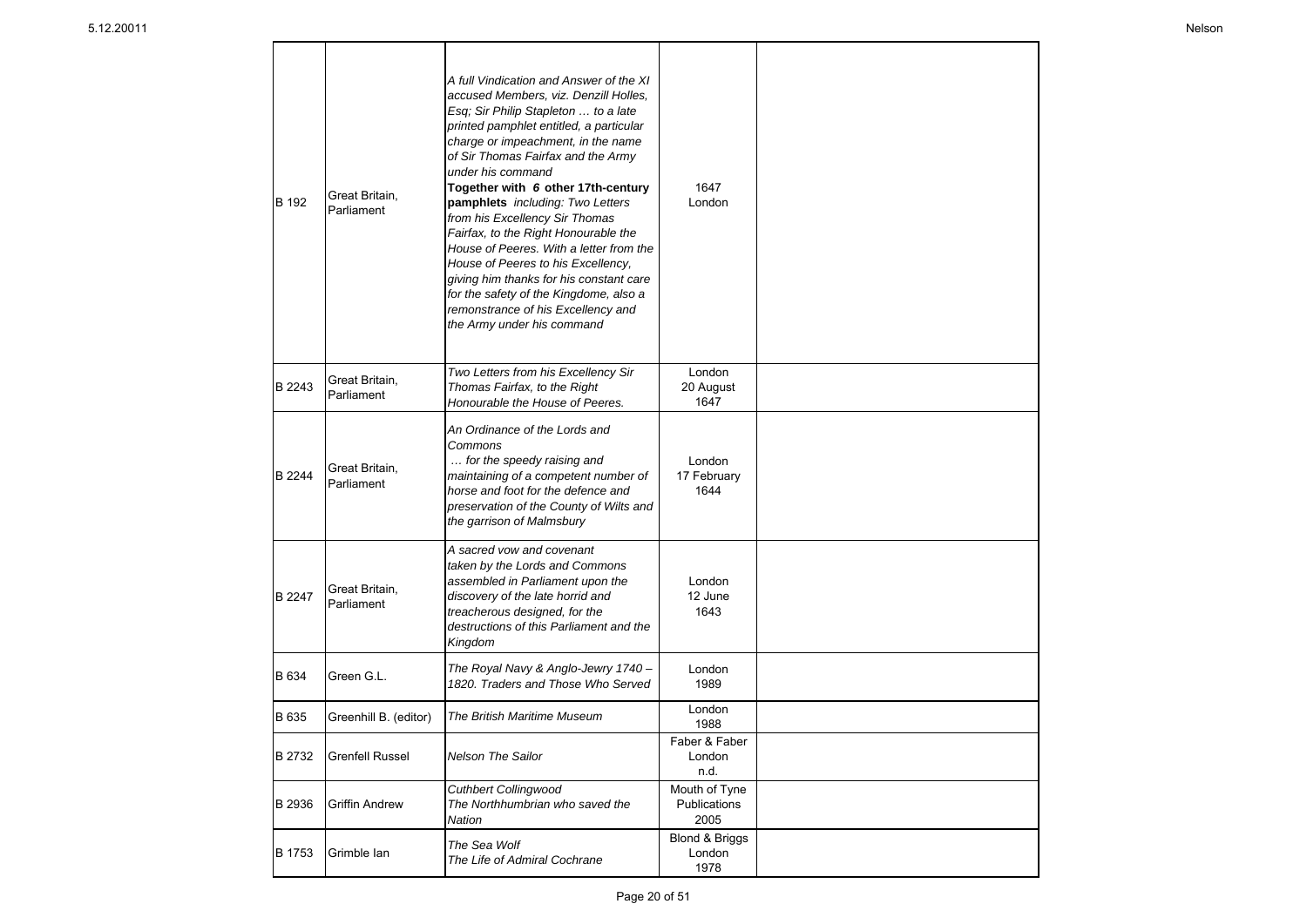| | | | | |
|---|---|---|---|---|
| B 192 | Great Britain, Parliament | *A full Vindication and Answer of the XI accused Members, viz. Denzill Holles, Esq; Sir Philip Stapleton … to a late printed pamphlet entitled, a particular charge or impeachment, in the name of Sir Thomas Fairfax and the Army under his command*<br>**Together with *6* other 17th-century pamphlets** *including: Two Letters from his Excellency Sir Thomas Fairfax, to the Right Honourable the House of Peeres. With a letter from the House of Peeres to his Excellency, giving him thanks for his constant care for the safety of the Kingdome, also a remonstrance of his Excellency and the Army under his command* | 1647<br>London | |
| B 2243 | Great Britain, Parliament | *Two Letters from his Excellency Sir Thomas Fairfax, to the Right Honourable the House of Peeres.* | London<br>20 August<br>1647 | |
| B 2244 | Great Britain, Parliament | *An Ordinance of the Lords and Commons*<br>*… for the speedy raising and maintaining of a competent number of horse and foot for the defence and preservation of the County of Wilts and the garrison of Malmsbury* | London<br>17 February<br>1644 | |
| B 2247 | Great Britain, Parliament | *A sacred vow and covenant taken by the Lords and Commons assembled in Parliament upon the discovery of the late horrid and treacherous designed, for the destructions of this Parliament and the Kingdom* | London<br>12 June<br>1643 | |
| B 634 | Green G.L. | *The Royal Navy & Anglo-Jewry 1740 – 1820. Traders and Those Who Served* | London<br>1989 | |
| B 635 | Greenhill B. (editor) | *The British Maritime Museum* | London<br>1988 | |
| B 2732 | Grenfell Russel | *Nelson The Sailor* | Faber & Faber<br>London<br>n.d. | |
| B 2936 | Griffin Andrew | *Cuthbert Collingwood*<br>*The Northhumbrian who saved the Nation* | Mouth of Tyne Publications<br>2005 | |
| B 1753 | Grimble Ian | *The Sea Wolf*<br>*The Life of Admiral Cochrane* | Blond & Briggs<br>London<br>1978 | |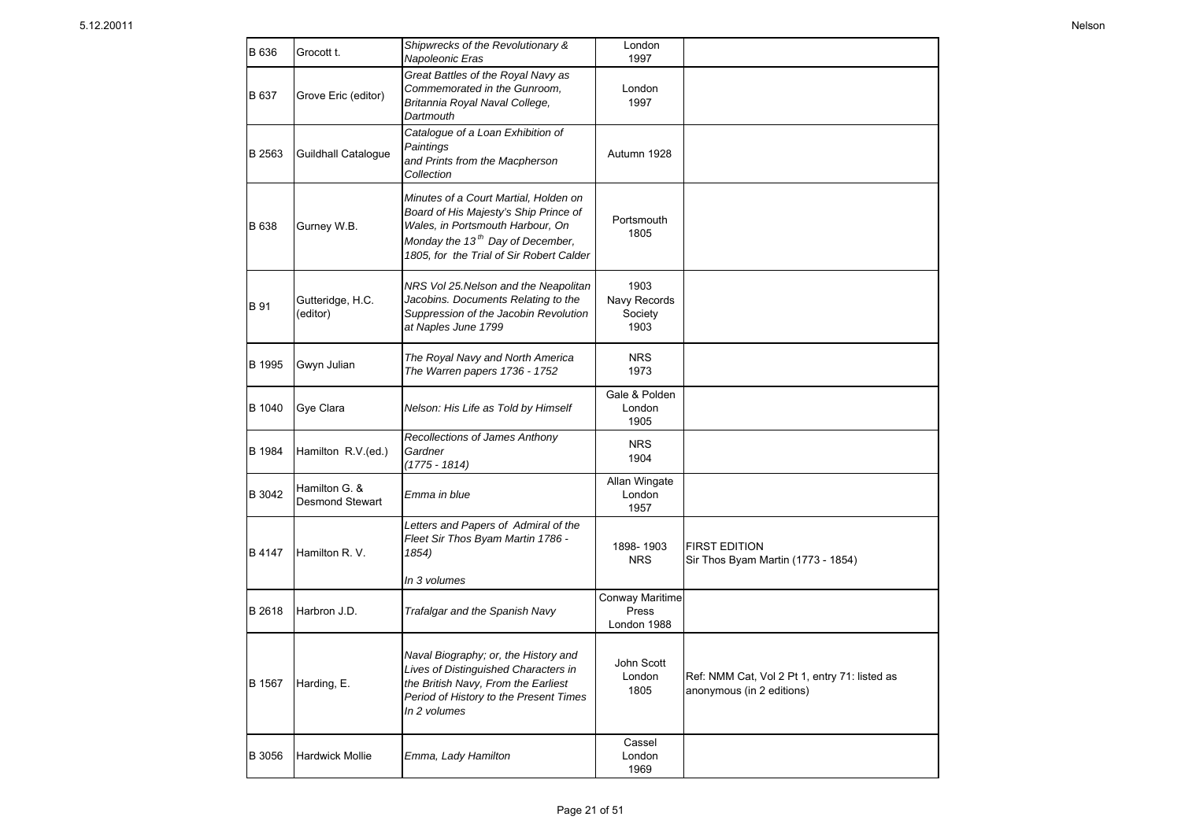| B 636 | Grocott t. | *Shipwrecks of the Revolutionary & Napoleonic Eras* | London 1997 | |
|---|---|---|---|---|
| B 637 | Grove Eric (editor) | *Great Battles of the Royal Navy as Commemorated in the Gunroom, Britannia Royal Naval College, Dartmouth* | London 1997 | |
| B 2563 | Guildhall Catalogue | *Catalogue of a Loan Exhibition of Paintings and Prints from the Macpherson Collection* | Autumn 1928 | |
| B 638 | Gurney W.B. | *Minutes of a Court Martial, Holden on Board of His Majesty's Ship Prince of Wales, in Portsmouth Harbour, On Monday the 13th Day of December, 1805, for the Trial of Sir Robert Calder* | Portsmouth 1805 | |
| B 91 | Gutteridge, H.C. (editor) | *NRS Vol 25.Nelson and the Neapolitan Jacobins. Documents Relating to the Suppression of the Jacobin Revolution at Naples June 1799* | 1903 Navy Records Society 1903 | |
| B 1995 | Gwyn Julian | *The Royal Navy and North America The Warren papers 1736 - 1752* | NRS 1973 | |
| B 1040 | Gye Clara | *Nelson: His Life as Told by Himself* | Gale & Polden London 1905 | |
| B 1984 | Hamilton R.V.(ed.) | *Recollections of James Anthony Gardner (1775 - 1814)* | NRS 1904 | |
| B 3042 | Hamilton G. & Desmond Stewart | *Emma in blue* | Allan Wingate London 1957 | |
| B 4147 | Hamilton R. V. | *Letters and Papers of Admiral of the Fleet Sir Thos Byam Martin 1786 - 1854)* *In 3 volumes* | 1898- 1903 NRS | FIRST EDITION Sir Thos Byam Martin (1773 - 1854) |
| B 2618 | Harbron J.D. | *Trafalgar and the Spanish Navy* | Conway Maritime Press London 1988 | |
| B 1567 | Harding, E. | *Naval Biography; or, the History and Lives of Distinguished Characters in the British Navy, From the Earliest Period of History to the Present Times In 2 volumes* | John Scott London 1805 | Ref: NMM Cat, Vol 2 Pt 1, entry 71: listed as anonymous (in 2 editions) |
| B 3056 | Hardwick Mollie | *Emma, Lady Hamilton* | Cassel London 1969 | |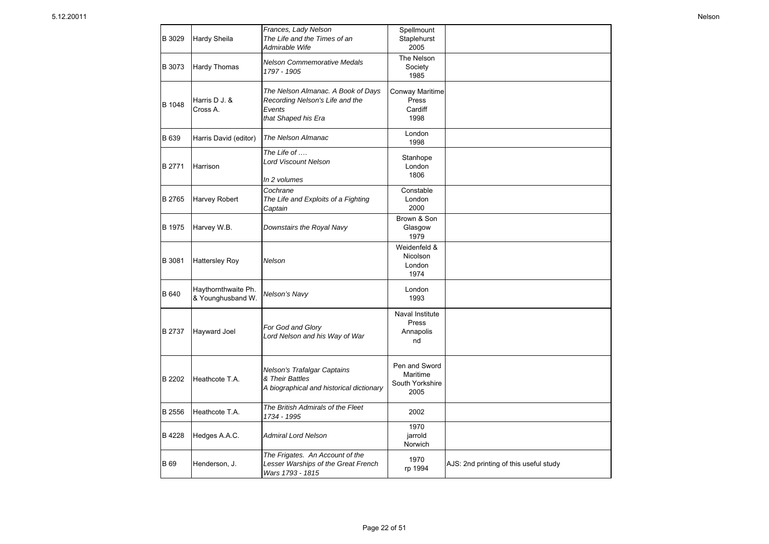| | | | | |
|---|---|---|---|---|
| B 3029 | Hardy Sheila | *Frances, Lady Nelson The Life and the Times of an Admirable Wife* | Spellmount Staplehurst 2005 | |
| B 3073 | Hardy Thomas | *Nelson Commemorative Medals 1797 - 1905* | The Nelson Society 1985 | |
| B 1048 | Harris D J. & Cross A. | *The Nelson Almanac. A Book of Days Recording Nelson's Life and the Events that Shaped his Era* | Conway Maritime Press Cardiff 1998 | |
| B 639 | Harris David (editor) | *The Nelson Almanac* | London 1998 | |
| B 2771 | Harrison | *The Life of …. Lord Viscount Nelson In 2 volumes* | Stanhope London 1806 | |
| B 2765 | Harvey Robert | *Cochrane The Life and Exploits of a Fighting Captain* | Constable London 2000 | |
| B 1975 | Harvey W.B. | *Downstairs the Royal Navy* | Brown & Son Glasgow 1979 | |
| B 3081 | Hattersley Roy | *Nelson* | Weidenfeld & Nicolson London 1974 | |
| B 640 | Haythornthwaite Ph. & Younghusband W. | *Nelson's Navy* | London 1993 | |
| B 2737 | Hayward Joel | *For God and Glory Lord Nelson and his Way of War* | Naval Institute Press Annapolis nd | |
| B 2202 | Heathcote T.A. | *Nelson's Trafalgar Captains & Their Battles A biographical and historical dictionary* | Pen and Sword Maritime South Yorkshire 2005 | |
| B 2556 | Heathcote T.A. | *The British Admirals of the Fleet 1734 - 1995* | 2002 | |
| B 4228 | Hedges A.A.C. | *Admiral Lord Nelson* | 1970 jarrold Norwich | |
| B 69 | Henderson, J. | *The Frigates. An Account of the Lesser Warships of the Great French Wars 1793 - 1815* | 1970 rp 1994 | AJS: 2nd printing of this useful study |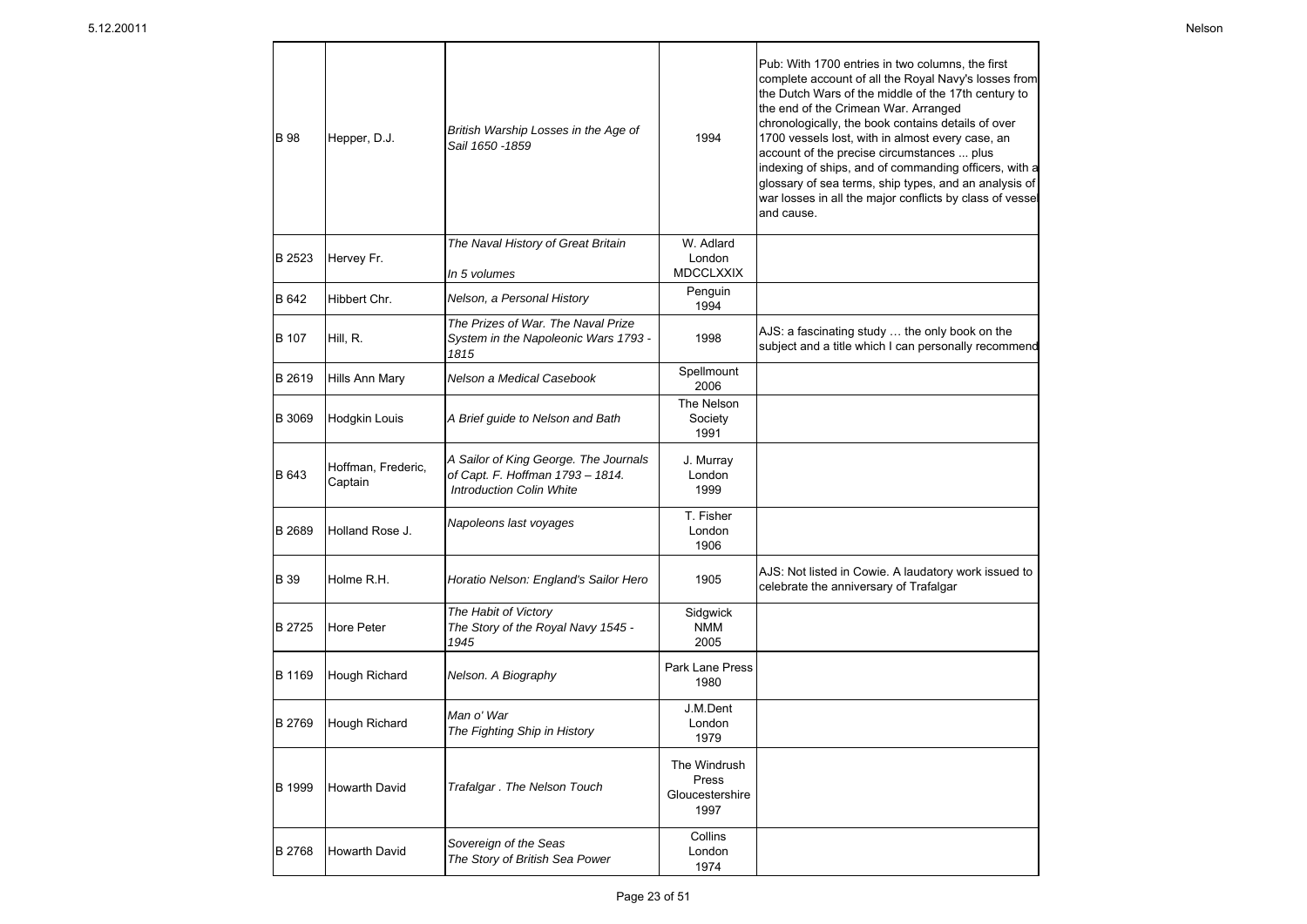| | | | | |
|---|---|---|---|---|
| B 98 | Hepper, D.J. | *British Warship Losses in the Age of Sail 1650 -1859* | 1994 | Pub: With 1700 entries in two columns, the first complete account of all the Royal Navy's losses from the Dutch Wars of the middle of the 17th century to the end of the Crimean War. Arranged chronologically, the book contains details of over 1700 vessels lost, with in almost every case, an account of the precise circumstances ... plus indexing of ships, and of commanding officers, with a glossary of sea terms, ship types, and an analysis of war losses in all the major conflicts by class of vessel and cause. |
| B 2523 | Hervey Fr. | *The Naval History of Great Britain*<br><br>*In 5 volumes* | W. Adlard London MDCCLXXIX | |
| B 642 | Hibbert Chr. | *Nelson, a Personal History* | Penguin 1994 | |
| B 107 | Hill, R. | *The Prizes of War. The Naval Prize System in the Napoleonic Wars 1793 - 1815* | 1998 | AJS: a fascinating study … the only book on the subject and a title which I can personally recommend |
| B 2619 | Hills Ann Mary | *Nelson a Medical Casebook* | Spellmount 2006 | |
| B 3069 | Hodgkin Louis | *A Brief guide to Nelson and Bath* | The Nelson Society 1991 | |
| B 643 | Hoffman, Frederic, Captain | *A Sailor of King George. The Journals of Capt. F. Hoffman 1793 – 1814. Introduction Colin White* | J. Murray London 1999 | |
| B 2689 | Holland Rose J. | *Napoleons last voyages* | T. Fisher London 1906 | |
| B 39 | Holme R.H. | *Horatio Nelson: England's Sailor Hero* | 1905 | AJS: Not listed in Cowie. A laudatory work issued to celebrate the anniversary of Trafalgar |
| B 2725 | Hore Peter | *The Habit of Victory The Story of the Royal Navy 1545 - 1945* | Sidgwick NMM 2005 | |
| B 1169 | Hough Richard | *Nelson. A Biography* | Park Lane Press 1980 | |
| B 2769 | Hough Richard | *Man o' War The Fighting Ship in History* | J.M.Dent London 1979 | |
| B 1999 | Howarth David | *Trafalgar . The Nelson Touch* | The Windrush Press Gloucestershire 1997 | |
| B 2768 | Howarth David | *Sovereign of the Seas The Story of British Sea Power* | Collins London 1974 | |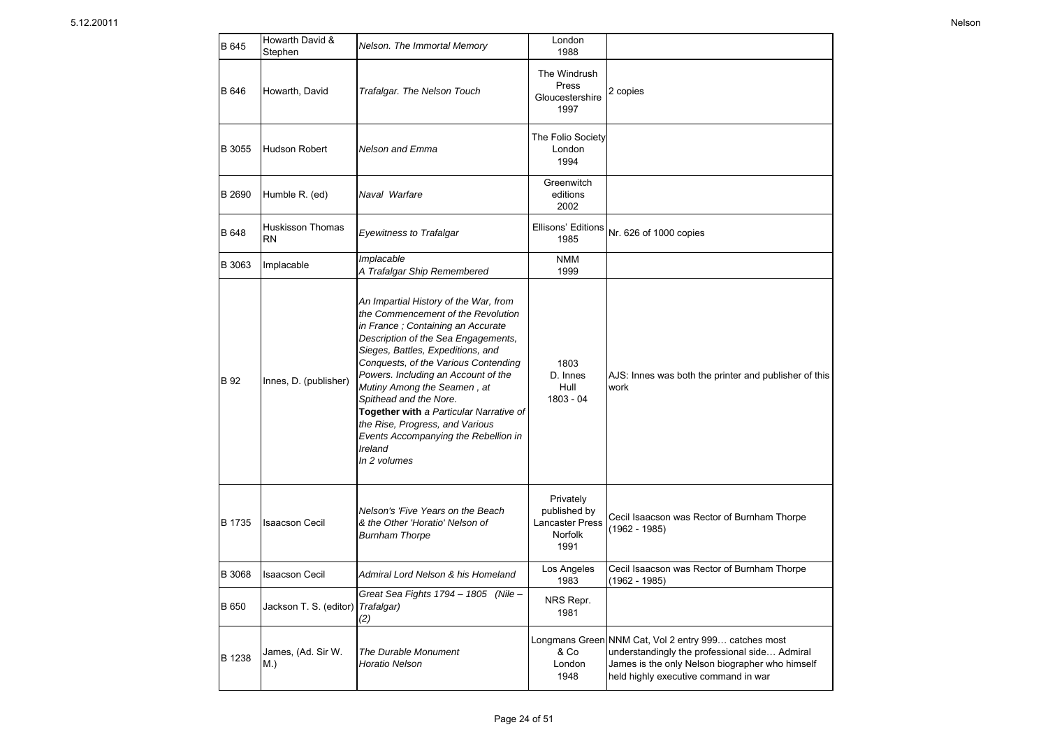| B 645 | Howarth David & Stephen | *Nelson. The Immortal Memory* | London 1988 | |
|---|---|---|---|---|
| B 646 | Howarth, David | *Trafalgar. The Nelson Touch* | The Windrush Press Gloucestershire 1997 | 2 copies |
| B 3055 | Hudson Robert | *Nelson and Emma* | The Folio Society London 1994 | |
| B 2690 | Humble R. (ed) | *Naval Warfare* | Greenwitch editions 2002 | |
| B 648 | Huskisson Thomas RN | *Eyewitness to Trafalgar* | Ellisons' Editions 1985 | Nr. 626 of 1000 copies |
| B 3063 | Implacable | *Implacable A Trafalgar Ship Remembered* | NMM 1999 | |
| B 92 | Innes, D. (publisher) | *An Impartial History of the War, from the Commencement of the Revolution in France ; Containing an Accurate Description of the Sea Engagements, Sieges, Battles, Expeditions, and Conquests, of the Various Contending Powers. Including an Account of the Mutiny Among the Seamen , at Spithead and the Nore.* **Together with** *a Particular Narrative of the Rise, Progress, and Various Events Accompanying the Rebellion in Ireland In 2 volumes* | 1803 D. Innes Hull 1803 - 04 | AJS: Innes was both the printer and publisher of this work |
| B 1735 | Isaacson Cecil | *Nelson's 'Five Years on the Beach & the Other 'Horatio' Nelson of Burnham Thorpe* | Privately published by Lancaster Press Norfolk 1991 | Cecil Isaacson was Rector of Burnham Thorpe (1962 - 1985) |
| B 3068 | Isaacson Cecil | *Admiral Lord Nelson & his Homeland* | Los Angeles 1983 | Cecil Isaacson was Rector of Burnham Thorpe (1962 - 1985) |
| B 650 | Jackson T. S. (editor) | *Great Sea Fights 1794 – 1805 (Nile – Trafalgar) (2)* | NRS Repr. 1981 | |
| B 1238 | James, (Ad. Sir W. M.) | *The Durable Monument Horatio Nelson* | Longmans Green & Co London 1948 | NNM Cat, Vol 2 entry 999… catches most understandingly the professional side… Admiral James is the only Nelson biographer who himself held highly executive command in war |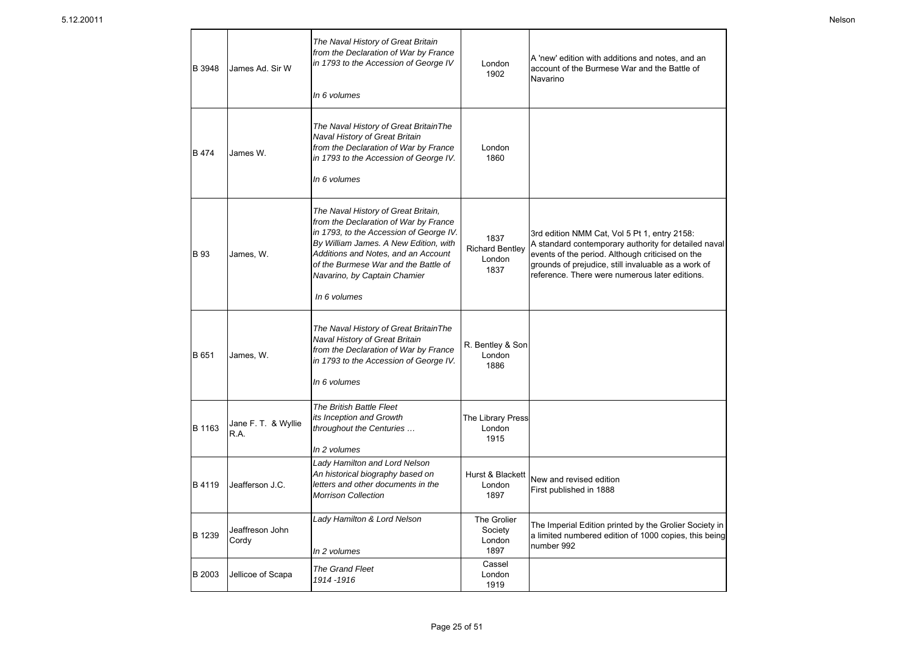| | | | | |
|---|---|---|---|---|
| B 3948 | James Ad. Sir W | *The Naval History of Great Britain from the Declaration of War by France in 1793 to the Accession of George IV*<br><br>*In 6 volumes* | London<br>1902 | A 'new' edition with additions and notes, and an account of the Burmese War and the Battle of Navarino |
| B 474 | James W. | *The Naval History of Great BritainThe Naval History of Great Britain from the Declaration of War by France in 1793 to the Accession of George IV.*<br><br>*In 6 volumes* | London<br>1860 | |
| B 93 | James, W. | *The Naval History of Great Britain, from the Declaration of War by France in 1793, to the Accession of George IV. By William James. A New Edition, with Additions and Notes, and an Account of the Burmese War and the Battle of Navarino, by Captain Chamier*<br><br>*In 6 volumes* | 1837<br>Richard Bentley<br>London<br>1837 | 3rd edition NMM Cat, Vol 5 Pt 1, entry 2158:<br>A standard contemporary authority for detailed naval events of the period. Although criticised on the grounds of prejudice, still invaluable as a work of reference. There were numerous later editions. |
| B 651 | James, W. | *The Naval History of Great BritainThe Naval History of Great Britain from the Declaration of War by France in 1793 to the Accession of George IV.*<br><br>*In 6 volumes* | R. Bentley & Son<br>London<br>1886 | |
| B 1163 | Jane F. T. & Wyllie R.A. | *The British Battle Fleet its Inception and Growth throughout the Centuries …*<br><br>*In 2 volumes* | The Library Press<br>London<br>1915 | |
| B 4119 | Jeafferson J.C. | *Lady Hamilton and Lord Nelson An historical biography based on letters and other documents in the Morrison Collection* | Hurst & Blackett<br>London<br>1897 | New and revised edition<br>First published in 1888 |
| B 1239 | Jeaffreson John Cordy | *Lady Hamilton & Lord Nelson*<br><br>*In 2 volumes* | The Grolier Society<br>London<br>1897 | The Imperial Edition printed by the Grolier Society in a limited numbered edition of 1000 copies, this being number 992 |
| B 2003 | Jellicoe of Scapa | *The Grand Fleet 1914 -1916* | Cassel<br>London<br>1919 | |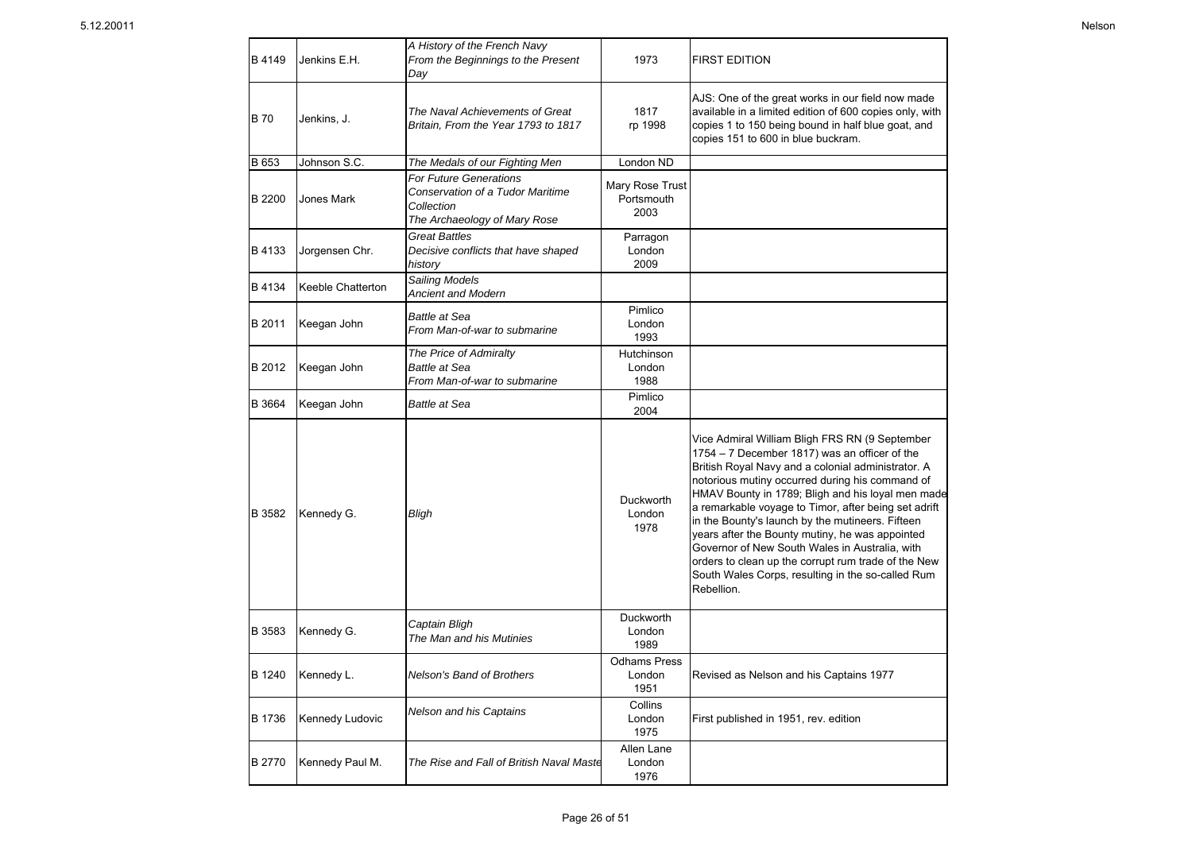| B 4149 | Jenkins E.H. | *A History of the French Navy From the Beginnings to the Present Day* | 1973 | FIRST EDITION |
|---|---|---|---|---|
| B 70 | Jenkins, J. | *The Naval Achievements of Great Britain, From the Year 1793 to 1817* | 1817 rp 1998 | AJS: One of the great works in our field now made available in a limited edition of 600 copies only, with copies 1 to 150 being bound in half blue goat, and copies 151 to 600 in blue buckram. |
| B 653 | Johnson S.C. | *The Medals of our Fighting Men* | London ND | |
| B 2200 | Jones Mark | *For Future Generations Conservation of a Tudor Maritime Collection The Archaeology of Mary Rose* | Mary Rose Trust Portsmouth 2003 | |
| B 4133 | Jorgensen Chr. | *Great Battles Decisive conflicts that have shaped history* | Parragon London 2009 | |
| B 4134 | Keeble Chatterton | *Sailing Models Ancient and Modern* | | |
| B 2011 | Keegan John | *Battle at Sea From Man-of-war to submarine* | Pimlico London 1993 | |
| B 2012 | Keegan John | *The Price of Admiralty Battle at Sea From Man-of-war to submarine* | Hutchinson London 1988 | |
| B 3664 | Keegan John | *Battle at Sea* | Pimlico 2004 | |
| B 3582 | Kennedy G. | *Bligh* | Duckworth London 1978 | Vice Admiral William Bligh FRS RN (9 September 1754 – 7 December 1817) was an officer of the British Royal Navy and a colonial administrator. A notorious mutiny occurred during his command of HMAV Bounty in 1789; Bligh and his loyal men made a remarkable voyage to Timor, after being set adrift in the Bounty's launch by the mutineers. Fifteen years after the Bounty mutiny, he was appointed Governor of New South Wales in Australia, with orders to clean up the corrupt rum trade of the New South Wales Corps, resulting in the so-called Rum Rebellion. |
| B 3583 | Kennedy G. | *Captain Bligh The Man and his Mutinies* | Duckworth London 1989 | |
| B 1240 | Kennedy L. | *Nelson's Band of Brothers* | Odhams Press London 1951 | Revised as Nelson and his Captains 1977 |
| B 1736 | Kennedy Ludovic | *Nelson and his Captains* | Collins London 1975 | First published in 1951, rev. edition |
| B 2770 | Kennedy Paul M. | *The Rise and Fall of British Naval Maste* | Allen Lane London 1976 | |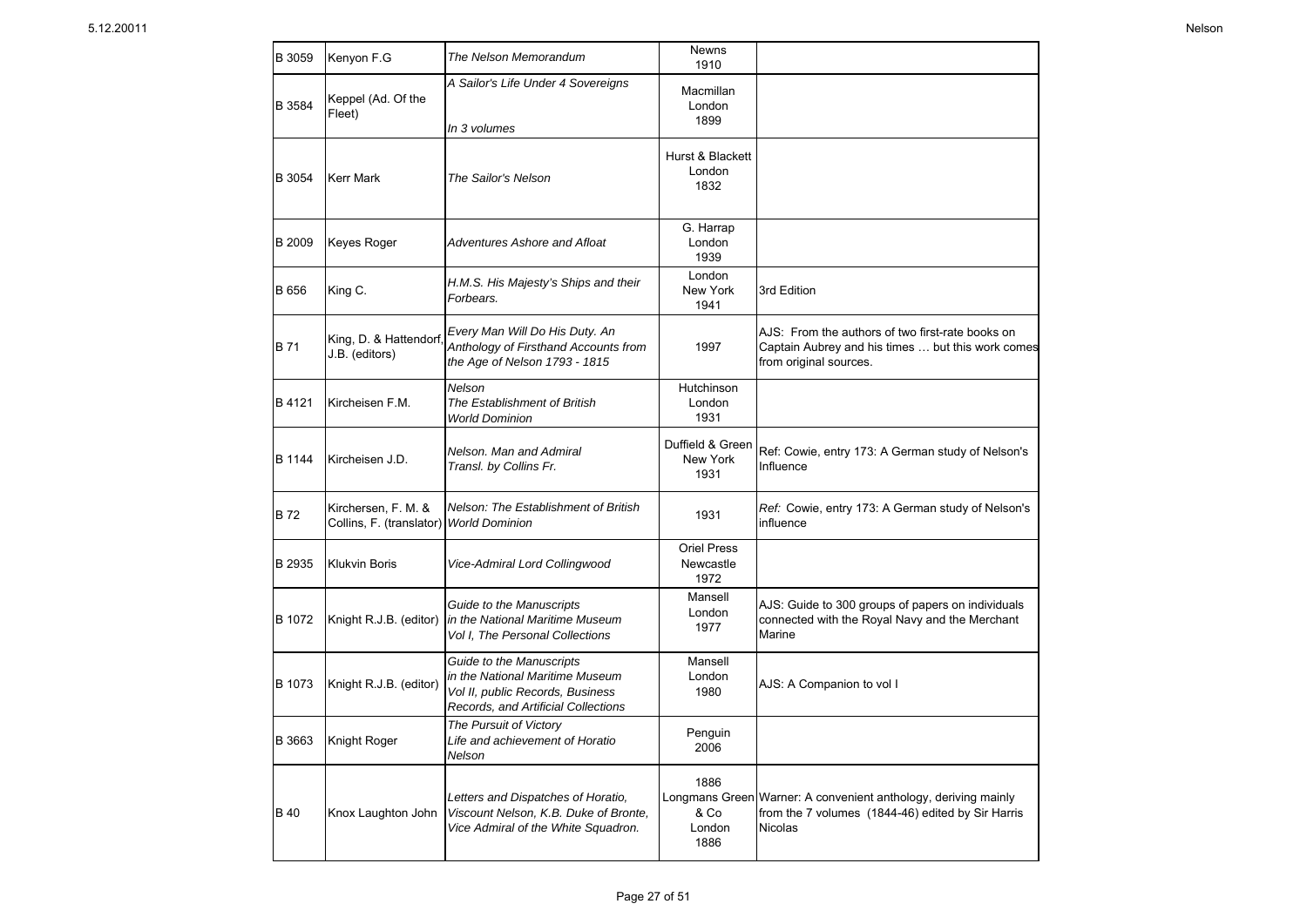| | | | | |
|---|---|---|---|---|
| B 3059 | Kenyon F.G | *The Nelson Memorandum* | Newns 1910 | |
| B 3584 | Keppel (Ad. Of the Fleet) | *A Sailor's Life Under 4 Sovereigns*<br><br>*In 3 volumes* | Macmillan London 1899 | |
| B 3054 | Kerr Mark | *The Sailor's Nelson* | Hurst & Blackett London 1832 | |
| B 2009 | Keyes Roger | *Adventures Ashore and Afloat* | G. Harrap London 1939 | |
| B 656 | King C. | *H.M.S. His Majesty's Ships and their Forbears.* | London New York 1941 | 3rd Edition |
| B 71 | King, D. & Hattendorf, J.B. (editors) | *Every Man Will Do His Duty. An Anthology of Firsthand Accounts from the Age of Nelson 1793 - 1815* | 1997 | AJS: From the authors of two first-rate books on Captain Aubrey and his times … but this work comes from original sources. |
| B 4121 | Kircheisen F.M. | *Nelson*<br>*The Establishment of British World Dominion* | Hutchinson London 1931 | |
| B 1144 | Kircheisen J.D. | *Nelson. Man and Admiral*<br>*Transl. by Collins Fr.* | Duffield & Green New York 1931 | Ref: Cowie, entry 173: A German study of Nelson's Influence |
| B 72 | Kirchersen, F. M. & Collins, F. (translator) | *Nelson: The Establishment of British World Dominion* | 1931 | *Ref:* Cowie, entry 173: A German study of Nelson's influence |
| B 2935 | Klukvin Boris | *Vice-Admiral Lord Collingwood* | Oriel Press Newcastle 1972 | |
| B 1072 | Knight R.J.B. (editor) | *Guide to the Manuscripts in the National Maritime Museum Vol I, The Personal Collections* | Mansell London 1977 | AJS: Guide to 300 groups of papers on individuals connected with the Royal Navy and the Merchant Marine |
| B 1073 | Knight R.J.B. (editor) | *Guide to the Manuscripts in the National Maritime Museum Vol II, public Records, Business Records, and Artificial Collections* | Mansell London 1980 | AJS: A Companion to vol I |
| B 3663 | Knight Roger | *The Pursuit of Victory*<br>*Life and achievement of Horatio Nelson* | Penguin 2006 | |
| B 40 | Knox Laughton John | *Letters and Dispatches of Horatio, Viscount Nelson, K.B. Duke of Bronte, Vice Admiral of the White Squadron.* | 1886<br>Longmans Green & Co London 1886 | Warner: A convenient anthology, deriving mainly from the 7 volumes (1844-46) edited by Sir Harris Nicolas |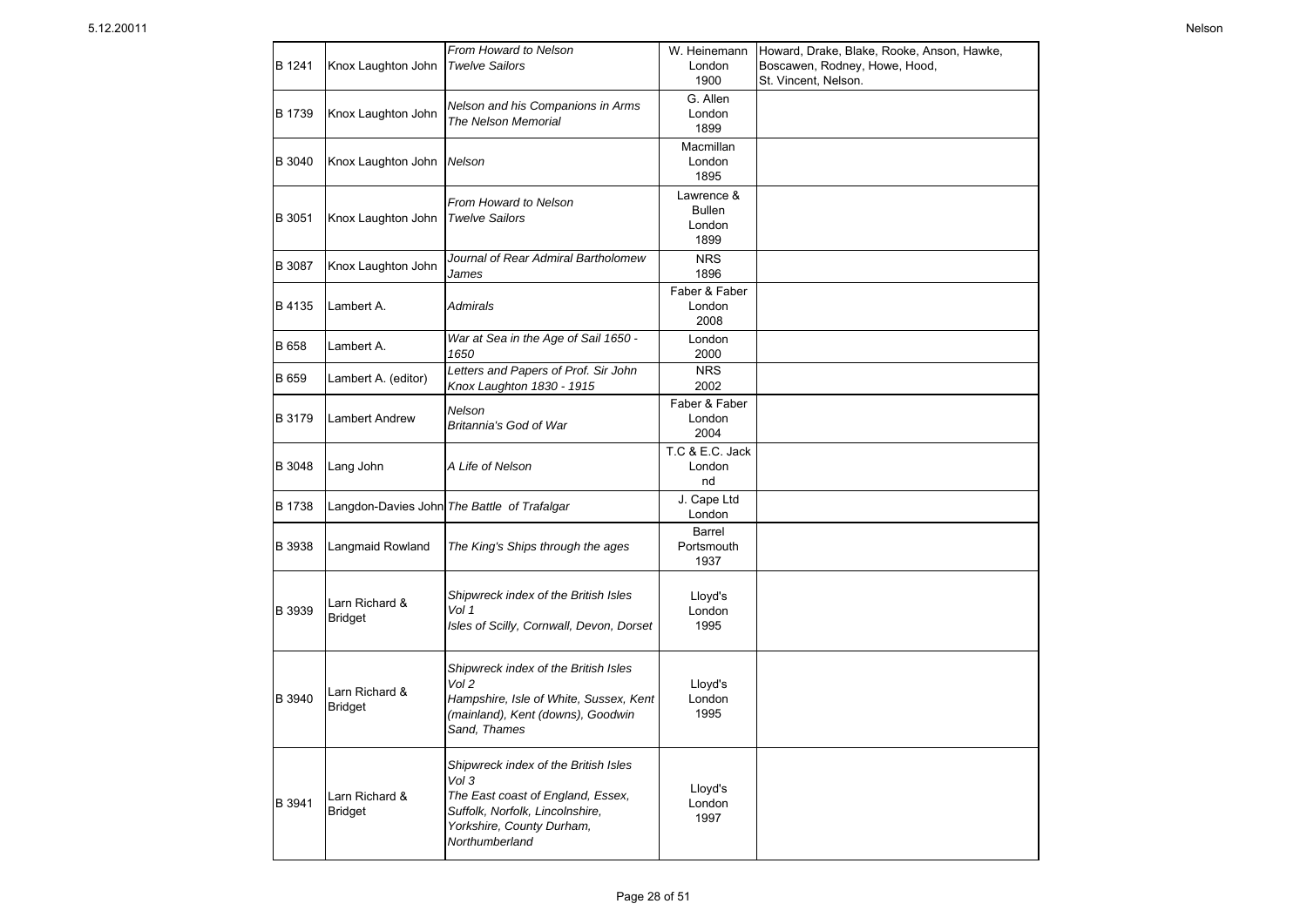| | | | | |
|---|---|---|---|---|
| B 1241 | Knox Laughton John | *From Howard to Nelson*<br>*Twelve Sailors* | W. Heinemann<br>London<br>1900 | Howard, Drake, Blake, Rooke, Anson, Hawke,<br>Boscawen, Rodney, Howe, Hood,<br>St. Vincent, Nelson. |
| B 1739 | Knox Laughton John | *Nelson and his Companions in Arms*<br>*The Nelson Memorial* | G. Allen<br>London<br>1899 | |
| B 3040 | Knox Laughton John | *Nelson* | Macmillan<br>London<br>1895 | |
| B 3051 | Knox Laughton John | *From Howard to Nelson*<br>*Twelve Sailors* | Lawrence &<br>Bullen<br>London<br>1899 | |
| B 3087 | Knox Laughton John | *Journal of Rear Admiral Bartholomew James* | NRS<br>1896 | |
| B 4135 | Lambert A. | *Admirals* | Faber & Faber<br>London<br>2008 | |
| B 658 | Lambert A. | *War at Sea in the Age of Sail 1650 - 1650* | London<br>2000 | |
| B 659 | Lambert A. (editor) | *Letters and Papers of Prof. Sir John Knox Laughton 1830 - 1915* | NRS<br>2002 | |
| B 3179 | Lambert Andrew | *Nelson*<br>*Britannia's God of War* | Faber & Faber<br>London<br>2004 | |
| B 3048 | Lang John | *A Life of Nelson* | T.C & E.C. Jack<br>London<br>nd | |
| B 1738 | Langdon-Davies John | *The Battle of Trafalgar* | J. Cape Ltd<br>London | |
| B 3938 | Langmaid Rowland | *The King's Ships through the ages* | Barrel<br>Portsmouth<br>1937 | |
| B 3939 | Larn Richard & Bridget | *Shipwreck index of the British Isles*<br>*Vol 1*<br>*Isles of Scilly, Cornwall, Devon, Dorset* | Lloyd's<br>London<br>1995 | |
| B 3940 | Larn Richard & Bridget | *Shipwreck index of the British Isles*<br>*Vol 2*<br>*Hampshire, Isle of White, Sussex, Kent (mainland), Kent (downs), Goodwin Sand, Thames* | Lloyd's<br>London<br>1995 | |
| B 3941 | Larn Richard & Bridget | *Shipwreck index of the British Isles*<br>*Vol 3*<br>*The East coast of England, Essex, Suffolk, Norfolk, Lincolnshire, Yorkshire, County Durham, Northumberland* | Lloyd's<br>London<br>1997 | |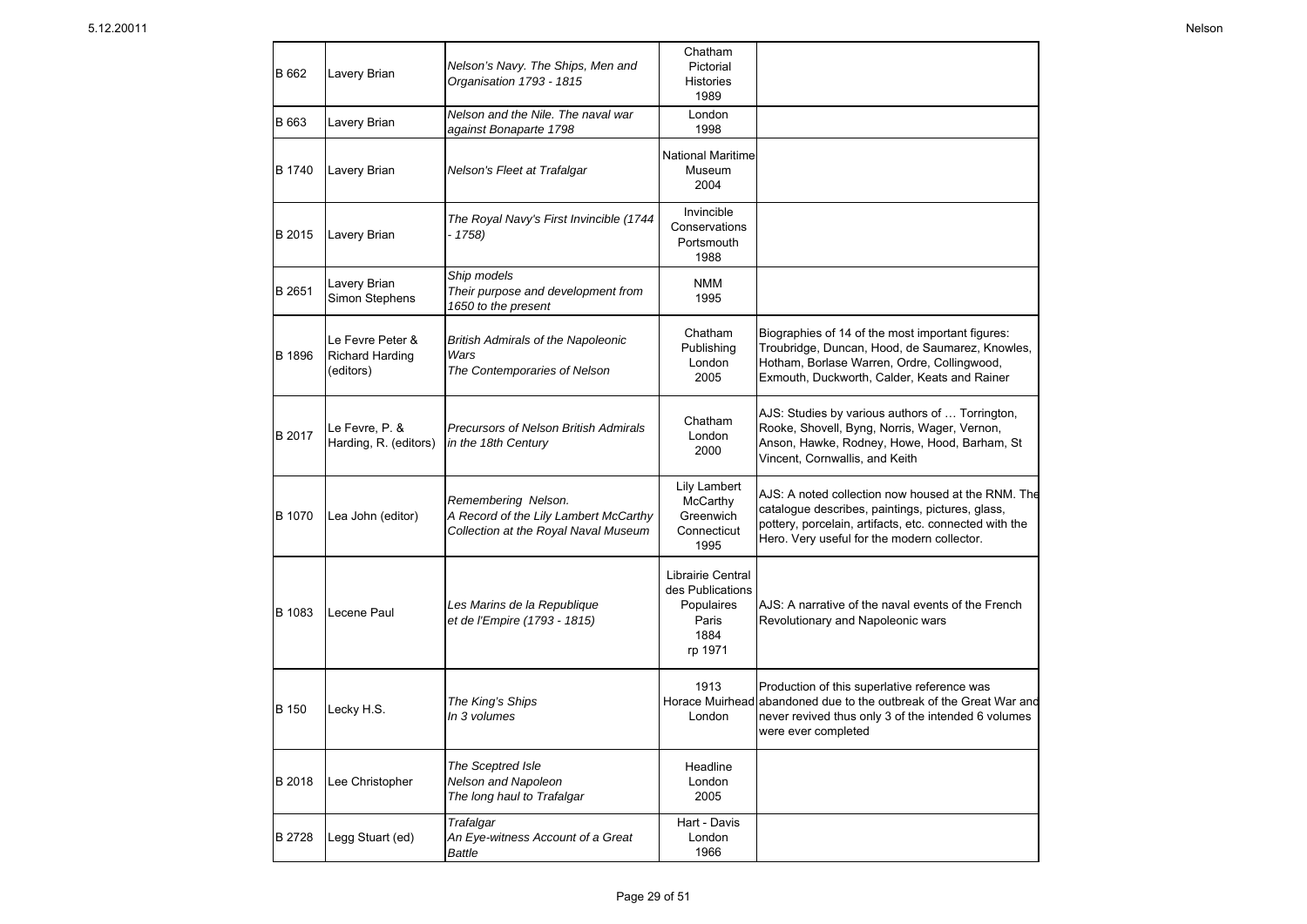| | | | | |
|---|---|---|---|---|
| B 662 | Lavery Brian | *Nelson's Navy. The Ships, Men and Organisation 1793 - 1815* | Chatham Pictorial Histories 1989 | |
| B 663 | Lavery Brian | *Nelson and the Nile. The naval war against Bonaparte 1798* | London 1998 | |
| B 1740 | Lavery Brian | *Nelson's Fleet at Trafalgar* | National Maritime Museum 2004 | |
| B 2015 | Lavery Brian | *The Royal Navy's First Invincible (1744 - 1758)* | Invincible Conservations Portsmouth 1988 | |
| B 2651 | Lavery Brian Simon Stephens | *Ship models Their purpose and development from 1650 to the present* | NMM 1995 | |
| B 1896 | Le Fevre Peter & Richard Harding (editors) | *British Admirals of the Napoleonic Wars The Contemporaries of Nelson* | Chatham Publishing London 2005 | Biographies of 14 of the most important figures: Troubridge, Duncan, Hood, de Saumarez, Knowles, Hotham, Borlase Warren, Ordre, Collingwood, Exmouth, Duckworth, Calder, Keats and Rainer |
| B 2017 | Le Fevre, P. & Harding, R. (editors) | *Precursors of Nelson British Admirals in the 18th Century* | Chatham London 2000 | AJS: Studies by various authors of … Torrington, Rooke, Shovell, Byng, Norris, Wager, Vernon, Anson, Hawke, Rodney, Howe, Hood, Barham, St Vincent, Cornwallis, and Keith |
| B 1070 | Lea John (editor) | *Remembering Nelson. A Record of the Lily Lambert McCarthy Collection at the Royal Naval Museum* | Lily Lambert McCarthy Greenwich Connecticut 1995 | AJS: A noted collection now housed at the RNM. The catalogue describes, paintings, pictures, glass, pottery, porcelain, artifacts, etc. connected with the Hero. Very useful for the modern collector. |
| B 1083 | Lecene Paul | *Les Marins de la Republique et de l'Empire (1793 - 1815)* | Librairie Central des Publications Populaires Paris 1884 rp 1971 | AJS: A narrative of the naval events of the French Revolutionary and Napoleonic wars |
| B 150 | Lecky H.S. | *The King's Ships In 3 volumes* | 1913 Horace Muirhead London | Production of this superlative reference was abandoned due to the outbreak of the Great War and never revived thus only 3 of the intended 6 volumes were ever completed |
| B 2018 | Lee Christopher | *The Sceptred Isle Nelson and Napoleon The long haul to Trafalgar* | Headline London 2005 | |
| B 2728 | Legg Stuart (ed) | *Trafalgar An Eye-witness Account of a Great Battle* | Hart - Davis London 1966 | |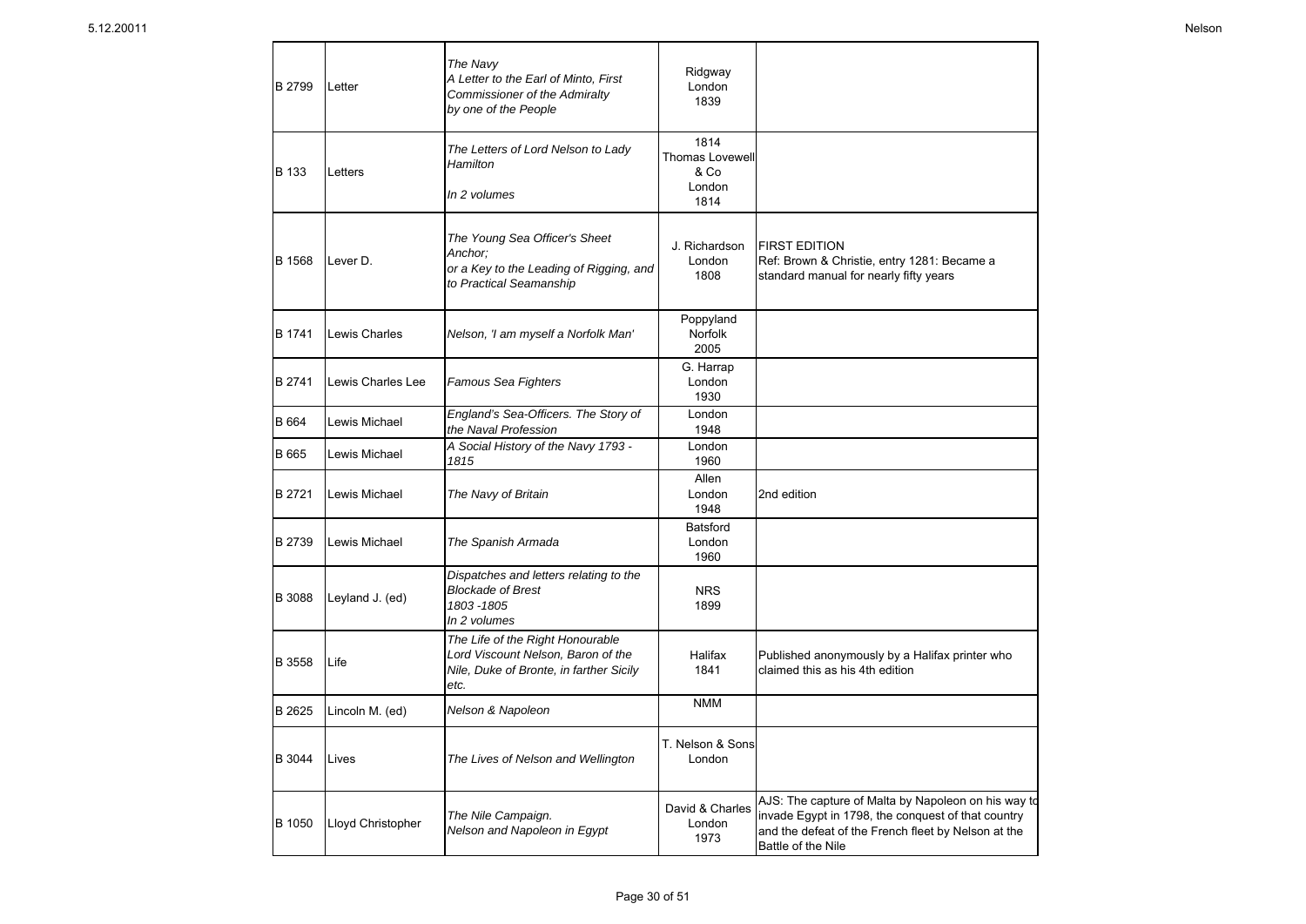| | | | | |
|---|---|---|---|---|
| B 2799 | Letter | *The Navy*<br>*A Letter to the Earl of Minto, First Commissioner of the Admiralty*<br>*by one of the People* | Ridgway<br>London<br>1839 | |
| B 133 | Letters | *The Letters of Lord Nelson to Lady Hamilton*<br><br>*In 2 volumes* | 1814<br>Thomas Lovewell & Co<br>London<br>1814 | |
| B 1568 | Lever D. | *The Young Sea Officer's Sheet Anchor;*<br>*or a Key to the Leading of Rigging, and to Practical Seamanship* | J. Richardson<br>London<br>1808 | FIRST EDITION<br>Ref: Brown & Christie, entry 1281: Became a standard manual for nearly fifty years |
| B 1741 | Lewis Charles | *Nelson, 'I am myself a Norfolk Man'* | Poppyland<br>Norfolk<br>2005 | |
| B 2741 | Lewis Charles Lee | *Famous Sea Fighters* | G. Harrap<br>London<br>1930 | |
| B 664 | Lewis Michael | *England's Sea-Officers. The Story of the Naval Profession* | London<br>1948 | |
| B 665 | Lewis Michael | *A Social History of the Navy 1793 - 1815* | London<br>1960 | |
| B 2721 | Lewis Michael | *The Navy of Britain* | Allen<br>London<br>1948 | 2nd edition |
| B 2739 | Lewis Michael | *The Spanish Armada* | Batsford<br>London<br>1960 | |
| B 3088 | Leyland J. (ed) | *Dispatches and letters relating to the Blockade of Brest*<br>*1803 -1805*<br>*In 2 volumes* | NRS<br>1899 | |
| B 3558 | Life | *The Life of the Right Honourable Lord Viscount Nelson, Baron of the Nile, Duke of Bronte, in farther Sicily etc.* | Halifax<br>1841 | Published anonymously by a Halifax printer who claimed this as his 4th edition |
| B 2625 | Lincoln M. (ed) | *Nelson & Napoleon* | NMM | |
| B 3044 | Lives | *The Lives of Nelson and Wellington* | T. Nelson & Sons<br>London | |
| B 1050 | Lloyd Christopher | *The Nile Campaign.*<br>*Nelson and Napoleon in Egypt* | David & Charles<br>London<br>1973 | AJS: The capture of Malta by Napoleon on his way to invade Egypt in 1798, the conquest of that country and the defeat of the French fleet by Nelson at the Battle of the Nile |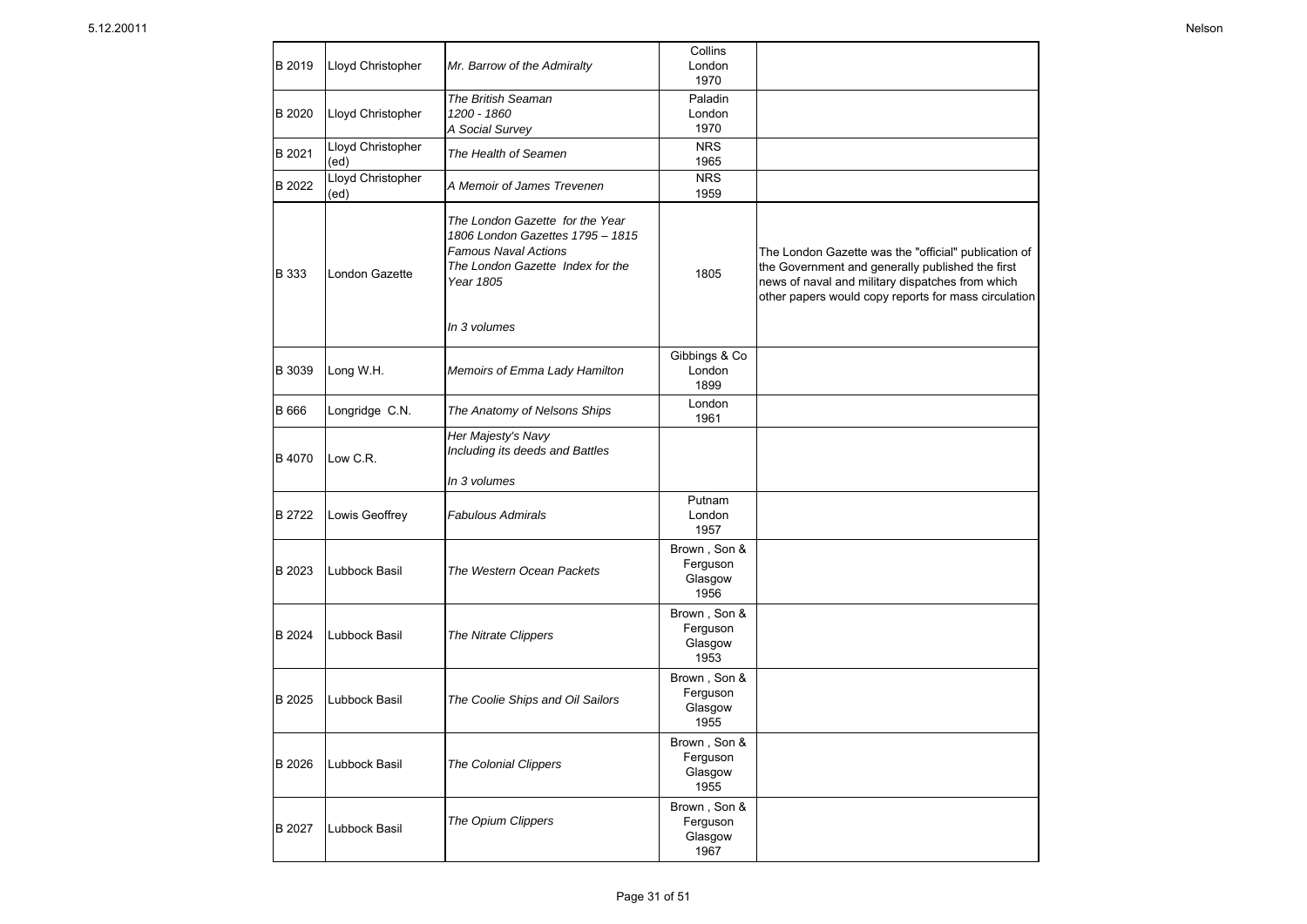| | | | | |
|---|---|---|---|---|
| B 2019 | Lloyd Christopher | *Mr. Barrow of the Admiralty* | Collins London 1970 | |
| B 2020 | Lloyd Christopher | *The British Seaman 1200 - 1860 A Social Survey* | Paladin London 1970 | |
| B 2021 | Lloyd Christopher (ed) | *The Health of Seamen* | NRS 1965 | |
| B 2022 | Lloyd Christopher (ed) | *A Memoir of James Trevenen* | NRS 1959 | |
| B 333 | London Gazette | *The London Gazette for the Year 1806 London Gazettes 1795 – 1815 Famous Naval Actions The London Gazette Index for the Year 1805*<br><br>*In 3 volumes* | 1805 | The London Gazette was the "official" publication of the Government and generally published the first news of naval and military dispatches from which other papers would copy reports for mass circulation |
| B 3039 | Long W.H. | *Memoirs of Emma Lady Hamilton* | Gibbings & Co London 1899 | |
| B 666 | Longridge C.N. | *The Anatomy of Nelsons Ships* | London 1961 | |
| B 4070 | Low C.R. | *Her Majesty's Navy Including its deeds and Battles*<br><br>*In 3 volumes* | | |
| B 2722 | Lowis Geoffrey | *Fabulous Admirals* | Putnam London 1957 | |
| B 2023 | Lubbock Basil | *The Western Ocean Packets* | Brown , Son & Ferguson Glasgow 1956 | |
| B 2024 | Lubbock Basil | *The Nitrate Clippers* | Brown , Son & Ferguson Glasgow 1953 | |
| B 2025 | Lubbock Basil | *The Coolie Ships and Oil Sailors* | Brown , Son & Ferguson Glasgow 1955 | |
| B 2026 | Lubbock Basil | *The Colonial Clippers* | Brown , Son & Ferguson Glasgow 1955 | |
| B 2027 | Lubbock Basil | *The Opium Clippers* | Brown , Son & Ferguson Glasgow 1967 | |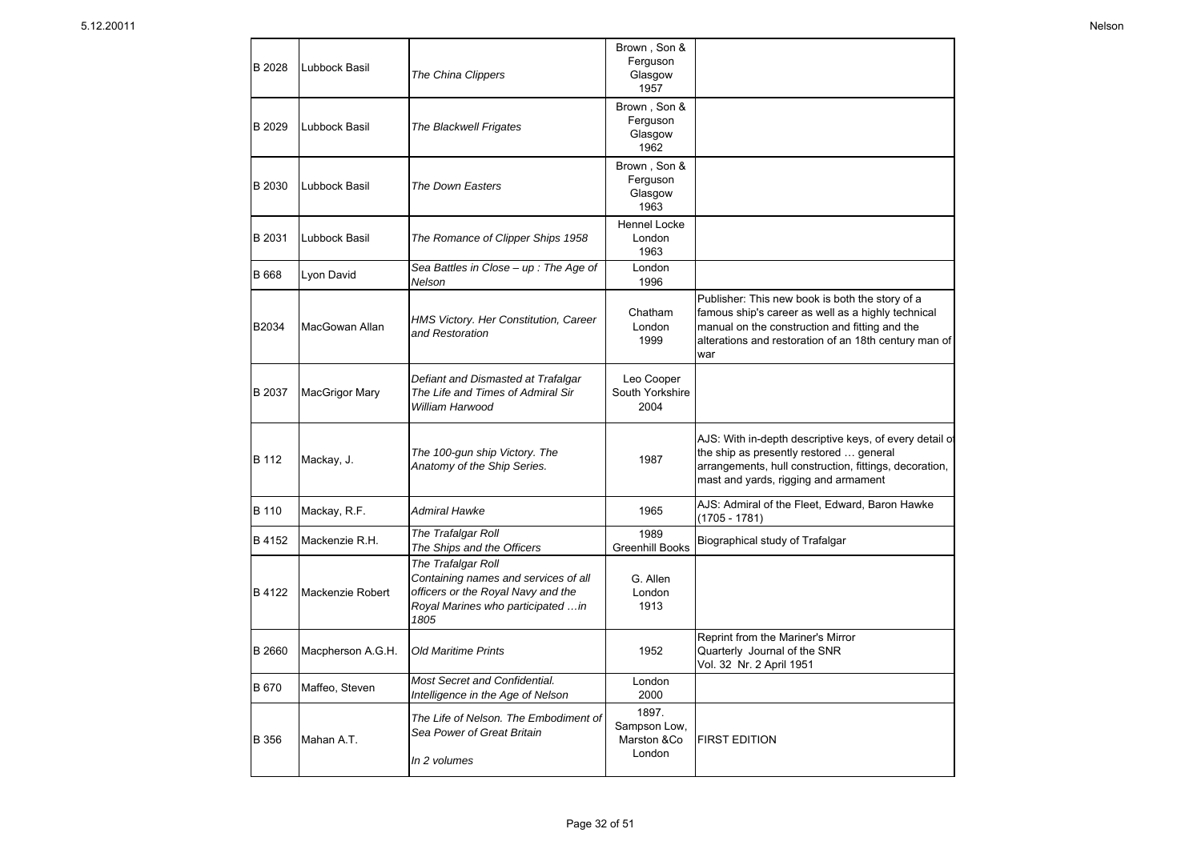| | | | | |
|---|---|---|---|---|
| B 2028 | Lubbock Basil | *The China Clippers* | Brown , Son & Ferguson Glasgow 1957 | |
| B 2029 | Lubbock Basil | *The Blackwell Frigates* | Brown , Son & Ferguson Glasgow 1962 | |
| B 2030 | Lubbock Basil | *The Down Easters* | Brown , Son & Ferguson Glasgow 1963 | |
| B 2031 | Lubbock Basil | *The Romance of Clipper Ships 1958* | Hennel Locke London 1963 | |
| B 668 | Lyon David | *Sea Battles in Close – up : The Age of Nelson* | London 1996 | |
| B2034 | MacGowan Allan | *HMS Victory. Her Constitution, Career and Restoration* | Chatham London 1999 | Publisher: This new book is both the story of a famous ship's career as well as a highly technical manual on the construction and fitting and the alterations and restoration of an 18th century man of war |
| B 2037 | MacGrigor Mary | *Defiant and Dismasted at Trafalgar The Life and Times of Admiral Sir William Harwood* | Leo Cooper South Yorkshire 2004 | |
| B 112 | Mackay, J. | *The 100-gun ship Victory. The Anatomy of the Ship Series.* | 1987 | AJS: With in-depth descriptive keys, of every detail of the ship as presently restored … general arrangements, hull construction, fittings, decoration, mast and yards, rigging and armament |
| B 110 | Mackay, R.F. | *Admiral Hawke* | 1965 | AJS: Admiral of the Fleet, Edward, Baron Hawke (1705 - 1781) |
| B 4152 | Mackenzie R.H. | *The Trafalgar Roll The Ships and the Officers* | 1989 Greenhill Books | Biographical study of Trafalgar |
| B 4122 | Mackenzie Robert | *The Trafalgar Roll Containing names and services of all officers or the Royal Navy and the Royal Marines who participated …in 1805* | G. Allen London 1913 | |
| B 2660 | Macpherson A.G.H. | *Old Maritime Prints* | 1952 | Reprint from the Mariner's Mirror Quarterly Journal of the SNR Vol. 32 Nr. 2 April 1951 |
| B 670 | Maffeo, Steven | *Most Secret and Confidential. Intelligence in the Age of Nelson* | London 2000 | |
| B 356 | Mahan A.T. | *The Life of Nelson. The Embodiment of Sea Power of Great Britain*<br><br>*In 2 volumes* | 1897. Sampson Low, Marston &Co London | FIRST EDITION |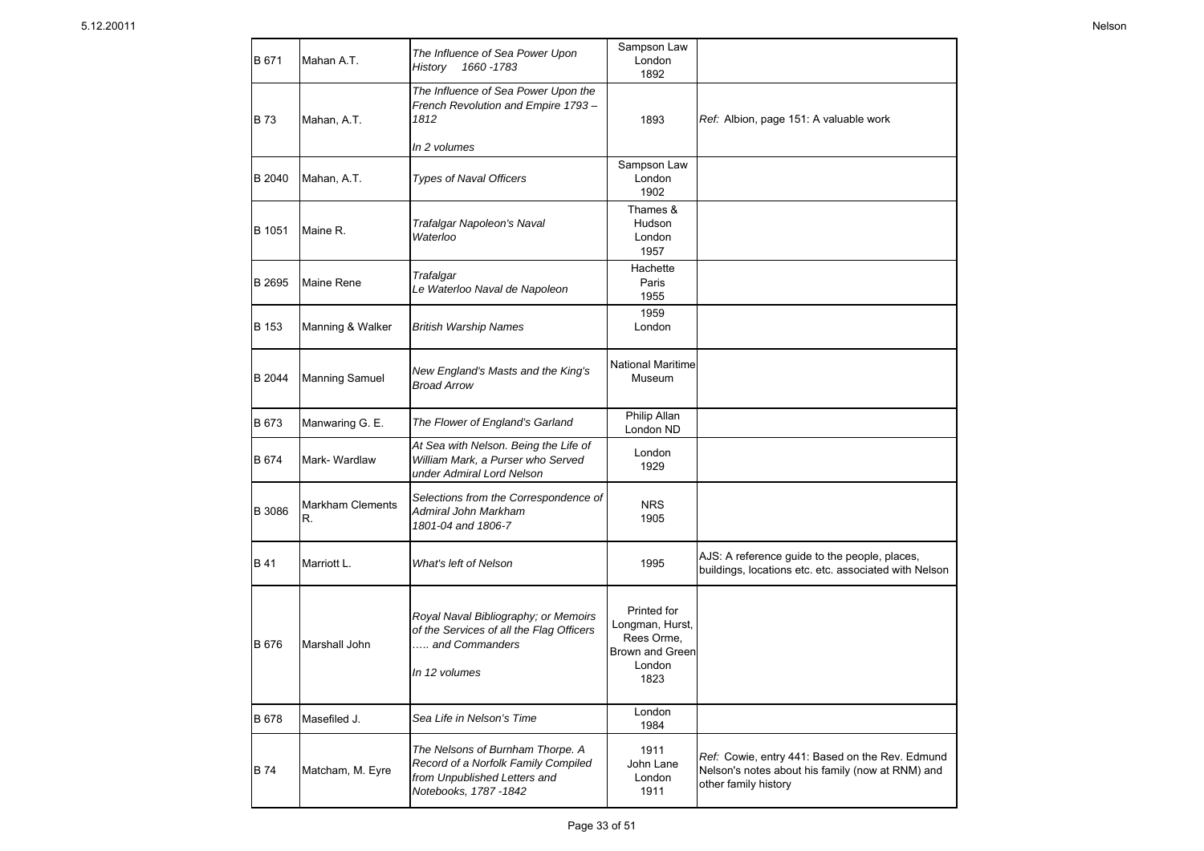| B 671 | Mahan A.T. | *The Influence of Sea Power Upon History 1660 -1783* | Sampson Law London 1892 | |
|---|---|---|---|---|
| B 73 | Mahan, A.T. | *The Influence of Sea Power Upon the French Revolution and Empire 1793 – 1812*<br><br>*In 2 volumes* | 1893 | *Ref:* Albion, page 151: A valuable work |
| B 2040 | Mahan, A.T. | *Types of Naval Officers* | Sampson Law London 1902 | |
| B 1051 | Maine R. | *Trafalgar Napoleon's Naval Waterloo* | Thames & Hudson London 1957 | |
| B 2695 | Maine Rene | *Trafalgar Le Waterloo Naval de Napoleon* | Hachette Paris 1955 | |
| B 153 | Manning & Walker | *British Warship Names* | 1959 London | |
| B 2044 | Manning Samuel | *New England's Masts and the King's Broad Arrow* | National Maritime Museum | |
| B 673 | Manwaring G. E. | *The Flower of England's Garland* | Philip Allan London ND | |
| B 674 | Mark- Wardlaw | *At Sea with Nelson. Being the Life of William Mark, a Purser who Served under Admiral Lord Nelson* | London 1929 | |
| B 3086 | Markham Clements R. | *Selections from the Correspondence of Admiral John Markham 1801-04 and 1806-7* | NRS 1905 | |
| B 41 | Marriott L. | *What's left of Nelson* | 1995 | AJS: A reference guide to the people, places, buildings, locations etc. etc. associated with Nelson |
| B 676 | Marshall John | *Royal Naval Bibliography; or Memoirs of the Services of all the Flag Officers ….. and Commanders*<br><br>*In 12 volumes* | Printed for Longman, Hurst, Rees Orme, Brown and Green London 1823 | |
| B 678 | Masefiled J. | *Sea Life in Nelson's Time* | London 1984 | |
| B 74 | Matcham, M. Eyre | *The Nelsons of Burnham Thorpe. A Record of a Norfolk Family Compiled from Unpublished Letters and Notebooks, 1787 -1842* | 1911 John Lane London 1911 | *Ref:* Cowie, entry 441: Based on the Rev. Edmund Nelson's notes about his family (now at RNM) and other family history |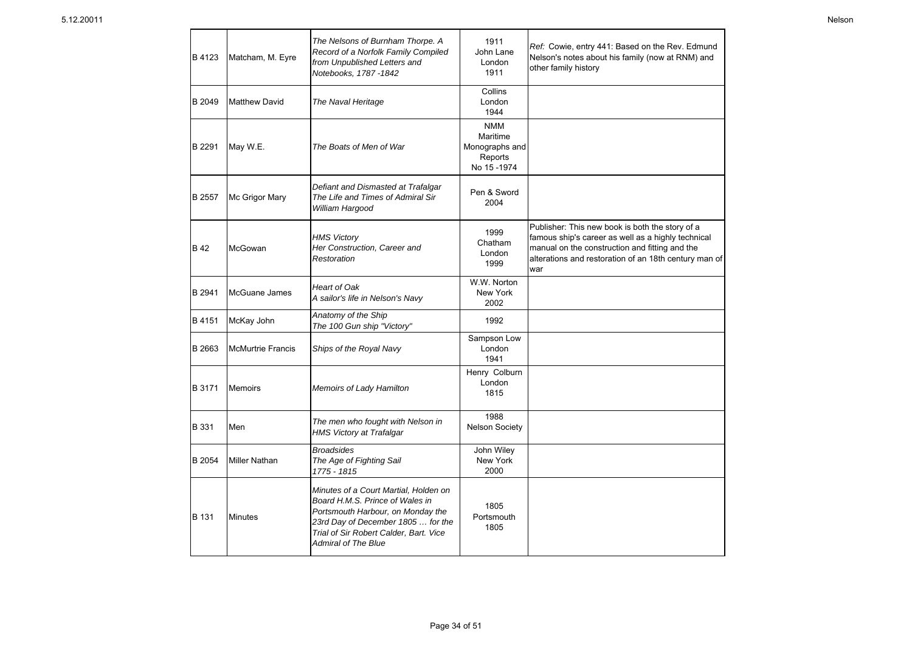| | | | | |
|---|---|---|---|---|
| B 4123 | Matcham, M. Eyre | *The Nelsons of Burnham Thorpe. A Record of a Norfolk Family Compiled from Unpublished Letters and Notebooks, 1787 -1842* | 1911 John Lane London 1911 | *Ref:* Cowie, entry 441: Based on the Rev. Edmund Nelson's notes about his family (now at RNM) and other family history |
| B 2049 | Matthew David | *The Naval Heritage* | Collins London 1944 | |
| B 2291 | May W.E. | *The Boats of Men of War* | NMM Maritime Monographs and Reports No 15 -1974 | |
| B 2557 | Mc Grigor Mary | *Defiant and Dismasted at Trafalgar The Life and Times of Admiral Sir William Hargood* | Pen & Sword 2004 | |
| B 42 | McGowan | *HMS Victory Her Construction, Career and Restoration* | 1999 Chatham London 1999 | Publisher: This new book is both the story of a famous ship's career as well as a highly technical manual on the construction and fitting and the alterations and restoration of an 18th century man of war |
| B 2941 | McGuane James | *Heart of Oak A sailor's life in Nelson's Navy* | W.W. Norton New York 2002 | |
| B 4151 | McKay John | *Anatomy of the Ship The 100 Gun ship "Victory"* | 1992 | |
| B 2663 | McMurtrie Francis | *Ships of the Royal Navy* | Sampson Low London 1941 | |
| B 3171 | Memoirs | *Memoirs of Lady Hamilton* | Henry Colburn London 1815 | |
| B 331 | Men | *The men who fought with Nelson in HMS Victory at Trafalgar* | 1988 Nelson Society | |
| B 2054 | Miller Nathan | *Broadsides The Age of Fighting Sail 1775 - 1815* | John Wiley New York 2000 | |
| B 131 | Minutes | *Minutes of a Court Martial, Holden on Board H.M.S. Prince of Wales in Portsmouth Harbour, on Monday the 23rd Day of December 1805 … for the Trial of Sir Robert Calder, Bart. Vice Admiral of The Blue* | 1805 Portsmouth 1805 | |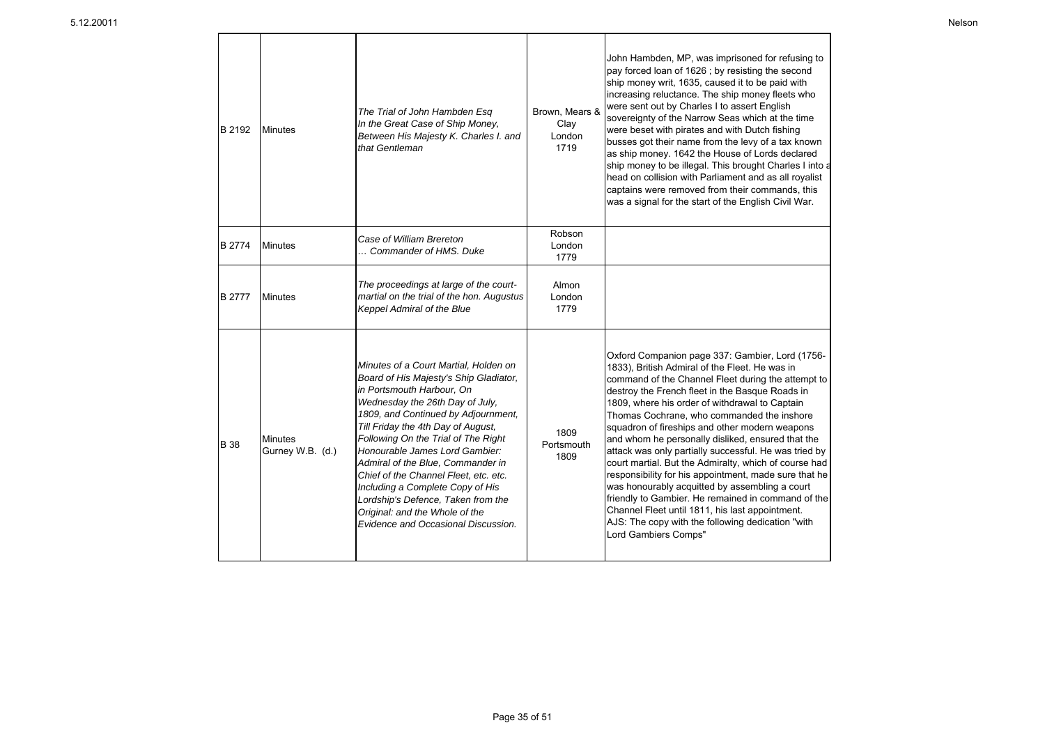| | | | | |
|---|---|---|---|---|
| B 2192 | Minutes | *The Trial of John Hambden Esq In the Great Case of Ship Money, Between His Majesty K. Charles I. and that Gentleman* | Brown, Mears & Clay London 1719 | John Hambden, MP, was imprisoned for refusing to pay forced loan of 1626 ; by resisting the second ship money writ, 1635, caused it to be paid with increasing reluctance. The ship money fleets who were sent out by Charles I to assert English sovereignty of the Narrow Seas which at the time were beset with pirates and with Dutch fishing busses got their name from the levy of a tax known as ship money. 1642 the House of Lords declared ship money to be illegal. This brought Charles I into a head on collision with Parliament and as all royalist captains were removed from their commands, this was a signal for the start of the English Civil War. |
| B 2774 | Minutes | *Case of William Brereton … Commander of HMS. Duke* | Robson London 1779 | |
| B 2777 | Minutes | *The proceedings at large of the court-martial on the trial of the hon. Augustus Keppel Admiral of the Blue* | Almon London 1779 | |
| B 38 | Minutes Gurney W.B. (d.) | *Minutes of a Court Martial, Holden on Board of His Majesty's Ship Gladiator, in Portsmouth Harbour, On Wednesday the 26th Day of July, 1809, and Continued by Adjournment, Till Friday the 4th Day of August, Following On the Trial of The Right Honourable James Lord Gambier: Admiral of the Blue, Commander in Chief of the Channel Fleet, etc. etc. Including a Complete Copy of His Lordship's Defence, Taken from the Original: and the Whole of the Evidence and Occasional Discussion.* | 1809 Portsmouth 1809 | Oxford Companion page 337: Gambier, Lord (1756-1833), British Admiral of the Fleet. He was in command of the Channel Fleet during the attempt to destroy the French fleet in the Basque Roads in 1809, where his order of withdrawal to Captain Thomas Cochrane, who commanded the inshore squadron of fireships and other modern weapons and whom he personally disliked, ensured that the attack was only partially successful. He was tried by court martial. But the Admiralty, which of course had responsibility for his appointment, made sure that he was honourably acquitted by assembling a court friendly to Gambier. He remained in command of the Channel Fleet until 1811, his last appointment. AJS: The copy with the following dedication "with Lord Gambiers Comps" |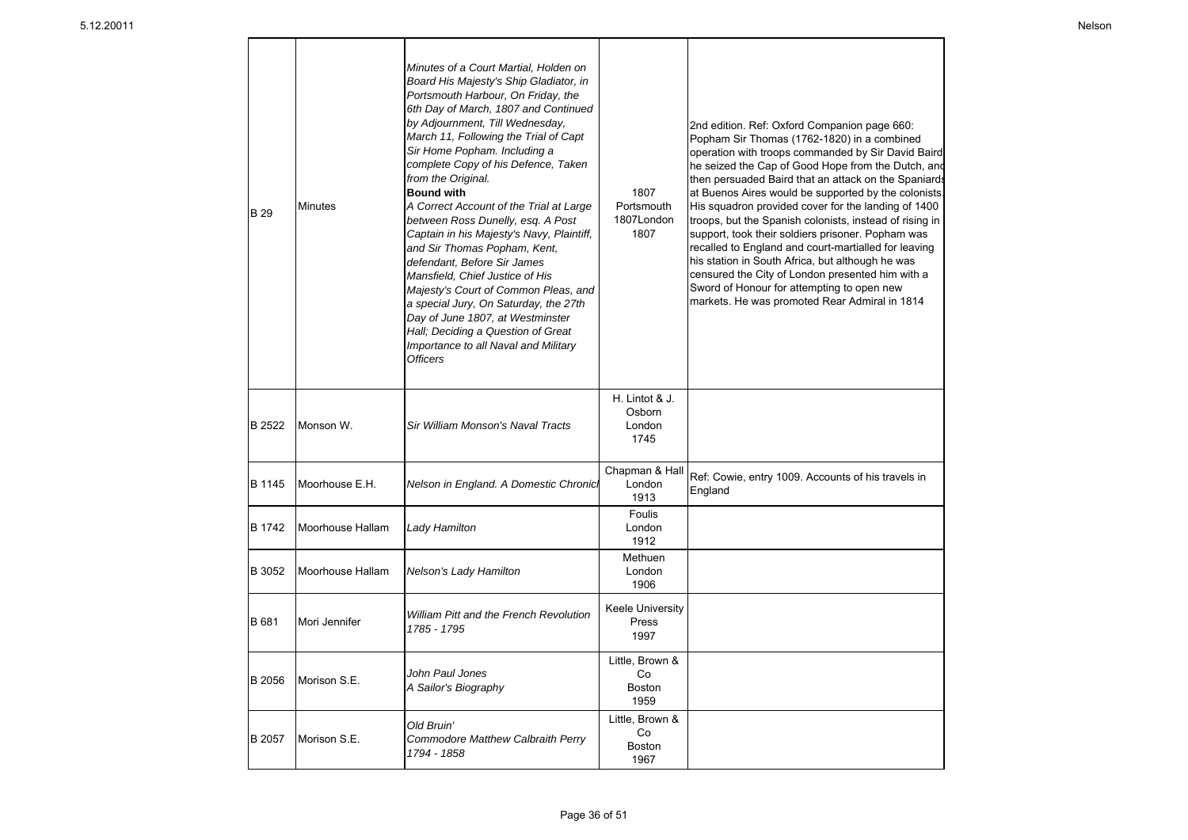| | | | | |
|---|---|---|---|---|
| B 29 | Minutes | *Minutes of a Court Martial, Holden on Board His Majesty's Ship Gladiator, in Portsmouth Harbour, On Friday, the 6th Day of March, 1807 and Continued by Adjournment, Till Wednesday, March 11, Following the Trial of Capt Sir Home Popham. Including a complete Copy of his Defence, Taken from the Original.* **Bound with** *A Correct Account of the Trial at Large between Ross Dunelly, esq. A Post Captain in his Majesty's Navy, Plaintiff, and Sir Thomas Popham, Kent, defendant, Before Sir James Mansfield, Chief Justice of His Majesty's Court of Common Pleas, and a special Jury, On Saturday, the 27th Day of June 1807, at Westminster Hall; Deciding a Question of Great Importance to all Naval and Military Officers* | 1807 Portsmouth 1807London 1807 | 2nd edition. Ref: Oxford Companion page 660: Popham Sir Thomas (1762-1820) in a combined operation with troops commanded by Sir David Baird he seized the Cap of Good Hope from the Dutch, and then persuaded Baird that an attack on the Spaniards at Buenos Aires would be supported by the colonists. His squadron provided cover for the landing of 1400 troops, but the Spanish colonists, instead of rising in support, took their soldiers prisoner. Popham was recalled to England and court-martialled for leaving his station in South Africa, but although he was censured the City of London presented him with a Sword of Honour for attempting to open new markets. He was promoted Rear Admiral in 1814 |
| B 2522 | Monson W. | *Sir William Monson's Naval Tracts* | H. Lintot & J. Osborn London 1745 | |
| B 1145 | Moorhouse E.H. | *Nelson in England. A Domestic Chronicl* | Chapman & Hall London 1913 | Ref: Cowie, entry 1009. Accounts of his travels in England |
| B 1742 | Moorhouse Hallam | *Lady Hamilton* | Foulis London 1912 | |
| B 3052 | Moorhouse Hallam | *Nelson's Lady Hamilton* | Methuen London 1906 | |
| B 681 | Mori Jennifer | *William Pitt and the French Revolution 1785 - 1795* | Keele University Press 1997 | |
| B 2056 | Morison S.E. | *John Paul Jones A Sailor's Biography* | Little, Brown & Co Boston 1959 | |
| B 2057 | Morison S.E. | *Old Bruin' Commodore Matthew Calbraith Perry 1794 - 1858* | Little, Brown & Co Boston 1967 | |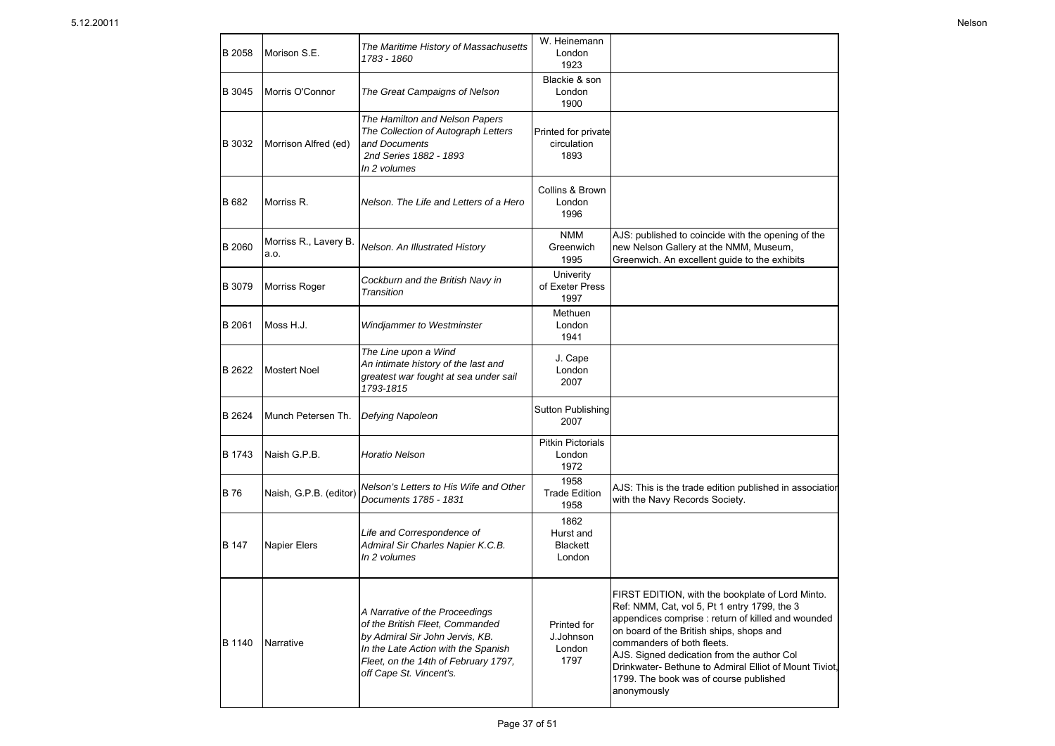| | | | | |
|---|---|---|---|---|
| B 2058 | Morison S.E. | *The Maritime History of Massachusetts 1783 - 1860* | W. Heinemann London 1923 | |
| B 3045 | Morris O'Connor | *The Great Campaigns of Nelson* | Blackie & son London 1900 | |
| B 3032 | Morrison Alfred (ed) | *The Hamilton and Nelson Papers The Collection of Autograph Letters and Documents 2nd Series 1882 - 1893 In 2 volumes* | Printed for private circulation 1893 | |
| B 682 | Morriss R. | *Nelson. The Life and Letters of a Hero* | Collins & Brown London 1996 | |
| B 2060 | Morriss R., Lavery B. a.o. | *Nelson. An Illustrated History* | NMM Greenwich 1995 | AJS: published to coincide with the opening of the new Nelson Gallery at the NMM, Museum, Greenwich. An excellent guide to the exhibits |
| B 3079 | Morriss Roger | *Cockburn and the British Navy in Transition* | Univerity of Exeter Press 1997 | |
| B 2061 | Moss H.J. | *Windjammer to Westminster* | Methuen London 1941 | |
| B 2622 | Mostert Noel | *The Line upon a Wind An intimate history of the last and greatest war fought at sea under sail 1793-1815* | J. Cape London 2007 | |
| B 2624 | Munch Petersen Th. | *Defying Napoleon* | Sutton Publishing 2007 | |
| B 1743 | Naish G.P.B. | *Horatio Nelson* | Pitkin Pictorials London 1972 | |
| B 76 | Naish, G.P.B. (editor) | *Nelson's Letters to His Wife and Other Documents 1785 - 1831* | 1958 Trade Edition 1958 | AJS: This is the trade edition published in association with the Navy Records Society. |
| B 147 | Napier Elers | *Life and Correspondence of Admiral Sir Charles Napier K.C.B. In 2 volumes* | 1862 Hurst and Blackett London | |
| B 1140 | Narrative | *A Narrative of the Proceedings of the British Fleet, Commanded by Admiral Sir John Jervis, KB. In the Late Action with the Spanish Fleet, on the 14th of February 1797, off Cape St. Vincent's.* | Printed for J.Johnson London 1797 | FIRST EDITION, with the bookplate of Lord Minto. Ref: NMM, Cat, vol 5, Pt 1 entry 1799, the 3 appendices comprise : return of killed and wounded on board of the British ships, shops and commanders of both fleets. AJS. Signed dedication from the author Col Drinkwater- Bethune to Admiral Elliot of Mount Tiviot, 1799. The book was of course published anonymously |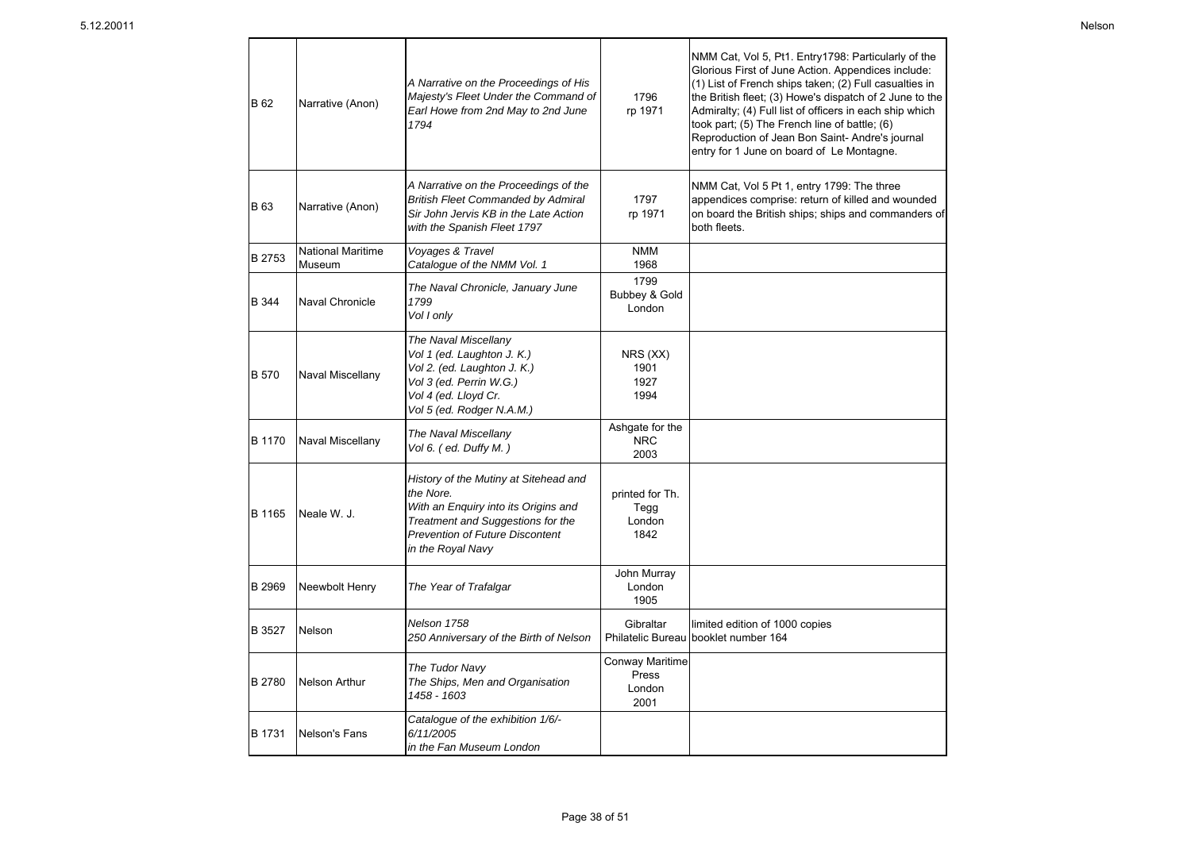| | | | | |
|---|---|---|---|---|
| B 62 | Narrative (Anon) | *A Narrative on the Proceedings of His Majesty's Fleet Under the Command of Earl Howe from 2nd May to 2nd June 1794* | 1796<br>rp 1971 | NMM Cat, Vol 5, Pt1. Entry1798: Particularly of the Glorious First of June Action. Appendices include: (1) List of French ships taken; (2) Full casualties in the British fleet; (3) Howe's dispatch of 2 June to the Admiralty; (4) Full list of officers in each ship which took part; (5) The French line of battle; (6) Reproduction of Jean Bon Saint- Andre's journal entry for 1 June on board of Le Montagne. |
| B 63 | Narrative (Anon) | *A Narrative on the Proceedings of the British Fleet Commanded by Admiral Sir John Jervis KB in the Late Action with the Spanish Fleet 1797* | 1797<br>rp 1971 | NMM Cat, Vol 5 Pt 1, entry 1799: The three appendices comprise: return of killed and wounded on board the British ships; ships and commanders of both fleets. |
| B 2753 | National Maritime Museum | *Voyages & Travel*<br>*Catalogue of the NMM Vol. 1* | NMM<br>1968 | |
| B 344 | Naval Chronicle | *The Naval Chronicle, January June 1799*<br>*Vol I only* | 1799<br>Bubbey & Gold<br>London | |
| B 570 | Naval Miscellany | *The Naval Miscellany*<br>*Vol 1 (ed. Laughton J. K.)*<br>*Vol 2. (ed. Laughton J. K.)*<br>*Vol 3 (ed. Perrin W.G.)*<br>*Vol 4 (ed. Lloyd Cr.*<br>*Vol 5 (ed. Rodger N.A.M.)* | NRS (XX)<br>1901<br>1927<br>1994 | |
| B 1170 | Naval Miscellany | *The Naval Miscellany*<br>*Vol 6. ( ed. Duffy M. )* | Ashgate for the NRC<br>2003 | |
| B 1165 | Neale W. J. | *History of the Mutiny at Sitehead and the Nore.*<br>*With an Enquiry into its Origins and Treatment and Suggestions for the Prevention of Future Discontent in the Royal Navy* | printed for Th. Tegg<br>London<br>1842 | |
| B 2969 | Neewbolt Henry | *The Year of Trafalgar* | John Murray<br>London<br>1905 | |
| B 3527 | Nelson | *Nelson 1758*<br>*250 Anniversary of the Birth of Nelson* | Gibraltar Philatelic Bureau | limited edition of 1000 copies<br>booklet number 164 |
| B 2780 | Nelson Arthur | *The Tudor Navy*<br>*The Ships, Men and Organisation 1458 - 1603* | Conway Maritime Press<br>London<br>2001 | |
| B 1731 | Nelson's Fans | *Catalogue of the exhibition 1/6/- 6/11/2005*<br>*in the Fan Museum London* | | |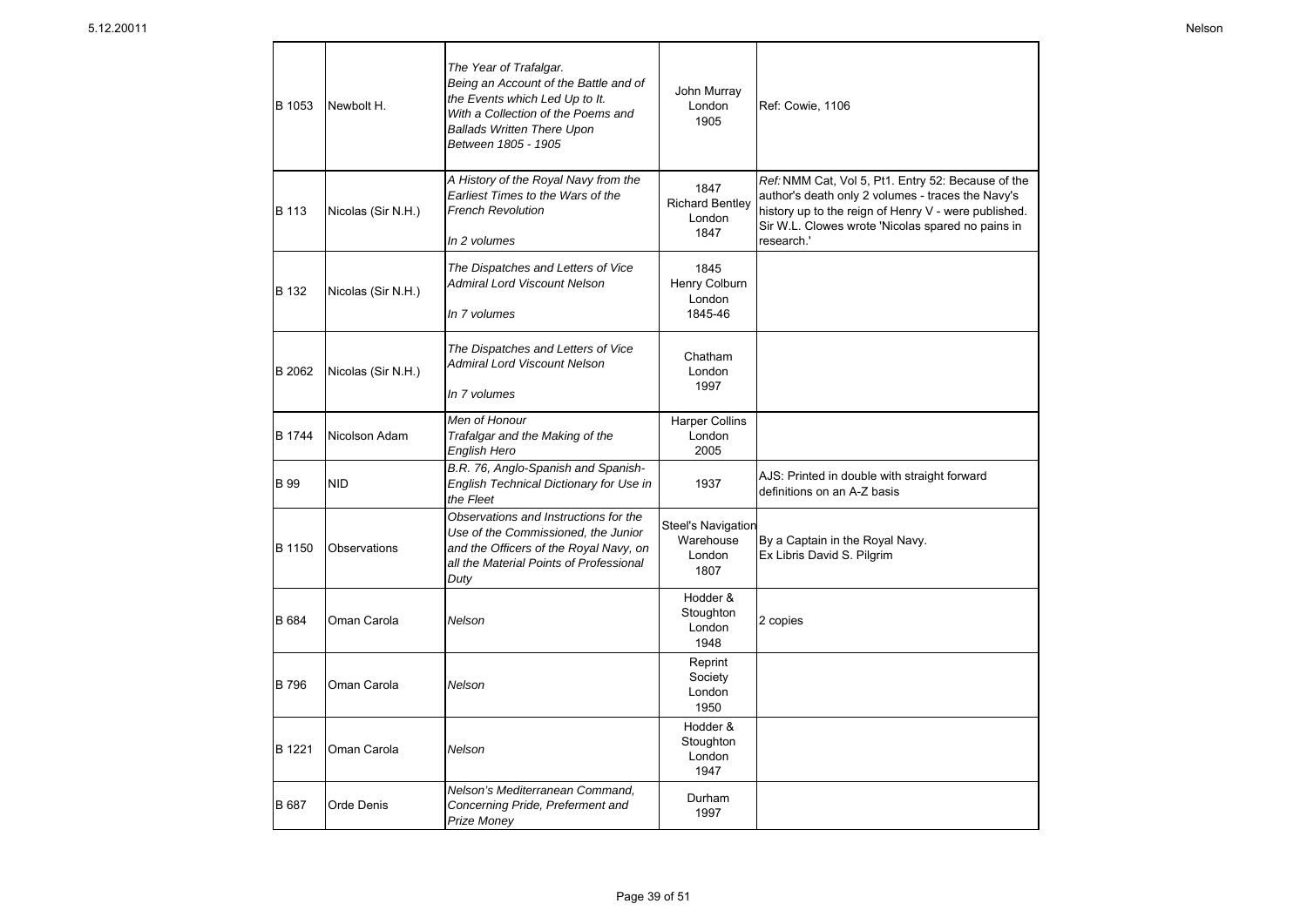| | | | | |
|---|---|---|---|---|
| B 1053 | Newbolt H. | *The Year of Trafalgar. Being an Account of the Battle and of the Events which Led Up to It. With a Collection of the Poems and Ballads Written There Upon Between 1805 - 1905* | John Murray London 1905 | Ref: Cowie, 1106 |
| B 113 | Nicolas (Sir N.H.) | *A History of the Royal Navy from the Earliest Times to the Wars of the French Revolution* *In 2 volumes* | 1847 Richard Bentley London 1847 | *Ref:* NMM Cat, Vol 5, Pt1. Entry 52: Because of the author's death only 2 volumes - traces the Navy's history up to the reign of Henry V - were published. Sir W.L. Clowes wrote 'Nicolas spared no pains in research.' |
| B 132 | Nicolas (Sir N.H.) | *The Dispatches and Letters of Vice Admiral Lord Viscount Nelson* *In 7 volumes* | 1845 Henry Colburn London 1845-46 | |
| B 2062 | Nicolas (Sir N.H.) | *The Dispatches and Letters of Vice Admiral Lord Viscount Nelson* *In 7 volumes* | Chatham London 1997 | |
| B 1744 | Nicolson Adam | *Men of Honour Trafalgar and the Making of the English Hero* | Harper Collins London 2005 | |
| B 99 | NID | *B.R. 76, Anglo-Spanish and Spanish-English Technical Dictionary for Use in the Fleet* | 1937 | AJS: Printed in double with straight forward definitions on an A-Z basis |
| B 1150 | Observations | *Observations and Instructions for the Use of the Commissioned, the Junior and the Officers of the Royal Navy, on all the Material Points of Professional Duty* | Steel's Navigation Warehouse London 1807 | By a Captain in the Royal Navy. Ex Libris David S. Pilgrim |
| B 684 | Oman Carola | *Nelson* | Hodder & Stoughton London 1948 | 2 copies |
| B 796 | Oman Carola | *Nelson* | Reprint Society London 1950 | |
| B 1221 | Oman Carola | *Nelson* | Hodder & Stoughton London 1947 | |
| B 687 | Orde Denis | *Nelson's Mediterranean Command, Concerning Pride, Preferment and Prize Money* | Durham 1997 | |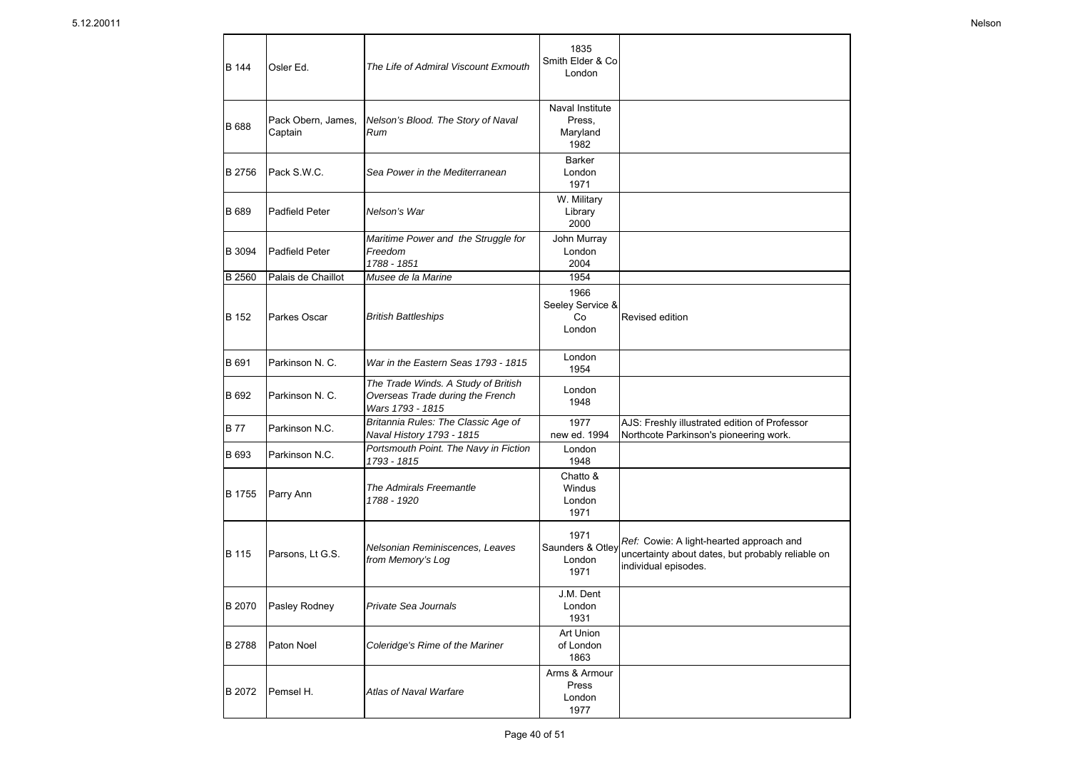| | | | | |
|---|---|---|---|---|
| B 144 | Osler Ed. | *The Life of Admiral Viscount Exmouth* | 1835 Smith Elder & Co London | |
| B 688 | Pack Obern, James, Captain | *Nelson's Blood. The Story of Naval Rum* | Naval Institute Press, Maryland 1982 | |
| B 2756 | Pack S.W.C. | *Sea Power in the Mediterranean* | Barker London 1971 | |
| B 689 | Padfield Peter | *Nelson's War* | W. Military Library 2000 | |
| B 3094 | Padfield Peter | *Maritime Power and the Struggle for Freedom 1788 - 1851* | John Murray London 2004 | |
| B 2560 | Palais de Chaillot | *Musee de la Marine* | 1954 | |
| B 152 | Parkes Oscar | *British Battleships* | 1966 Seeley Service & Co London | Revised edition |
| B 691 | Parkinson N. C. | *War in the Eastern Seas 1793 - 1815* | London 1954 | |
| B 692 | Parkinson N. C. | *The Trade Winds. A Study of British Overseas Trade during the French Wars 1793 - 1815* | London 1948 | |
| B 77 | Parkinson N.C. | *Britannia Rules: The Classic Age of Naval History 1793 - 1815* | 1977 new ed. 1994 | AJS: Freshly illustrated edition of Professor Northcote Parkinson's pioneering work. |
| B 693 | Parkinson N.C. | *Portsmouth Point. The Navy in Fiction 1793 - 1815* | London 1948 | |
| B 1755 | Parry Ann | *The Admirals Freemantle 1788 - 1920* | Chatto & Windus London 1971 | |
| B 115 | Parsons, Lt G.S. | *Nelsonian Reminiscences, Leaves from Memory's Log* | 1971 Saunders & Otley London 1971 | *Ref:* Cowie: A light-hearted approach and uncertainty about dates, but probably reliable on individual episodes. |
| B 2070 | Pasley Rodney | *Private Sea Journals* | J.M. Dent London 1931 | |
| B 2788 | Paton Noel | *Coleridge's Rime of the Mariner* | Art Union of London 1863 | |
| B 2072 | Pemsel H. | *Atlas of Naval Warfare* | Arms & Armour Press London 1977 | |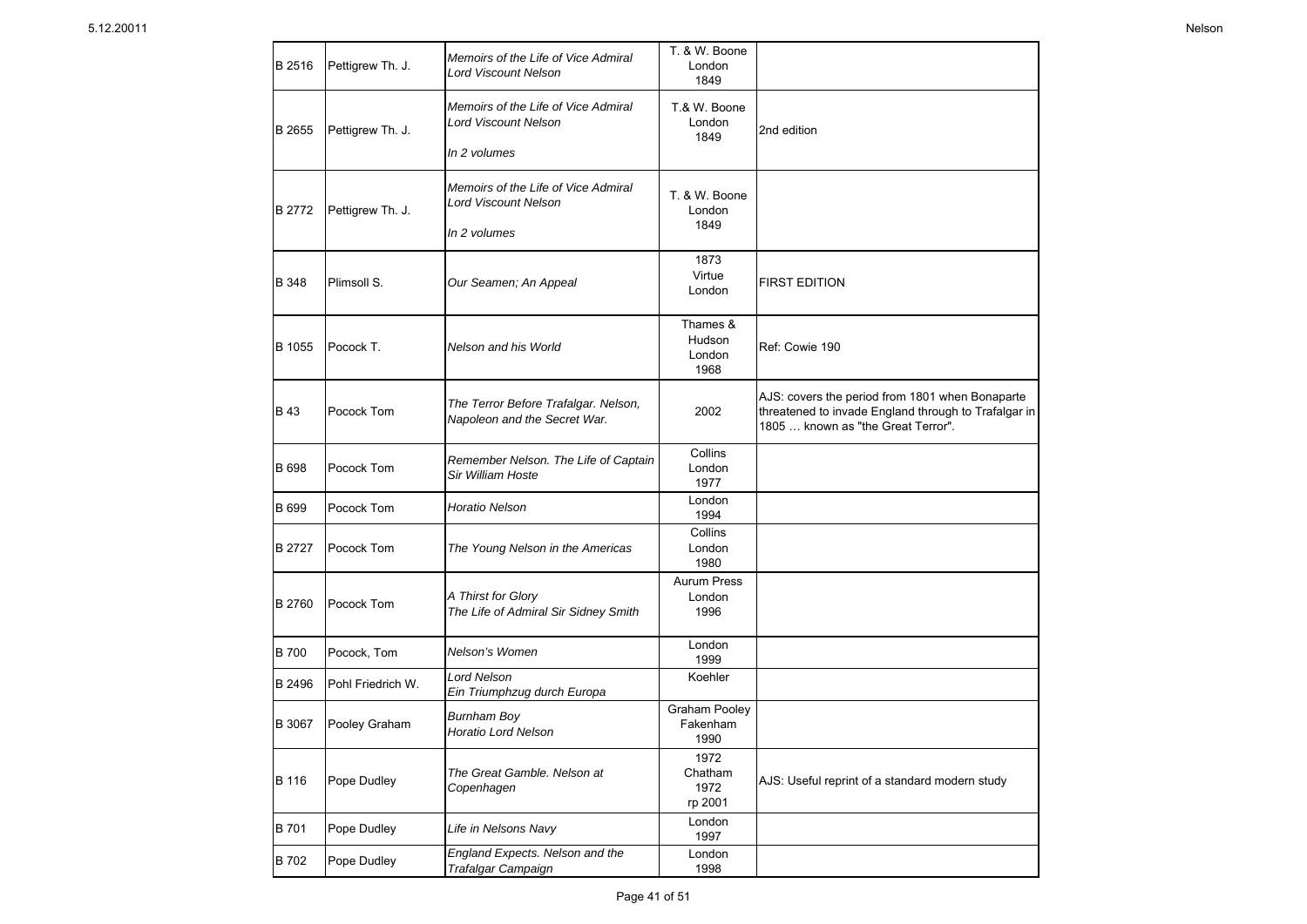| | | | | |
|---|---|---|---|---|
| B 2516 | Pettigrew Th. J. | *Memoirs of the Life of Vice Admiral Lord Viscount Nelson* | T. & W. Boone London 1849 | |
| B 2655 | Pettigrew Th. J. | *Memoirs of the Life of Vice Admiral Lord Viscount Nelson*<br>*In 2 volumes* | T.& W. Boone London 1849 | 2nd edition |
| B 2772 | Pettigrew Th. J. | *Memoirs of the Life of Vice Admiral Lord Viscount Nelson*<br>*In 2 volumes* | T. & W. Boone London 1849 | |
| B 348 | Plimsoll S. | *Our Seamen; An Appeal* | 1873 Virtue London | FIRST EDITION |
| B 1055 | Pocock T. | *Nelson and his World* | Thames & Hudson London 1968 | Ref: Cowie 190 |
| B 43 | Pocock Tom | *The Terror Before Trafalgar. Nelson, Napoleon and the Secret War.* | 2002 | AJS: covers the period from 1801 when Bonaparte threatened to invade England through to Trafalgar in 1805 … known as "the Great Terror". |
| B 698 | Pocock Tom | *Remember Nelson. The Life of Captain Sir William Hoste* | Collins London 1977 | |
| B 699 | Pocock Tom | *Horatio Nelson* | London 1994 | |
| B 2727 | Pocock Tom | *The Young Nelson in the Americas* | Collins London 1980 | |
| B 2760 | Pocock Tom | *A Thirst for Glory*<br>*The Life of Admiral Sir Sidney Smith* | Aurum Press London 1996 | |
| B 700 | Pocock, Tom | *Nelson's Women* | London 1999 | |
| B 2496 | Pohl Friedrich W. | *Lord Nelson*<br>*Ein Triumphzug durch Europa* | Koehler | |
| B 3067 | Pooley Graham | *Burnham Boy*<br>*Horatio Lord Nelson* | Graham Pooley Fakenham 1990 | |
| B 116 | Pope Dudley | *The Great Gamble. Nelson at Copenhagen* | 1972 Chatham 1972 rp 2001 | AJS: Useful reprint of a standard modern study |
| B 701 | Pope Dudley | *Life in Nelsons Navy* | London 1997 | |
| B 702 | Pope Dudley | *England Expects. Nelson and the Trafalgar Campaign* | London 1998 | |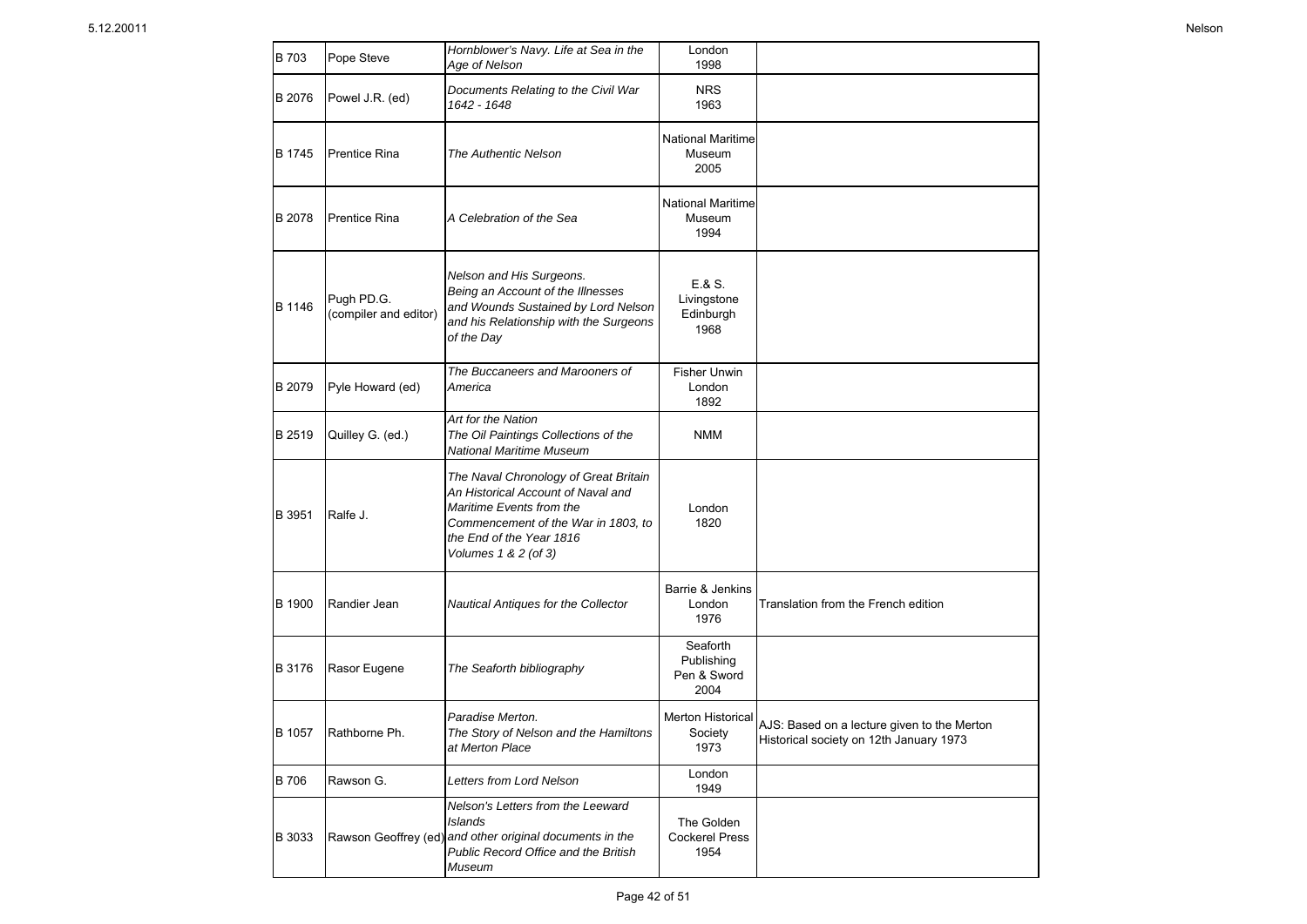| B 703 | Pope Steve | *Hornblower's Navy. Life at Sea in the Age of Nelson* | London 1998 | |
|---|---|---|---|---|
| B 2076 | Powel J.R. (ed) | *Documents Relating to the Civil War 1642 - 1648* | NRS 1963 | |
| B 1745 | Prentice Rina | *The Authentic Nelson* | National Maritime Museum 2005 | |
| B 2078 | Prentice Rina | *A Celebration of the Sea* | National Maritime Museum 1994 | |
| B 1146 | Pugh PD.G. (compiler and editor) | *Nelson and His Surgeons. Being an Account of the Illnesses and Wounds Sustained by Lord Nelson and his Relationship with the Surgeons of the Day* | E.& S. Livingstone Edinburgh 1968 | |
| B 2079 | Pyle Howard (ed) | *The Buccaneers and Marooners of America* | Fisher Unwin London 1892 | |
| B 2519 | Quilley G. (ed.) | *Art for the Nation The Oil Paintings Collections of the National Maritime Museum* | NMM | |
| B 3951 | Ralfe J. | *The Naval Chronology of Great Britain An Historical Account of Naval and Maritime Events from the Commencement of the War in 1803, to the End of the Year 1816 Volumes 1 & 2 (of 3)* | London 1820 | |
| B 1900 | Randier Jean | *Nautical Antiques for the Collector* | Barrie & Jenkins London 1976 | Translation from the French edition |
| B 3176 | Rasor Eugene | *The Seaforth bibliography* | Seaforth Publishing Pen & Sword 2004 | |
| B 1057 | Rathborne Ph. | *Paradise Merton. The Story of Nelson and the Hamiltons at Merton Place* | Merton Historical Society 1973 | AJS: Based on a lecture given to the Merton Historical society on 12th January 1973 |
| B 706 | Rawson G. | *Letters from Lord Nelson* | London 1949 | |
| B 3033 | Rawson Geoffrey (ed) | *Nelson's Letters from the Leeward Islands and other original documents in the Public Record Office and the British Museum* | The Golden Cockerel Press 1954 | |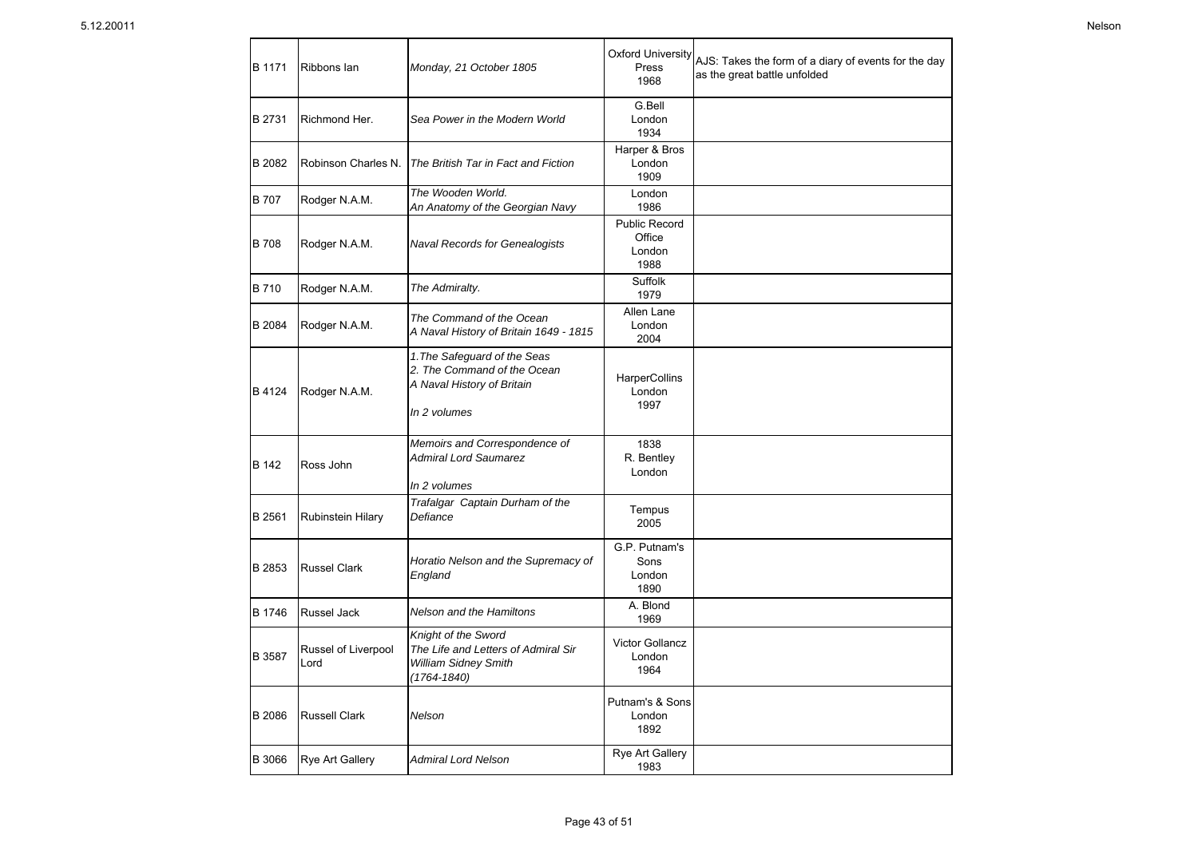| | | | | |
|---|---|---|---|---|
| B 1171 | Ribbons Ian | *Monday, 21 October 1805* | Oxford University Press 1968 | AJS: Takes the form of a diary of events for the day as the great battle unfolded |
| B 2731 | Richmond Her. | *Sea Power in the Modern World* | G.Bell London 1934 | |
| B 2082 | Robinson Charles N. | *The British Tar in Fact and Fiction* | Harper & Bros London 1909 | |
| B 707 | Rodger N.A.M. | *The Wooden World. An Anatomy of the Georgian Navy* | London 1986 | |
| B 708 | Rodger N.A.M. | *Naval Records for Genealogists* | Public Record Office London 1988 | |
| B 710 | Rodger N.A.M. | *The Admiralty.* | Suffolk 1979 | |
| B 2084 | Rodger N.A.M. | *The Command of the Ocean A Naval History of Britain 1649 - 1815* | Allen Lane London 2004 | |
| B 4124 | Rodger N.A.M. | *1.The Safeguard of the Seas 2. The Command of the Ocean A Naval History of Britain In 2 volumes* | HarperCollins London 1997 | |
| B 142 | Ross John | *Memoirs and Correspondence of Admiral Lord Saumarez In 2 volumes* | 1838 R. Bentley London | |
| B 2561 | Rubinstein Hilary | *Trafalgar Captain Durham of the Defiance* | Tempus 2005 | |
| B 2853 | Russel Clark | *Horatio Nelson and the Supremacy of England* | G.P. Putnam's Sons London 1890 | |
| B 1746 | Russel Jack | *Nelson and the Hamiltons* | A. Blond 1969 | |
| B 3587 | Russel of Liverpool Lord | *Knight of the Sword The Life and Letters of Admiral Sir William Sidney Smith (1764-1840)* | Victor Gollancz London 1964 | |
| B 2086 | Russell Clark | *Nelson* | Putnam's & Sons London 1892 | |
| B 3066 | Rye Art Gallery | *Admiral Lord Nelson* | Rye Art Gallery 1983 | |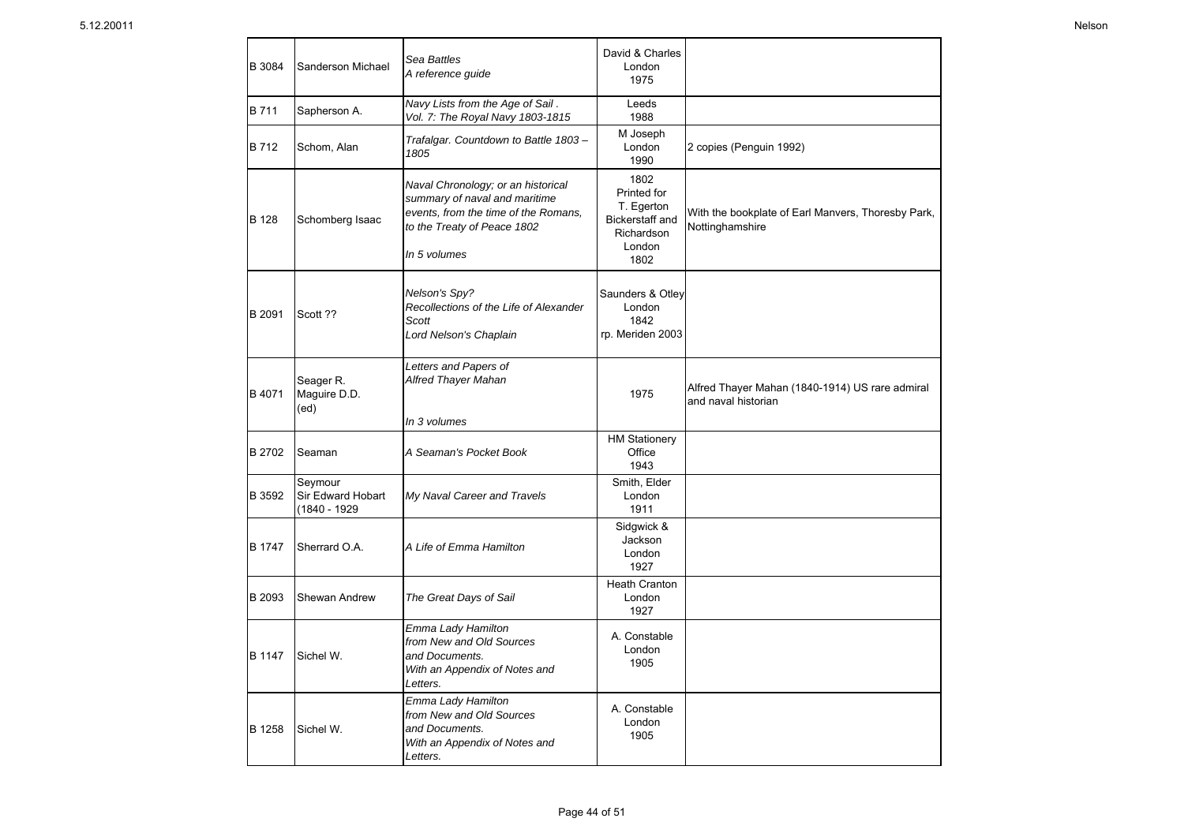| | | | | |
|---|---|---|---|---|
| B 3084 | Sanderson Michael | *Sea Battles*<br>*A reference guide* | David & Charles<br>London<br>1975 | |
| B 711 | Sapherson A. | *Navy Lists from the Age of Sail .*<br>*Vol. 7: The Royal Navy 1803-1815* | Leeds<br>1988 | |
| B 712 | Schom, Alan | *Trafalgar. Countdown to Battle 1803 – 1805* | M Joseph<br>London<br>1990 | 2 copies (Penguin 1992) |
| B 128 | Schomberg Isaac | *Naval Chronology; or an historical summary of naval and maritime events, from the time of the Romans, to the Treaty of Peace 1802*<br><br>*In 5 volumes* | 1802<br>Printed for<br>T. Egerton<br>Bickerstaff and<br>Richardson<br>London<br>1802 | With the bookplate of Earl Manvers, Thoresby Park, Nottinghamshire |
| B 2091 | Scott ?? | *Nelson's Spy?*<br>*Recollections of the Life of Alexander Scott*<br>*Lord Nelson's Chaplain* | Saunders & Otley<br>London<br>1842<br>rp. Meriden 2003 | |
| B 4071 | Seager R.<br>Maguire D.D.<br>(ed) | *Letters and Papers of*<br>*Alfred Thayer Mahan*<br><br>*In 3 volumes* | 1975 | Alfred Thayer Mahan (1840-1914) US rare admiral and naval historian |
| B 2702 | Seaman | *A Seaman's Pocket Book* | HM Stationery<br>Office<br>1943 | |
| B 3592 | Seymour<br>Sir Edward Hobart<br>(1840 - 1929 | *My Naval Career and Travels* | Smith, Elder<br>London<br>1911 | |
| B 1747 | Sherrard O.A. | *A Life of Emma Hamilton* | Sidgwick &<br>Jackson<br>London<br>1927 | |
| B 2093 | Shewan Andrew | *The Great Days of Sail* | Heath Cranton<br>London<br>1927 | |
| B 1147 | Sichel W. | *Emma Lady Hamilton*<br>*from New and Old Sources*<br>*and Documents.*<br>*With an Appendix of Notes and Letters.* | A. Constable<br>London<br>1905 | |
| B 1258 | Sichel W. | *Emma Lady Hamilton*<br>*from New and Old Sources*<br>*and Documents.*<br>*With an Appendix of Notes and Letters.* | A. Constable<br>London<br>1905 | |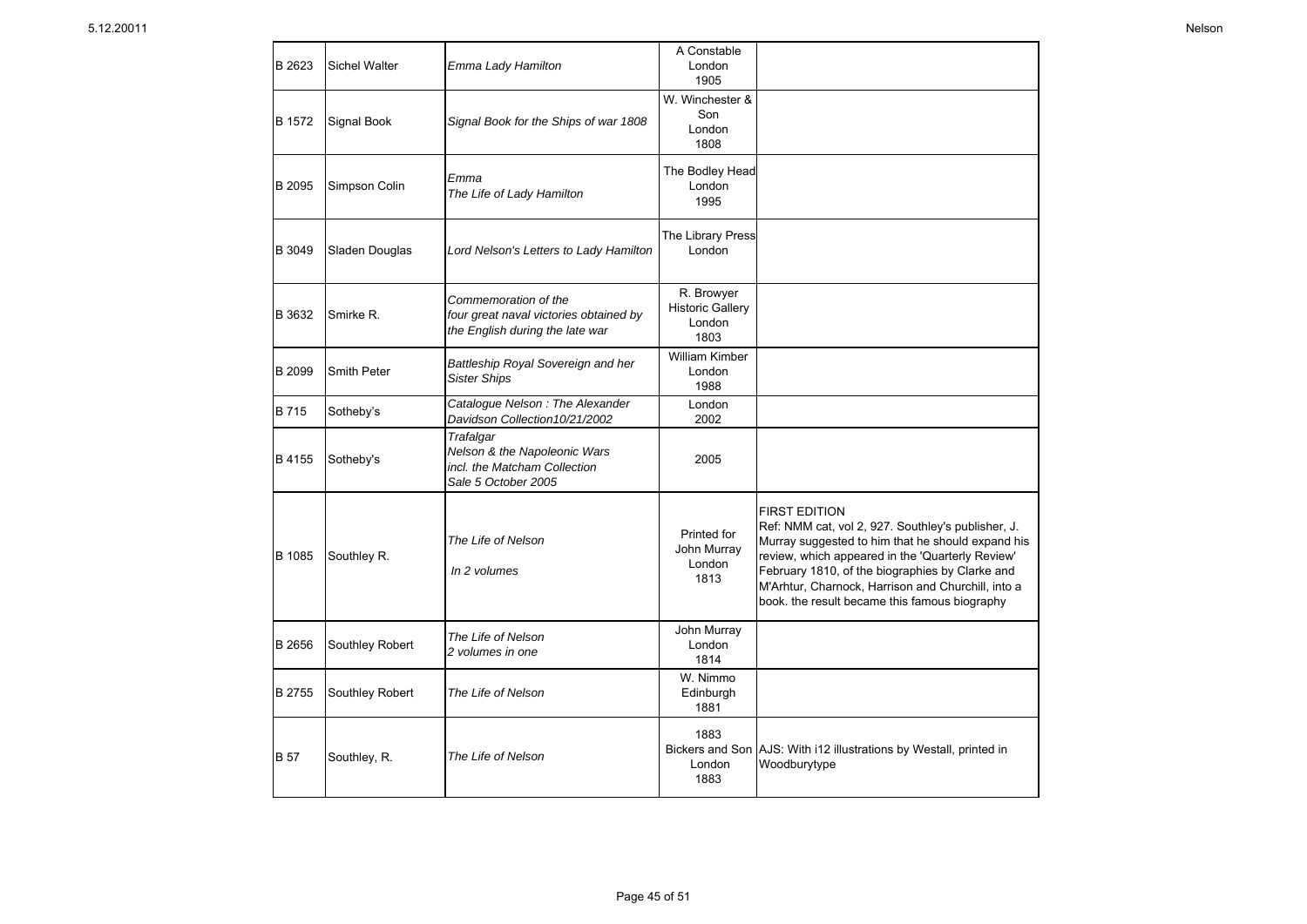| | | | | |
|---|---|---|---|---|
| B 2623 | Sichel Walter | *Emma Lady Hamilton* | A Constable<br>London<br>1905 | |
| B 1572 | Signal Book | *Signal Book for the Ships of war 1808* | W. Winchester & Son<br>London<br>1808 | |
| B 2095 | Simpson Colin | *Emma*<br>*The Life of Lady Hamilton* | The Bodley Head<br>London<br>1995 | |
| B 3049 | Sladen Douglas | *Lord Nelson's Letters to Lady Hamilton* | The Library Press<br>London | |
| B 3632 | Smirke R. | *Commemoration of the four great naval victories obtained by the English during the late war* | R. Browyer<br>Historic Gallery<br>London<br>1803 | |
| B 2099 | Smith Peter | *Battleship Royal Sovereign and her Sister Ships* | William Kimber<br>London<br>1988 | |
| B 715 | Sotheby's | *Catalogue Nelson : The Alexander Davidson Collection10/21/2002* | London<br>2002 | |
| B 4155 | Sotheby's | *Trafalgar*<br>*Nelson & the Napoleonic Wars*<br>*incl. the Matcham Collection*<br>*Sale 5 October 2005* | 2005 | |
| B 1085 | Southley R. | *The Life of Nelson*<br><br>*In 2 volumes* | Printed for<br>John Murray<br>London<br>1813 | FIRST EDITION<br>Ref: NMM cat, vol 2, 927. Southley's publisher, J. Murray suggested to him that he should expand his review, which appeared in the 'Quarterly Review' February 1810, of the biographies by Clarke and M'Arhtur, Charnock, Harrison and Churchill, into a book. the result became this famous biography |
| B 2656 | Southley Robert | *The Life of Nelson*<br>*2 volumes in one* | John Murray<br>London<br>1814 | |
| B 2755 | Southley Robert | *The Life of Nelson* | W. Nimmo<br>Edinburgh<br>1881 | |
| B 57 | Southley, R. | *The Life of Nelson* | 1883<br>Bickers and Son<br>London<br>1883 | AJS: With i12 illustrations by Westall, printed in Woodburytype |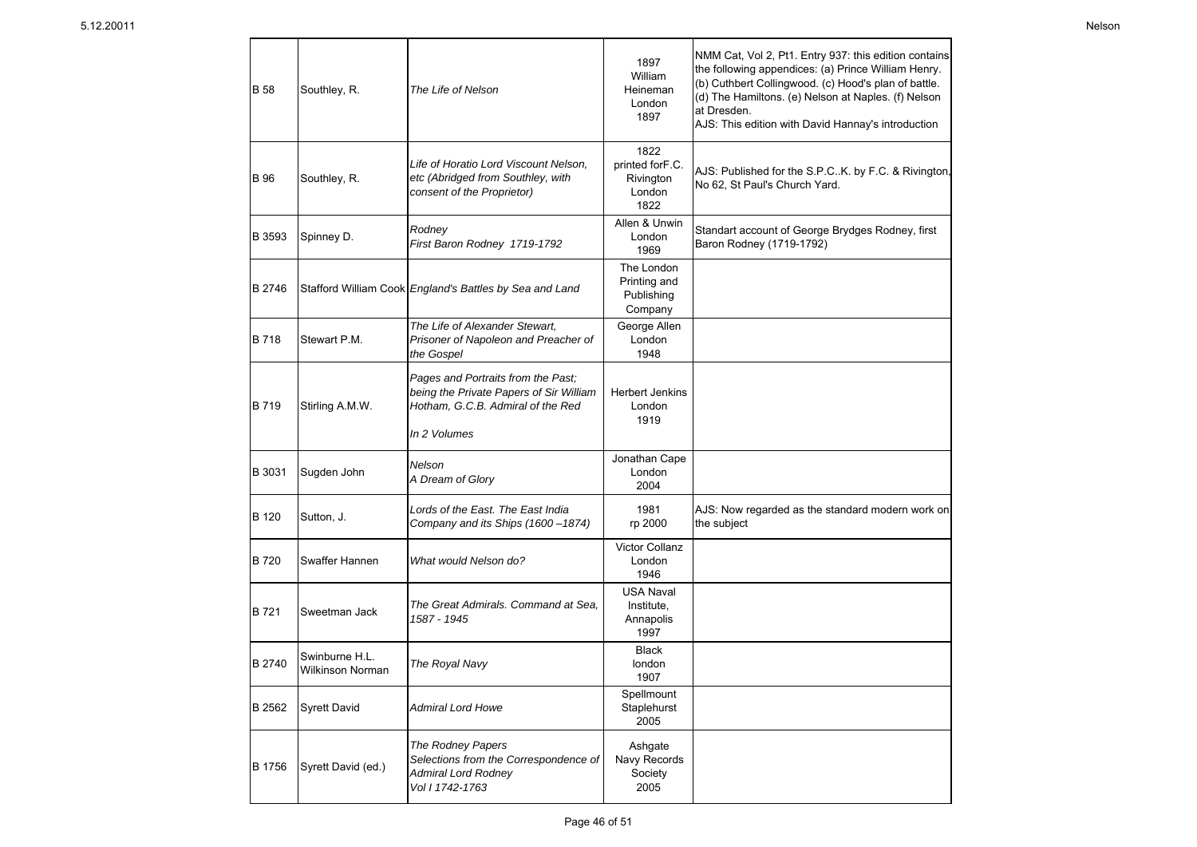| | | | | |
|---|---|---|---|---|
| B 58 | Southley, R. | *The Life of Nelson* | 1897 William Heineman London 1897 | NMM Cat, Vol 2, Pt1. Entry 937: this edition contains the following appendices: (a) Prince William Henry. (b) Cuthbert Collingwood. (c) Hood's plan of battle. (d) The Hamiltons. (e) Nelson at Naples. (f) Nelson at Dresden.<br>AJS: This edition with David Hannay's introduction |
| B 96 | Southley, R. | *Life of Horatio Lord Viscount Nelson, etc (Abridged from Southley, with consent of the Proprietor)* | 1822 printed forF.C. Rivington London 1822 | AJS: Published for the S.P.C..K. by F.C. & Rivington, No 62, St Paul's Church Yard. |
| B 3593 | Spinney D. | *Rodney*<br>*First Baron Rodney 1719-1792* | Allen & Unwin London 1969 | Standart account of George Brydges Rodney, first Baron Rodney (1719-1792) |
| B 2746 | Stafford William Cook | *England's Battles by Sea and Land* | The London Printing and Publishing Company | |
| B 718 | Stewart P.M. | *The Life of Alexander Stewart, Prisoner of Napoleon and Preacher of the Gospel* | George Allen London 1948 | |
| B 719 | Stirling A.M.W. | *Pages and Portraits from the Past; being the Private Papers of Sir William Hotham, G.C.B. Admiral of the Red*<br><br>*In 2 Volumes* | Herbert Jenkins London 1919 | |
| B 3031 | Sugden John | *Nelson*<br>*A Dream of Glory* | Jonathan Cape London 2004 | |
| B 120 | Sutton, J. | *Lords of the East. The East India Company and its Ships (1600 –1874)* | 1981 rp 2000 | AJS: Now regarded as the standard modern work on the subject |
| B 720 | Swaffer Hannen | *What would Nelson do?* | Victor Collanz London 1946 | |
| B 721 | Sweetman Jack | *The Great Admirals. Command at Sea, 1587 - 1945* | USA Naval Institute, Annapolis 1997 | |
| B 2740 | Swinburne H.L.<br>Wilkinson Norman | *The Royal Navy* | Black london 1907 | |
| B 2562 | Syrett David | *Admiral Lord Howe* | Spellmount Staplehurst 2005 | |
| B 1756 | Syrett David (ed.) | *The Rodney Papers*<br>*Selections from the Correspondence of Admiral Lord Rodney*<br>*Vol I 1742-1763* | Ashgate Navy Records Society 2005 | |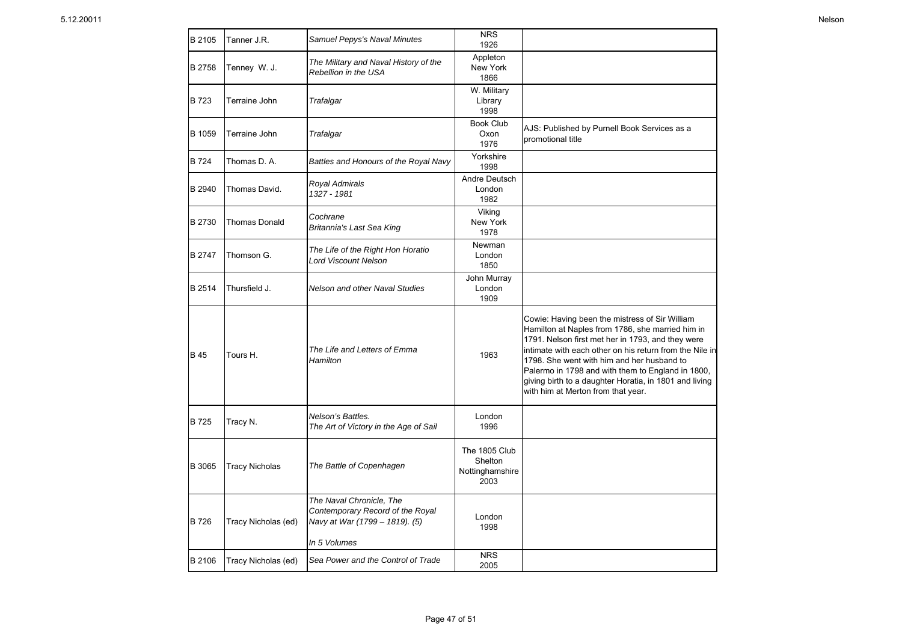| | | | | |
|---|---|---|---|---|
| B 2105 | Tanner J.R. | *Samuel Pepys's Naval Minutes* | NRS 1926 | |
| B 2758 | Tenney W. J. | *The Military and Naval History of the Rebellion in the USA* | Appleton New York 1866 | |
| B 723 | Terraine John | *Trafalgar* | W. Military Library 1998 | |
| B 1059 | Terraine John | *Trafalgar* | Book Club Oxon 1976 | AJS: Published by Purnell Book Services as a promotional title |
| B 724 | Thomas D. A. | *Battles and Honours of the Royal Navy* | Yorkshire 1998 | |
| B 2940 | Thomas David. | *Royal Admirals 1327 - 1981* | Andre Deutsch London 1982 | |
| B 2730 | Thomas Donald | *Cochrane Britannia's Last Sea King* | Viking New York 1978 | |
| B 2747 | Thomson G. | *The Life of the Right Hon Horatio Lord Viscount Nelson* | Newman London 1850 | |
| B 2514 | Thursfield J. | *Nelson and other Naval Studies* | John Murray London 1909 | |
| B 45 | Tours H. | *The Life and Letters of Emma Hamilton* | 1963 | Cowie: Having been the mistress of Sir William Hamilton at Naples from 1786, she married him in 1791. Nelson first met her in 1793, and they were intimate with each other on his return from the Nile in 1798. She went with him and her husband to Palermo in 1798 and with them to England in 1800, giving birth to a daughter Horatia, in 1801 and living with him at Merton from that year. |
| B 725 | Tracy N. | *Nelson's Battles. The Art of Victory in the Age of Sail* | London 1996 | |
| B 3065 | Tracy Nicholas | *The Battle of Copenhagen* | The 1805 Club Shelton Nottinghamshire 2003 | |
| B 726 | Tracy Nicholas (ed) | *The Naval Chronicle, The Contemporary Record of the Royal Navy at War (1799 – 1819). (5)* *In 5 Volumes* | London 1998 | |
| B 2106 | Tracy Nicholas (ed) | *Sea Power and the Control of Trade* | NRS 2005 | |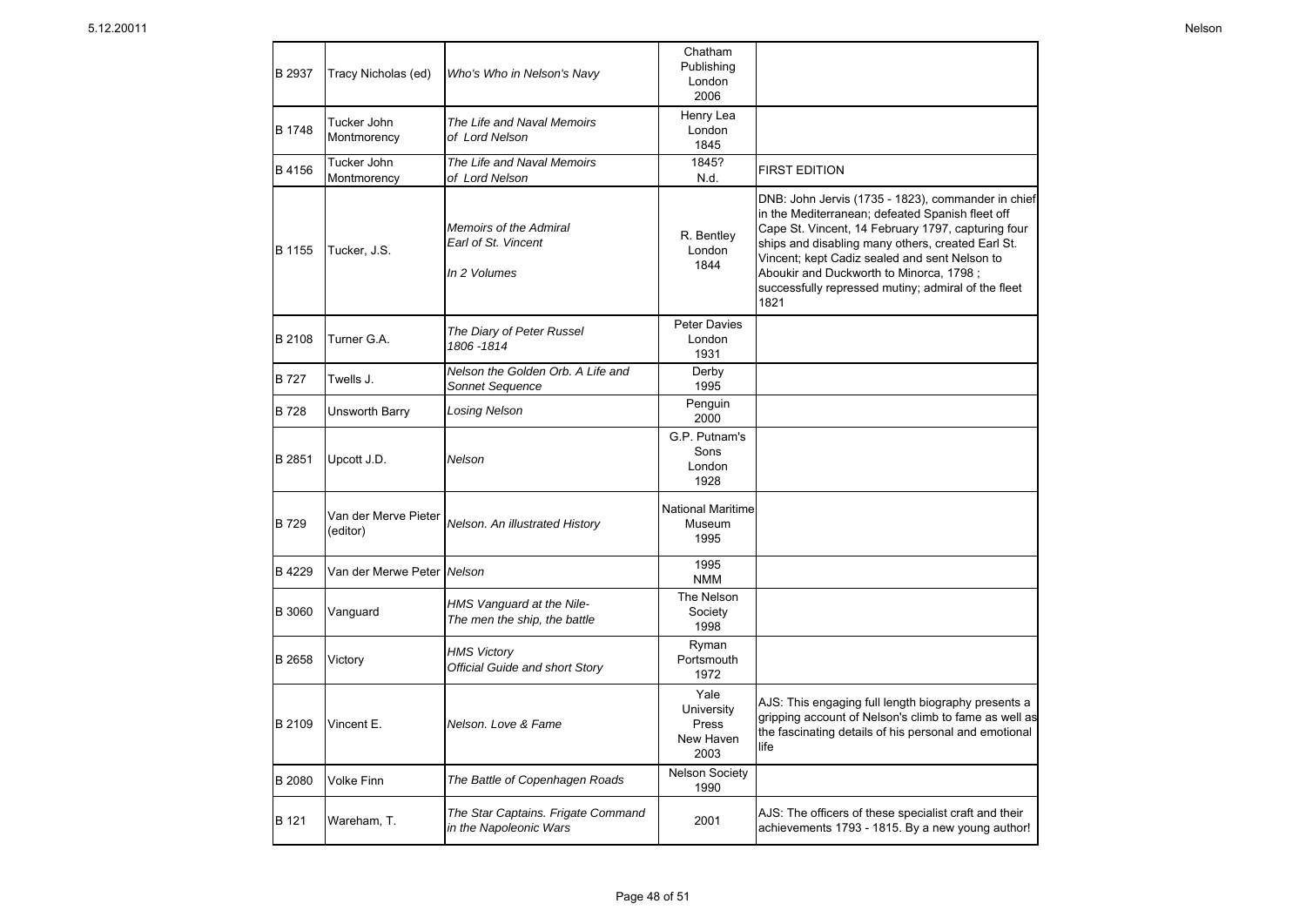| B 2937 | Tracy Nicholas (ed) | *Who's Who in Nelson's Navy* | Chatham Publishing London 2006 | |
|---|---|---|---|---|
| B 1748 | Tucker John Montmorency | *The Life and Naval Memoirs of Lord Nelson* | Henry Lea London 1845 | |
| B 4156 | Tucker John Montmorency | *The Life and Naval Memoirs of Lord Nelson* | 1845? N.d. | FIRST EDITION |
| B 1155 | Tucker, J.S. | *Memoirs of the Admiral Earl of St. Vincent* *In 2 Volumes* | R. Bentley London 1844 | DNB: John Jervis (1735 - 1823), commander in chief in the Mediterranean; defeated Spanish fleet off Cape St. Vincent, 14 February 1797, capturing four ships and disabling many others, created Earl St. Vincent; kept Cadiz sealed and sent Nelson to Aboukir and Duckworth to Minorca, 1798 ; successfully repressed mutiny; admiral of the fleet 1821 |
| B 2108 | Turner G.A. | *The Diary of Peter Russel 1806 -1814* | Peter Davies London 1931 | |
| B 727 | Twells J. | *Nelson the Golden Orb. A Life and Sonnet Sequence* | Derby 1995 | |
| B 728 | Unsworth Barry | *Losing Nelson* | Penguin 2000 | |
| B 2851 | Upcott J.D. | *Nelson* | G.P. Putnam's Sons London 1928 | |
| B 729 | Van der Merve Pieter (editor) | *Nelson. An illustrated History* | National Maritime Museum 1995 | |
| B 4229 | Van der Merwe Peter | *Nelson* | 1995 NMM | |
| B 3060 | Vanguard | *HMS Vanguard at the Nile- The men the ship, the battle* | The Nelson Society 1998 | |
| B 2658 | Victory | *HMS Victory Official Guide and short Story* | Ryman Portsmouth 1972 | |
| B 2109 | Vincent E. | *Nelson. Love & Fame* | Yale University Press New Haven 2003 | AJS: This engaging full length biography presents a gripping account of Nelson's climb to fame as well as the fascinating details of his personal and emotional life |
| B 2080 | Volke Finn | *The Battle of Copenhagen Roads* | Nelson Society 1990 | |
| B 121 | Wareham, T. | *The Star Captains. Frigate Command in the Napoleonic Wars* | 2001 | AJS: The officers of these specialist craft and their achievements 1793 - 1815. By a new young author! |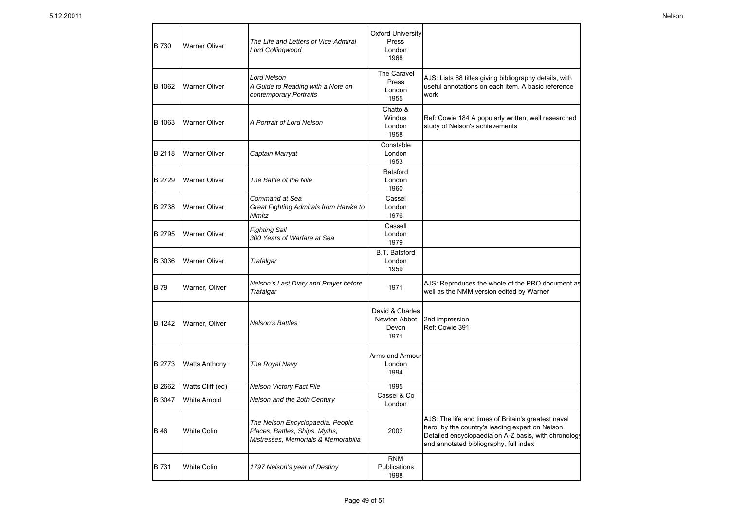| | | | | |
|---|---|---|---|---|
| B 730 | Warner Oliver | *The Life and Letters of Vice-Admiral Lord Collingwood* | Oxford University Press London 1968 | |
| B 1062 | Warner Oliver | *Lord Nelson A Guide to Reading with a Note on contemporary Portraits* | The Caravel Press London 1955 | AJS: Lists 68 titles giving bibliography details, with useful annotations on each item. A basic reference work |
| B 1063 | Warner Oliver | *A Portrait of Lord Nelson* | Chatto & Windus London 1958 | Ref: Cowie 184 A popularly written, well researched study of Nelson's achievements |
| B 2118 | Warner Oliver | *Captain Marryat* | Constable London 1953 | |
| B 2729 | Warner Oliver | *The Battle of the Nile* | Batsford London 1960 | |
| B 2738 | Warner Oliver | *Command at Sea Great Fighting Admirals from Hawke to Nimitz* | Cassel London 1976 | |
| B 2795 | Warner Oliver | *Fighting Sail 300 Years of Warfare at Sea* | Cassell London 1979 | |
| B 3036 | Warner Oliver | *Trafalgar* | B.T. Batsford London 1959 | |
| B 79 | Warner, Oliver | *Nelson's Last Diary and Prayer before Trafalgar* | 1971 | AJS: Reproduces the whole of the PRO document as well as the NMM version edited by Warner |
| B 1242 | Warner, Oliver | *Nelson's Battles* | David & Charles Newton Abbot Devon 1971 | 2nd impression Ref: Cowie 391 |
| B 2773 | Watts Anthony | *The Royal Navy* | Arms and Armour London 1994 | |
| B 2662 | Watts Cliff (ed) | *Nelson Victory Fact File* | 1995 | |
| B 3047 | White Arnold | *Nelson and the 2oth Century* | Cassel & Co London | |
| B 46 | White Colin | *The Nelson Encyclopaedia. People Places, Battles, Ships, Myths, Mistresses, Memorials & Memorabilia* | 2002 | AJS: The life and times of Britain's greatest naval hero, by the country's leading expert on Nelson. Detailed encyclopaedia on A-Z basis, with chronology and annotated bibliography, full index |
| B 731 | White Colin | *1797 Nelson's year of Destiny* | RNM Publications 1998 | |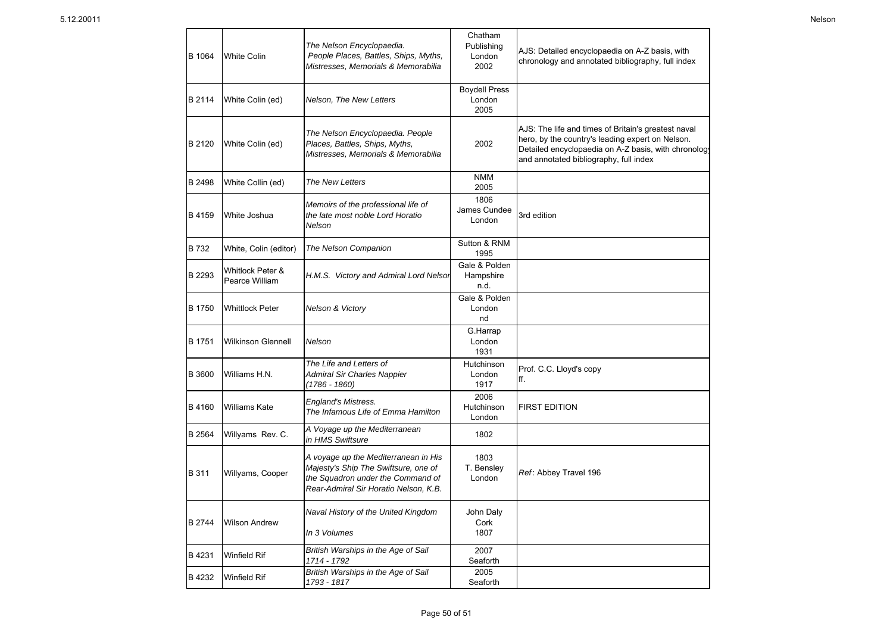| | | | | |
|---|---|---|---|---|
| B 1064 | White Colin | *The Nelson Encyclopaedia. People Places, Battles, Ships, Myths, Mistresses, Memorials & Memorabilia* | Chatham Publishing London 2002 | AJS: Detailed encyclopaedia on A-Z basis, with chronology and annotated bibliography, full index |
| B 2114 | White Colin (ed) | *Nelson, The New Letters* | Boydell Press London 2005 | |
| B 2120 | White Colin (ed) | *The Nelson Encyclopaedia. People Places, Battles, Ships, Myths, Mistresses, Memorials & Memorabilia* | 2002 | AJS: The life and times of Britain's greatest naval hero, by the country's leading expert on Nelson. Detailed encyclopaedia on A-Z basis, with chronology and annotated bibliography, full index |
| B 2498 | White Collin (ed) | *The New Letters* | NMM 2005 | |
| B 4159 | White Joshua | *Memoirs of the professional life of the late most noble Lord Horatio Nelson* | 1806 James Cundee London | 3rd edition |
| B 732 | White, Colin (editor) | *The Nelson Companion* | Sutton & RNM 1995 | |
| B 2293 | Whitlock Peter & Pearce William | *H.M.S. Victory and Admiral Lord Nelson* | Gale & Polden Hampshire n.d. | |
| B 1750 | Whittlock Peter | *Nelson & Victory* | Gale & Polden London nd | |
| B 1751 | Wilkinson Glennell | *Nelson* | G.Harrap London 1931 | |
| B 3600 | Williams H.N. | *The Life and Letters of Admiral Sir Charles Nappier (1786 - 1860)* | Hutchinson London 1917 | Prof. C.C. Lloyd's copy ff. |
| B 4160 | Williams Kate | *England's Mistress. The Infamous Life of Emma Hamilton* | 2006 Hutchinson London | FIRST EDITION |
| B 2564 | Willyams Rev. C. | *A Voyage up the Mediterranean in HMS Swiftsure* | 1802 | |
| B 311 | Willyams, Cooper | *A voyage up the Mediterranean in His Majesty's Ship The Swiftsure, one of the Squadron under the Command of Rear-Admiral Sir Horatio Nelson, K.B.* | 1803 T. Bensley London | *Ref*: Abbey Travel 196 |
| B 2744 | Wilson Andrew | *Naval History of the United Kingdom In 3 Volumes* | John Daly Cork 1807 | |
| B 4231 | Winfield Rif | *British Warships in the Age of Sail 1714 - 1792* | 2007 Seaforth | |
| B 4232 | Winfield Rif | *British Warships in the Age of Sail 1793 - 1817* | 2005 Seaforth | |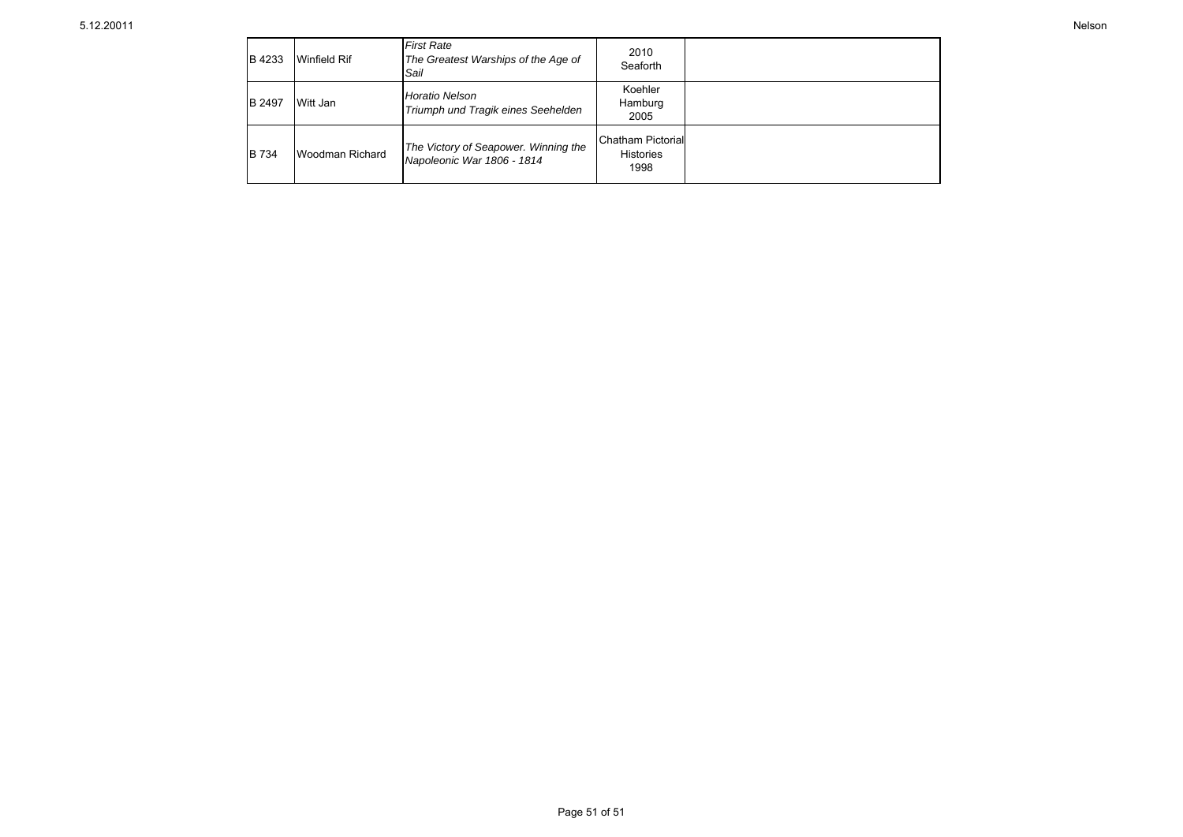| | | | | |
|---|---|---|---|---|
| B 4233 | Winfield Rif | *First Rate*<br>*The Greatest Warships of the Age of Sail* | 2010<br>Seaforth | |
| B 2497 | Witt Jan | *Horatio Nelson*<br>*Triumph und Tragik eines Seehelden* | Koehler<br>Hamburg<br>2005 | |
| B 734 | Woodman Richard | *The Victory of Seapower. Winning the Napoleonic War 1806 - 1814* | Chatham Pictorial Histories<br>1998 | |